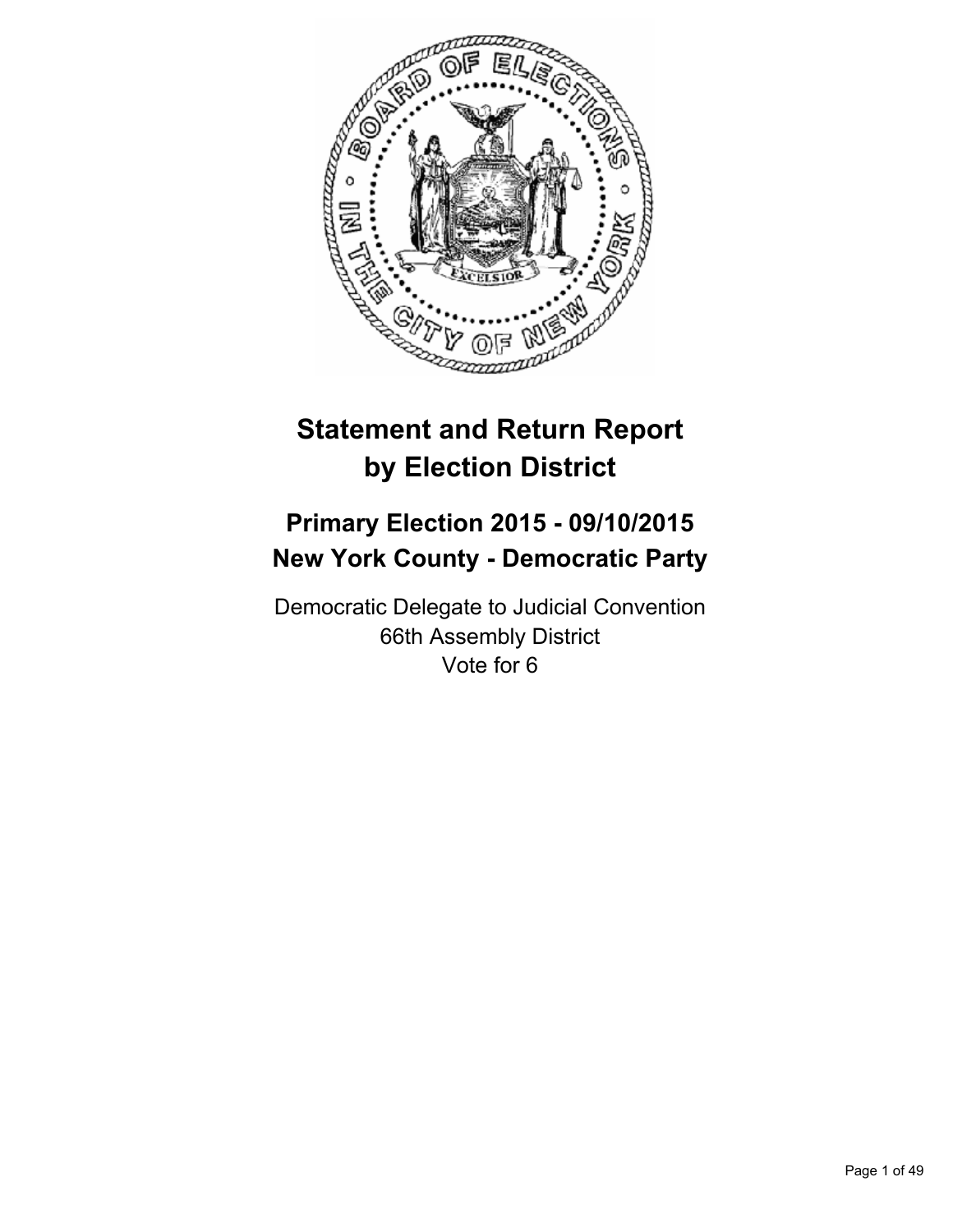# Statement and Return Report by Election District

## Primary Election 2015 - 09/10/2015
## New York County - Democratic Party

Democratic Delegate to Judicial Convention
66th Assembly District
Vote for 6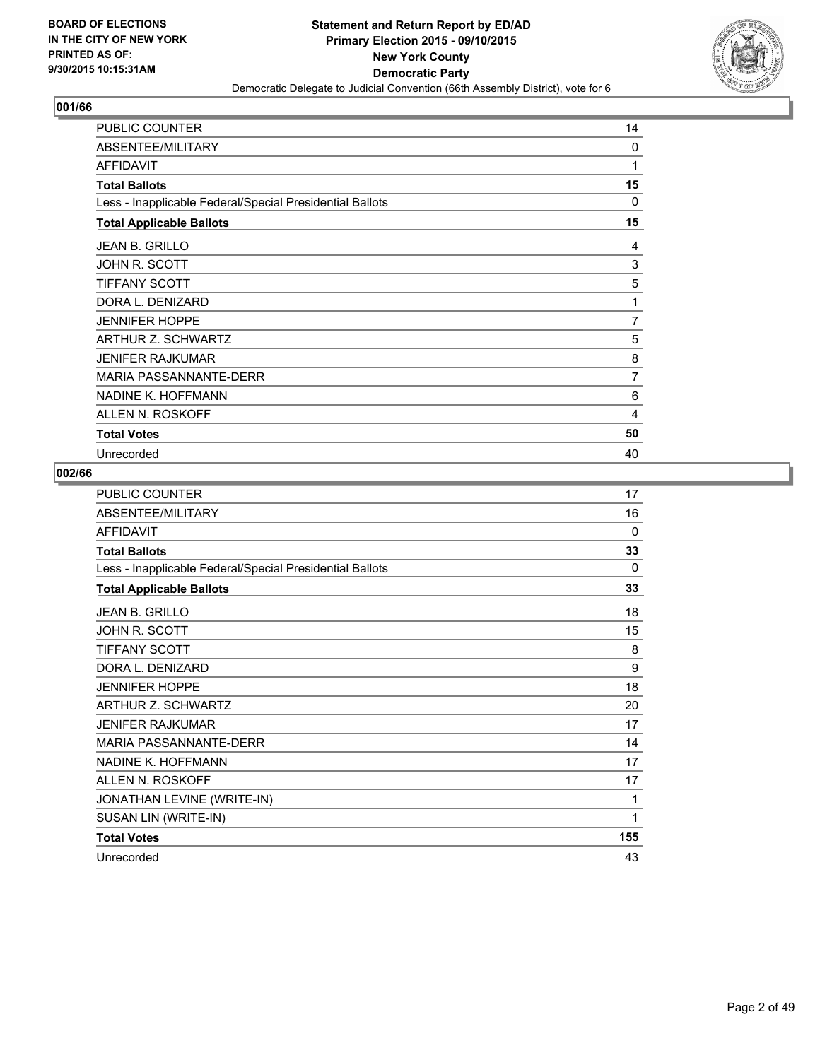BOARD OF ELECTIONS
IN THE CITY OF NEW YORK
PRINTED AS OF:
9/30/2015 10:15:31AM

**Statement and Return Report by ED/AD**
**Primary Election 2015 - 09/10/2015**
**New York County**
**Democratic Party**
Democratic Delegate to Judicial Convention (66th Assembly District), vote for 6

## 001/66

| | |
|---|---|
| PUBLIC COUNTER | 14 |
| ABSENTEE/MILITARY | 0 |
| AFFIDAVIT | 1 |
| **Total Ballots** | **15** |
| Less - Inapplicable Federal/Special Presidential Ballots | 0 |
| **Total Applicable Ballots** | **15** |
| JEAN B. GRILLO | 4 |
| JOHN R. SCOTT | 3 |
| TIFFANY SCOTT | 5 |
| DORA L. DENIZARD | 1 |
| JENNIFER HOPPE | 7 |
| ARTHUR Z. SCHWARTZ | 5 |
| JENIFER RAJKUMAR | 8 |
| MARIA PASSANNANTE-DERR | 7 |
| NADINE K. HOFFMANN | 6 |
| ALLEN N. ROSKOFF | 4 |
| **Total Votes** | **50** |
| Unrecorded | 40 |

## 002/66

| | |
|---|---|
| PUBLIC COUNTER | 17 |
| ABSENTEE/MILITARY | 16 |
| AFFIDAVIT | 0 |
| **Total Ballots** | **33** |
| Less - Inapplicable Federal/Special Presidential Ballots | 0 |
| **Total Applicable Ballots** | **33** |
| JEAN B. GRILLO | 18 |
| JOHN R. SCOTT | 15 |
| TIFFANY SCOTT | 8 |
| DORA L. DENIZARD | 9 |
| JENNIFER HOPPE | 18 |
| ARTHUR Z. SCHWARTZ | 20 |
| JENIFER RAJKUMAR | 17 |
| MARIA PASSANNANTE-DERR | 14 |
| NADINE K. HOFFMANN | 17 |
| ALLEN N. ROSKOFF | 17 |
| JONATHAN LEVINE (WRITE-IN) | 1 |
| SUSAN LIN (WRITE-IN) | 1 |
| **Total Votes** | **155** |
| Unrecorded | 43 |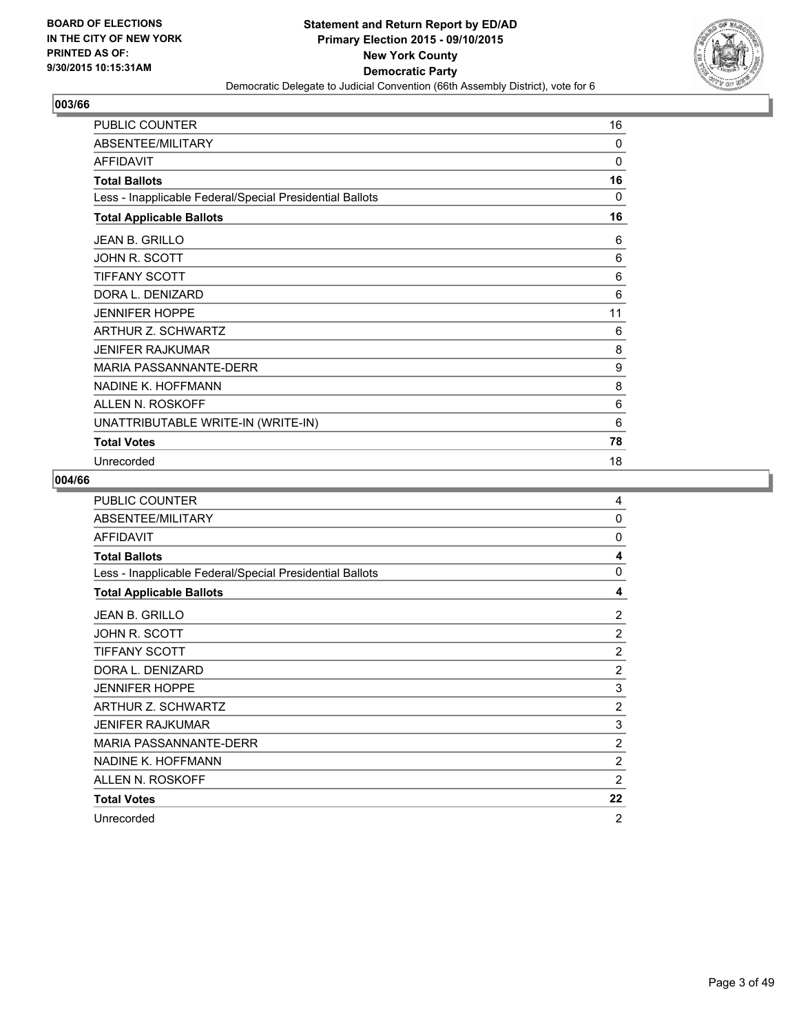## 003/66

| | |
|---|---|
| PUBLIC COUNTER | 16 |
| ABSENTEE/MILITARY | 0 |
| AFFIDAVIT | 0 |
| **Total Ballots** | **16** |
| Less - Inapplicable Federal/Special Presidential Ballots | 0 |
| **Total Applicable Ballots** | **16** |
| JEAN B. GRILLO | 6 |
| JOHN R. SCOTT | 6 |
| TIFFANY SCOTT | 6 |
| DORA L. DENIZARD | 6 |
| JENNIFER HOPPE | 11 |
| ARTHUR Z. SCHWARTZ | 6 |
| JENIFER RAJKUMAR | 8 |
| MARIA PASSANNANTE-DERR | 9 |
| NADINE K. HOFFMANN | 8 |
| ALLEN N. ROSKOFF | 6 |
| UNATTRIBUTABLE WRITE-IN (WRITE-IN) | 6 |
| **Total Votes** | **78** |
| Unrecorded | 18 |

## 004/66

| | |
|---|---|
| PUBLIC COUNTER | 4 |
| ABSENTEE/MILITARY | 0 |
| AFFIDAVIT | 0 |
| **Total Ballots** | **4** |
| Less - Inapplicable Federal/Special Presidential Ballots | 0 |
| **Total Applicable Ballots** | **4** |
| JEAN B. GRILLO | 2 |
| JOHN R. SCOTT | 2 |
| TIFFANY SCOTT | 2 |
| DORA L. DENIZARD | 2 |
| JENNIFER HOPPE | 3 |
| ARTHUR Z. SCHWARTZ | 2 |
| JENIFER RAJKUMAR | 3 |
| MARIA PASSANNANTE-DERR | 2 |
| NADINE K. HOFFMANN | 2 |
| ALLEN N. ROSKOFF | 2 |
| **Total Votes** | **22** |
| Unrecorded | 2 |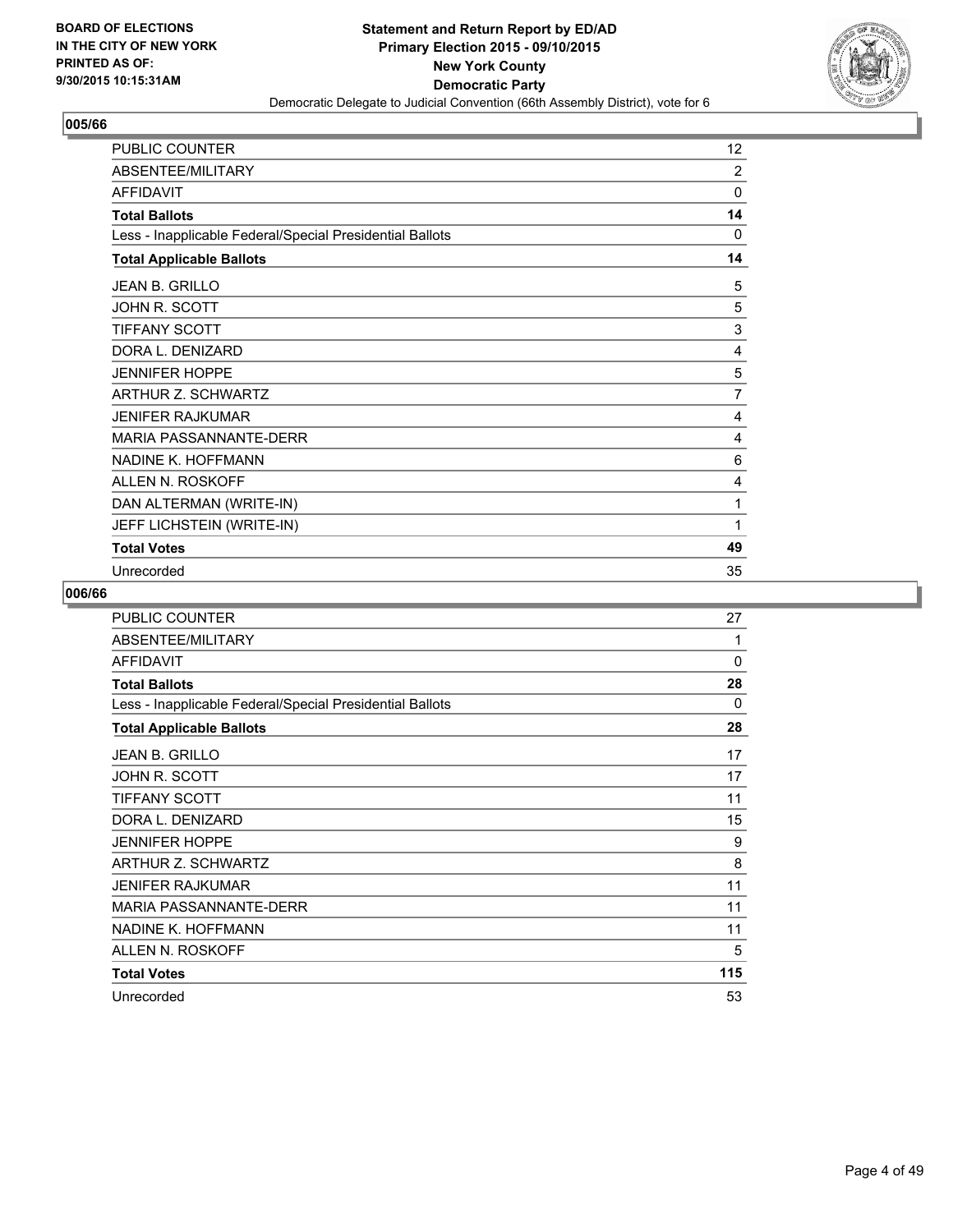BOARD OF ELECTIONS
IN THE CITY OF NEW YORK
PRINTED AS OF:
9/30/2015 10:15:31AM

**Statement and Return Report by ED/AD**
**Primary Election 2015 - 09/10/2015**
**New York County**
**Democratic Party**
Democratic Delegate to Judicial Convention (66th Assembly District), vote for 6

## 005/66

| | |
|---|---|
| PUBLIC COUNTER | 12 |
| ABSENTEE/MILITARY | 2 |
| AFFIDAVIT | 0 |
| **Total Ballots** | **14** |
| Less - Inapplicable Federal/Special Presidential Ballots | 0 |
| **Total Applicable Ballots** | **14** |
| JEAN B. GRILLO | 5 |
| JOHN R. SCOTT | 5 |
| TIFFANY SCOTT | 3 |
| DORA L. DENIZARD | 4 |
| JENNIFER HOPPE | 5 |
| ARTHUR Z. SCHWARTZ | 7 |
| JENIFER RAJKUMAR | 4 |
| MARIA PASSANNANTE-DERR | 4 |
| NADINE K. HOFFMANN | 6 |
| ALLEN N. ROSKOFF | 4 |
| DAN ALTERMAN (WRITE-IN) | 1 |
| JEFF LICHSTEIN (WRITE-IN) | 1 |
| **Total Votes** | **49** |
| Unrecorded | 35 |

## 006/66

| | |
|---|---|
| PUBLIC COUNTER | 27 |
| ABSENTEE/MILITARY | 1 |
| AFFIDAVIT | 0 |
| **Total Ballots** | **28** |
| Less - Inapplicable Federal/Special Presidential Ballots | 0 |
| **Total Applicable Ballots** | **28** |
| JEAN B. GRILLO | 17 |
| JOHN R. SCOTT | 17 |
| TIFFANY SCOTT | 11 |
| DORA L. DENIZARD | 15 |
| JENNIFER HOPPE | 9 |
| ARTHUR Z. SCHWARTZ | 8 |
| JENIFER RAJKUMAR | 11 |
| MARIA PASSANNANTE-DERR | 11 |
| NADINE K. HOFFMANN | 11 |
| ALLEN N. ROSKOFF | 5 |
| **Total Votes** | **115** |
| Unrecorded | 53 |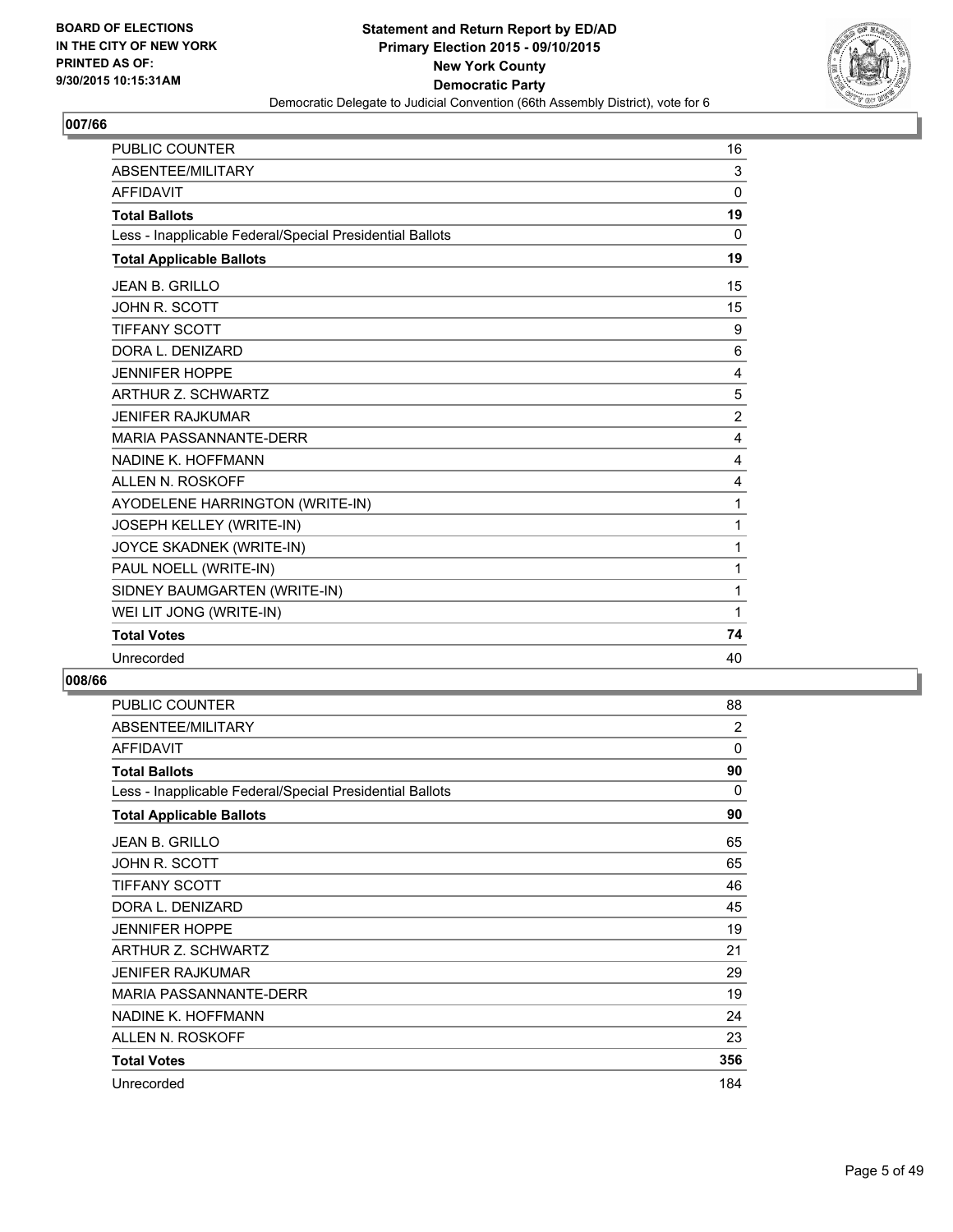**BOARD OF ELECTIONS IN THE CITY OF NEW YORK PRINTED AS OF: 9/30/2015 10:15:31AM**

**Statement and Return Report by ED/AD Primary Election 2015 - 09/10/2015 New York County Democratic Party**

Democratic Delegate to Judicial Convention (66th Assembly District), vote for 6

## 007/66

| | |
|---|---|
| PUBLIC COUNTER | 16 |
| ABSENTEE/MILITARY | 3 |
| AFFIDAVIT | 0 |
| **Total Ballots** | **19** |
| Less - Inapplicable Federal/Special Presidential Ballots | 0 |
| **Total Applicable Ballots** | **19** |
| JEAN B. GRILLO | 15 |
| JOHN R. SCOTT | 15 |
| TIFFANY SCOTT | 9 |
| DORA L. DENIZARD | 6 |
| JENNIFER HOPPE | 4 |
| ARTHUR Z. SCHWARTZ | 5 |
| JENIFER RAJKUMAR | 2 |
| MARIA PASSANNANTE-DERR | 4 |
| NADINE K. HOFFMANN | 4 |
| ALLEN N. ROSKOFF | 4 |
| AYODELENE HARRINGTON (WRITE-IN) | 1 |
| JOSEPH KELLEY (WRITE-IN) | 1 |
| JOYCE SKADNEK (WRITE-IN) | 1 |
| PAUL NOELL (WRITE-IN) | 1 |
| SIDNEY BAUMGARTEN (WRITE-IN) | 1 |
| WEI LIT JONG (WRITE-IN) | 1 |
| **Total Votes** | **74** |
| Unrecorded | 40 |

## 008/66

| | |
|---|---|
| PUBLIC COUNTER | 88 |
| ABSENTEE/MILITARY | 2 |
| AFFIDAVIT | 0 |
| **Total Ballots** | **90** |
| Less - Inapplicable Federal/Special Presidential Ballots | 0 |
| **Total Applicable Ballots** | **90** |
| JEAN B. GRILLO | 65 |
| JOHN R. SCOTT | 65 |
| TIFFANY SCOTT | 46 |
| DORA L. DENIZARD | 45 |
| JENNIFER HOPPE | 19 |
| ARTHUR Z. SCHWARTZ | 21 |
| JENIFER RAJKUMAR | 29 |
| MARIA PASSANNANTE-DERR | 19 |
| NADINE K. HOFFMANN | 24 |
| ALLEN N. ROSKOFF | 23 |
| **Total Votes** | **356** |
| Unrecorded | 184 |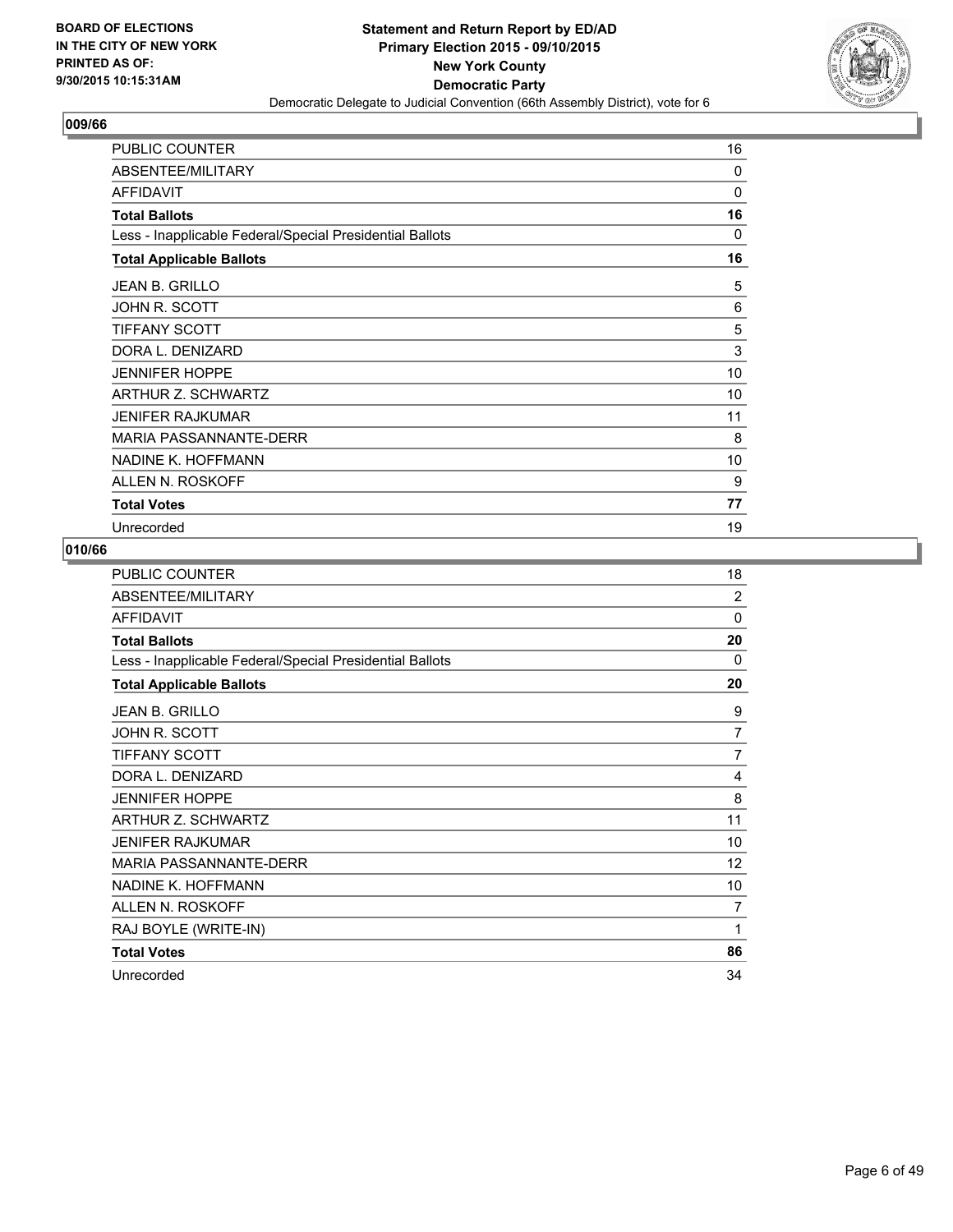**BOARD OF ELECTIONS IN THE CITY OF NEW YORK PRINTED AS OF: 9/30/2015 10:15:31AM**

**Statement and Return Report by ED/AD Primary Election 2015 - 09/10/2015 New York County Democratic Party**

Democratic Delegate to Judicial Convention (66th Assembly District), vote for 6

## 009/66

| | |
|---|---|
| PUBLIC COUNTER | 16 |
| ABSENTEE/MILITARY | 0 |
| AFFIDAVIT | 0 |
| **Total Ballots** | **16** |
| Less - Inapplicable Federal/Special Presidential Ballots | 0 |
| **Total Applicable Ballots** | **16** |
| JEAN B. GRILLO | 5 |
| JOHN R. SCOTT | 6 |
| TIFFANY SCOTT | 5 |
| DORA L. DENIZARD | 3 |
| JENNIFER HOPPE | 10 |
| ARTHUR Z. SCHWARTZ | 10 |
| JENIFER RAJKUMAR | 11 |
| MARIA PASSANNANTE-DERR | 8 |
| NADINE K. HOFFMANN | 10 |
| ALLEN N. ROSKOFF | 9 |
| **Total Votes** | **77** |
| Unrecorded | 19 |

## 010/66

| | |
|---|---|
| PUBLIC COUNTER | 18 |
| ABSENTEE/MILITARY | 2 |
| AFFIDAVIT | 0 |
| **Total Ballots** | **20** |
| Less - Inapplicable Federal/Special Presidential Ballots | 0 |
| **Total Applicable Ballots** | **20** |
| JEAN B. GRILLO | 9 |
| JOHN R. SCOTT | 7 |
| TIFFANY SCOTT | 7 |
| DORA L. DENIZARD | 4 |
| JENNIFER HOPPE | 8 |
| ARTHUR Z. SCHWARTZ | 11 |
| JENIFER RAJKUMAR | 10 |
| MARIA PASSANNANTE-DERR | 12 |
| NADINE K. HOFFMANN | 10 |
| ALLEN N. ROSKOFF | 7 |
| RAJ BOYLE (WRITE-IN) | 1 |
| **Total Votes** | **86** |
| Unrecorded | 34 |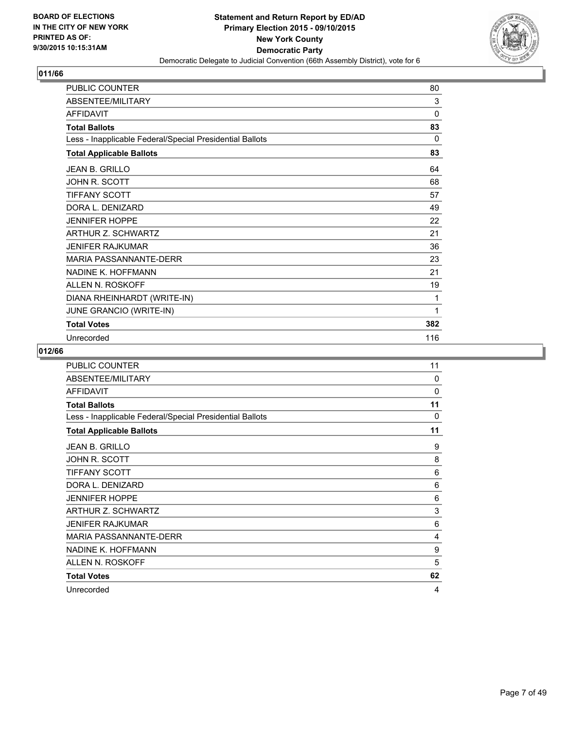BOARD OF ELECTIONS
IN THE CITY OF NEW YORK
PRINTED AS OF:
9/30/2015 10:15:31AM

**Statement and Return Report by ED/AD**
**Primary Election 2015 - 09/10/2015**
**New York County**
**Democratic Party**
Democratic Delegate to Judicial Convention (66th Assembly District), vote for 6

## 011/66

| | |
|---|---|
| PUBLIC COUNTER | 80 |
| ABSENTEE/MILITARY | 3 |
| AFFIDAVIT | 0 |
| **Total Ballots** | **83** |
| Less - Inapplicable Federal/Special Presidential Ballots | 0 |
| **Total Applicable Ballots** | **83** |
| JEAN B. GRILLO | 64 |
| JOHN R. SCOTT | 68 |
| TIFFANY SCOTT | 57 |
| DORA L. DENIZARD | 49 |
| JENNIFER HOPPE | 22 |
| ARTHUR Z. SCHWARTZ | 21 |
| JENIFER RAJKUMAR | 36 |
| MARIA PASSANNANTE-DERR | 23 |
| NADINE K. HOFFMANN | 21 |
| ALLEN N. ROSKOFF | 19 |
| DIANA RHEINHARDT (WRITE-IN) | 1 |
| JUNE GRANCIO (WRITE-IN) | 1 |
| **Total Votes** | **382** |
| Unrecorded | 116 |

## 012/66

| | |
|---|---|
| PUBLIC COUNTER | 11 |
| ABSENTEE/MILITARY | 0 |
| AFFIDAVIT | 0 |
| **Total Ballots** | **11** |
| Less - Inapplicable Federal/Special Presidential Ballots | 0 |
| **Total Applicable Ballots** | **11** |
| JEAN B. GRILLO | 9 |
| JOHN R. SCOTT | 8 |
| TIFFANY SCOTT | 6 |
| DORA L. DENIZARD | 6 |
| JENNIFER HOPPE | 6 |
| ARTHUR Z. SCHWARTZ | 3 |
| JENIFER RAJKUMAR | 6 |
| MARIA PASSANNANTE-DERR | 4 |
| NADINE K. HOFFMANN | 9 |
| ALLEN N. ROSKOFF | 5 |
| **Total Votes** | **62** |
| Unrecorded | 4 |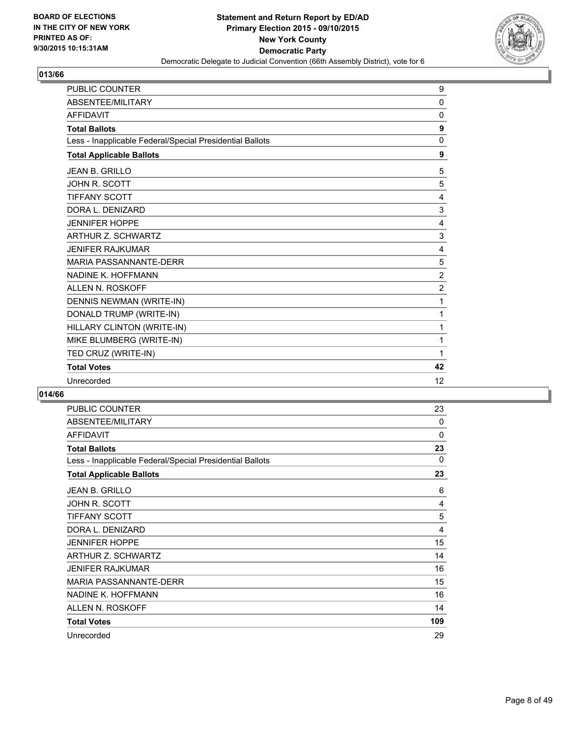BOARD OF ELECTIONS
IN THE CITY OF NEW YORK
PRINTED AS OF:
9/30/2015 10:15:31AM

**Statement and Return Report by ED/AD**
**Primary Election 2015 - 09/10/2015**
**New York County**
**Democratic Party**
Democratic Delegate to Judicial Convention (66th Assembly District), vote for 6

## 013/66

| | |
|---|---|
| PUBLIC COUNTER | 9 |
| ABSENTEE/MILITARY | 0 |
| AFFIDAVIT | 0 |
| **Total Ballots** | **9** |
| Less - Inapplicable Federal/Special Presidential Ballots | 0 |
| **Total Applicable Ballots** | **9** |
| JEAN B. GRILLO | 5 |
| JOHN R. SCOTT | 5 |
| TIFFANY SCOTT | 4 |
| DORA L. DENIZARD | 3 |
| JENNIFER HOPPE | 4 |
| ARTHUR Z. SCHWARTZ | 3 |
| JENIFER RAJKUMAR | 4 |
| MARIA PASSANNANTE-DERR | 5 |
| NADINE K. HOFFMANN | 2 |
| ALLEN N. ROSKOFF | 2 |
| DENNIS NEWMAN (WRITE-IN) | 1 |
| DONALD TRUMP (WRITE-IN) | 1 |
| HILLARY CLINTON (WRITE-IN) | 1 |
| MIKE BLUMBERG (WRITE-IN) | 1 |
| TED CRUZ (WRITE-IN) | 1 |
| **Total Votes** | **42** |
| Unrecorded | 12 |

## 014/66

| | |
|---|---|
| PUBLIC COUNTER | 23 |
| ABSENTEE/MILITARY | 0 |
| AFFIDAVIT | 0 |
| **Total Ballots** | **23** |
| Less - Inapplicable Federal/Special Presidential Ballots | 0 |
| **Total Applicable Ballots** | **23** |
| JEAN B. GRILLO | 6 |
| JOHN R. SCOTT | 4 |
| TIFFANY SCOTT | 5 |
| DORA L. DENIZARD | 4 |
| JENNIFER HOPPE | 15 |
| ARTHUR Z. SCHWARTZ | 14 |
| JENIFER RAJKUMAR | 16 |
| MARIA PASSANNANTE-DERR | 15 |
| NADINE K. HOFFMANN | 16 |
| ALLEN N. ROSKOFF | 14 |
| **Total Votes** | **109** |
| Unrecorded | 29 |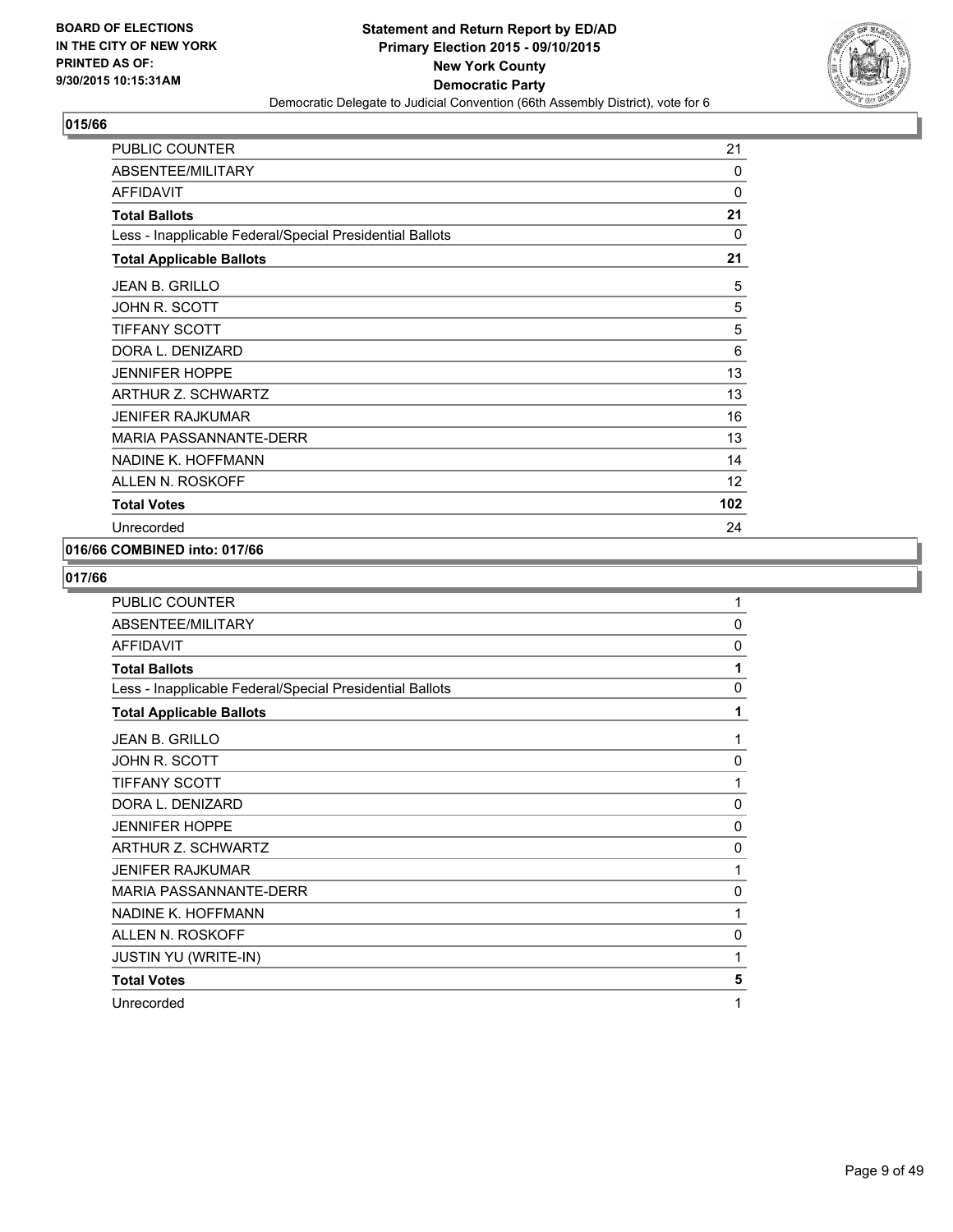**BOARD OF ELECTIONS IN THE CITY OF NEW YORK PRINTED AS OF: 9/30/2015 10:15:31AM**

**Statement and Return Report by ED/AD**
**Primary Election 2015 - 09/10/2015**
**New York County**
**Democratic Party**
Democratic Delegate to Judicial Convention (66th Assembly District), vote for 6

## 015/66

| | |
|---|---|
| PUBLIC COUNTER | 21 |
| ABSENTEE/MILITARY | 0 |
| AFFIDAVIT | 0 |
| **Total Ballots** | **21** |
| Less - Inapplicable Federal/Special Presidential Ballots | 0 |
| **Total Applicable Ballots** | **21** |
| JEAN B. GRILLO | 5 |
| JOHN R. SCOTT | 5 |
| TIFFANY SCOTT | 5 |
| DORA L. DENIZARD | 6 |
| JENNIFER HOPPE | 13 |
| ARTHUR Z. SCHWARTZ | 13 |
| JENIFER RAJKUMAR | 16 |
| MARIA PASSANNANTE-DERR | 13 |
| NADINE K. HOFFMANN | 14 |
| ALLEN N. ROSKOFF | 12 |
| **Total Votes** | **102** |
| Unrecorded | 24 |

## 016/66 COMBINED into: 017/66

## 017/66

| | |
|---|---|
| PUBLIC COUNTER | 1 |
| ABSENTEE/MILITARY | 0 |
| AFFIDAVIT | 0 |
| **Total Ballots** | **1** |
| Less - Inapplicable Federal/Special Presidential Ballots | 0 |
| **Total Applicable Ballots** | **1** |
| JEAN B. GRILLO | 1 |
| JOHN R. SCOTT | 0 |
| TIFFANY SCOTT | 1 |
| DORA L. DENIZARD | 0 |
| JENNIFER HOPPE | 0 |
| ARTHUR Z. SCHWARTZ | 0 |
| JENIFER RAJKUMAR | 1 |
| MARIA PASSANNANTE-DERR | 0 |
| NADINE K. HOFFMANN | 1 |
| ALLEN N. ROSKOFF | 0 |
| JUSTIN YU (WRITE-IN) | 1 |
| **Total Votes** | **5** |
| Unrecorded | 1 |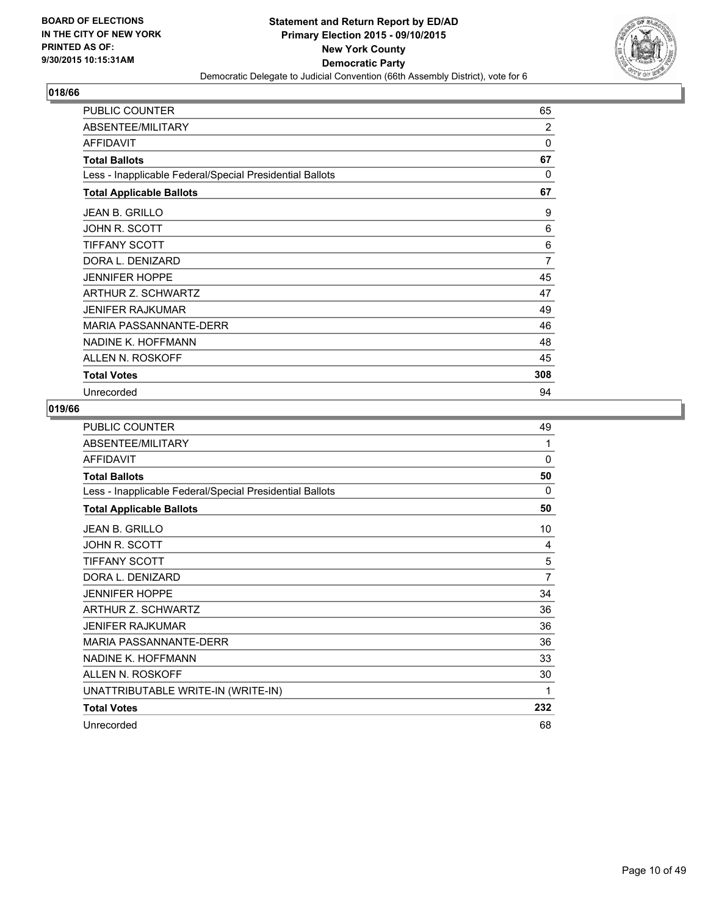**BOARD OF ELECTIONS IN THE CITY OF NEW YORK PRINTED AS OF: 9/30/2015 10:15:31AM**

**Statement and Return Report by ED/AD**
**Primary Election 2015 - 09/10/2015**
**New York County**
**Democratic Party**
Democratic Delegate to Judicial Convention (66th Assembly District), vote for 6

## 018/66

| | |
|---|---|
| PUBLIC COUNTER | 65 |
| ABSENTEE/MILITARY | 2 |
| AFFIDAVIT | 0 |
| **Total Ballots** | **67** |
| Less - Inapplicable Federal/Special Presidential Ballots | 0 |
| **Total Applicable Ballots** | **67** |
| JEAN B. GRILLO | 9 |
| JOHN R. SCOTT | 6 |
| TIFFANY SCOTT | 6 |
| DORA L. DENIZARD | 7 |
| JENNIFER HOPPE | 45 |
| ARTHUR Z. SCHWARTZ | 47 |
| JENIFER RAJKUMAR | 49 |
| MARIA PASSANNANTE-DERR | 46 |
| NADINE K. HOFFMANN | 48 |
| ALLEN N. ROSKOFF | 45 |
| **Total Votes** | **308** |
| Unrecorded | 94 |

## 019/66

| | |
|---|---|
| PUBLIC COUNTER | 49 |
| ABSENTEE/MILITARY | 1 |
| AFFIDAVIT | 0 |
| **Total Ballots** | **50** |
| Less - Inapplicable Federal/Special Presidential Ballots | 0 |
| **Total Applicable Ballots** | **50** |
| JEAN B. GRILLO | 10 |
| JOHN R. SCOTT | 4 |
| TIFFANY SCOTT | 5 |
| DORA L. DENIZARD | 7 |
| JENNIFER HOPPE | 34 |
| ARTHUR Z. SCHWARTZ | 36 |
| JENIFER RAJKUMAR | 36 |
| MARIA PASSANNANTE-DERR | 36 |
| NADINE K. HOFFMANN | 33 |
| ALLEN N. ROSKOFF | 30 |
| UNATTRIBUTABLE WRITE-IN (WRITE-IN) | 1 |
| **Total Votes** | **232** |
| Unrecorded | 68 |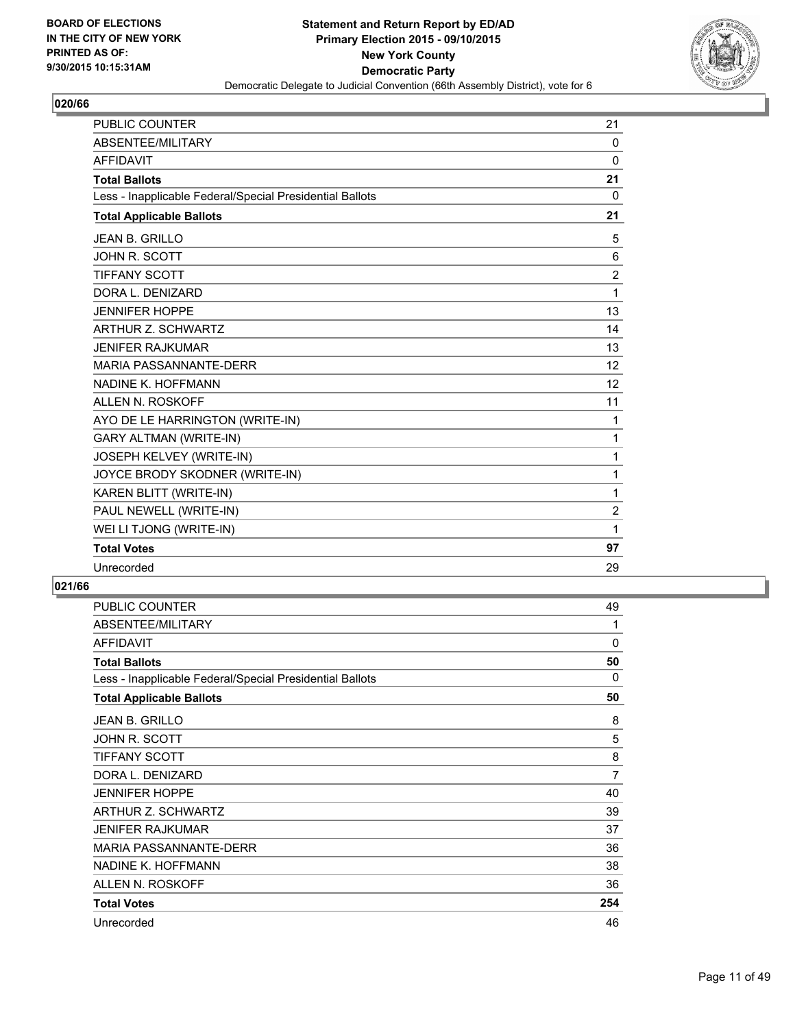BOARD OF ELECTIONS
IN THE CITY OF NEW YORK
PRINTED AS OF:
9/30/2015 10:15:31AM

**Statement and Return Report by ED/AD**
**Primary Election 2015 - 09/10/2015**
**New York County**
**Democratic Party**
Democratic Delegate to Judicial Convention (66th Assembly District), vote for 6

## 020/66

| | |
|---|---|
| PUBLIC COUNTER | 21 |
| ABSENTEE/MILITARY | 0 |
| AFFIDAVIT | 0 |
| **Total Ballots** | **21** |
| Less - Inapplicable Federal/Special Presidential Ballots | 0 |
| **Total Applicable Ballots** | **21** |
| JEAN B. GRILLO | 5 |
| JOHN R. SCOTT | 6 |
| TIFFANY SCOTT | 2 |
| DORA L. DENIZARD | 1 |
| JENNIFER HOPPE | 13 |
| ARTHUR Z. SCHWARTZ | 14 |
| JENIFER RAJKUMAR | 13 |
| MARIA PASSANNANTE-DERR | 12 |
| NADINE K. HOFFMANN | 12 |
| ALLEN N. ROSKOFF | 11 |
| AYO DE LE HARRINGTON (WRITE-IN) | 1 |
| GARY ALTMAN (WRITE-IN) | 1 |
| JOSEPH KELVEY (WRITE-IN) | 1 |
| JOYCE BRODY SKODNER (WRITE-IN) | 1 |
| KAREN BLITT (WRITE-IN) | 1 |
| PAUL NEWELL (WRITE-IN) | 2 |
| WEI LI TJONG (WRITE-IN) | 1 |
| **Total Votes** | **97** |
| Unrecorded | 29 |

## 021/66

| | |
|---|---|
| PUBLIC COUNTER | 49 |
| ABSENTEE/MILITARY | 1 |
| AFFIDAVIT | 0 |
| **Total Ballots** | **50** |
| Less - Inapplicable Federal/Special Presidential Ballots | 0 |
| **Total Applicable Ballots** | **50** |
| JEAN B. GRILLO | 8 |
| JOHN R. SCOTT | 5 |
| TIFFANY SCOTT | 8 |
| DORA L. DENIZARD | 7 |
| JENNIFER HOPPE | 40 |
| ARTHUR Z. SCHWARTZ | 39 |
| JENIFER RAJKUMAR | 37 |
| MARIA PASSANNANTE-DERR | 36 |
| NADINE K. HOFFMANN | 38 |
| ALLEN N. ROSKOFF | 36 |
| **Total Votes** | **254** |
| Unrecorded | 46 |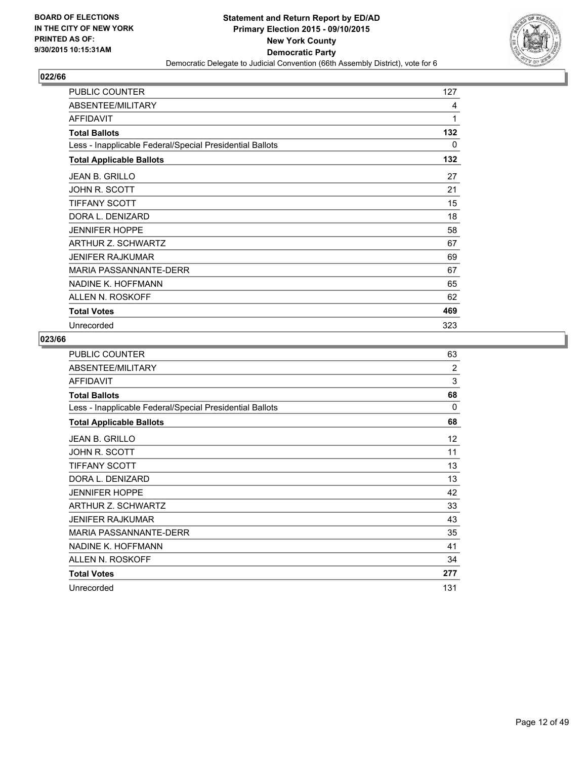**BOARD OF ELECTIONS IN THE CITY OF NEW YORK PRINTED AS OF: 9/30/2015 10:15:31AM**

**Statement and Return Report by ED/AD**
**Primary Election 2015 - 09/10/2015**
**New York County**
**Democratic Party**
Democratic Delegate to Judicial Convention (66th Assembly District), vote for 6

## 022/66

| | |
|---|---|
| PUBLIC COUNTER | 127 |
| ABSENTEE/MILITARY | 4 |
| AFFIDAVIT | 1 |
| **Total Ballots** | **132** |
| Less - Inapplicable Federal/Special Presidential Ballots | 0 |
| **Total Applicable Ballots** | **132** |
| JEAN B. GRILLO | 27 |
| JOHN R. SCOTT | 21 |
| TIFFANY SCOTT | 15 |
| DORA L. DENIZARD | 18 |
| JENNIFER HOPPE | 58 |
| ARTHUR Z. SCHWARTZ | 67 |
| JENIFER RAJKUMAR | 69 |
| MARIA PASSANNANTE-DERR | 67 |
| NADINE K. HOFFMANN | 65 |
| ALLEN N. ROSKOFF | 62 |
| **Total Votes** | **469** |
| Unrecorded | 323 |

## 023/66

| | |
|---|---|
| PUBLIC COUNTER | 63 |
| ABSENTEE/MILITARY | 2 |
| AFFIDAVIT | 3 |
| **Total Ballots** | **68** |
| Less - Inapplicable Federal/Special Presidential Ballots | 0 |
| **Total Applicable Ballots** | **68** |
| JEAN B. GRILLO | 12 |
| JOHN R. SCOTT | 11 |
| TIFFANY SCOTT | 13 |
| DORA L. DENIZARD | 13 |
| JENNIFER HOPPE | 42 |
| ARTHUR Z. SCHWARTZ | 33 |
| JENIFER RAJKUMAR | 43 |
| MARIA PASSANNANTE-DERR | 35 |
| NADINE K. HOFFMANN | 41 |
| ALLEN N. ROSKOFF | 34 |
| **Total Votes** | **277** |
| Unrecorded | 131 |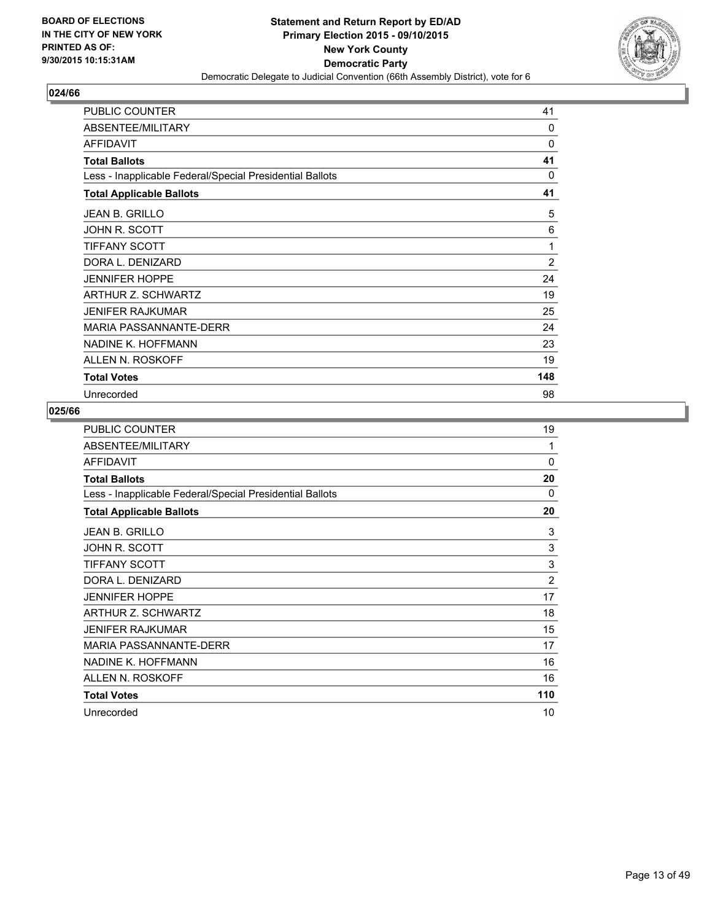**BOARD OF ELECTIONS IN THE CITY OF NEW YORK PRINTED AS OF: 9/30/2015 10:15:31AM**

**Statement and Return Report by ED/AD**
**Primary Election 2015 - 09/10/2015**
**New York County**
**Democratic Party**
Democratic Delegate to Judicial Convention (66th Assembly District), vote for 6

## 024/66

| | |
|---|---|
| PUBLIC COUNTER | 41 |
| ABSENTEE/MILITARY | 0 |
| AFFIDAVIT | 0 |
| **Total Ballots** | **41** |
| Less - Inapplicable Federal/Special Presidential Ballots | 0 |
| **Total Applicable Ballots** | **41** |
| JEAN B. GRILLO | 5 |
| JOHN R. SCOTT | 6 |
| TIFFANY SCOTT | 1 |
| DORA L. DENIZARD | 2 |
| JENNIFER HOPPE | 24 |
| ARTHUR Z. SCHWARTZ | 19 |
| JENIFER RAJKUMAR | 25 |
| MARIA PASSANNANTE-DERR | 24 |
| NADINE K. HOFFMANN | 23 |
| ALLEN N. ROSKOFF | 19 |
| **Total Votes** | **148** |
| Unrecorded | 98 |

## 025/66

| | |
|---|---|
| PUBLIC COUNTER | 19 |
| ABSENTEE/MILITARY | 1 |
| AFFIDAVIT | 0 |
| **Total Ballots** | **20** |
| Less - Inapplicable Federal/Special Presidential Ballots | 0 |
| **Total Applicable Ballots** | **20** |
| JEAN B. GRILLO | 3 |
| JOHN R. SCOTT | 3 |
| TIFFANY SCOTT | 3 |
| DORA L. DENIZARD | 2 |
| JENNIFER HOPPE | 17 |
| ARTHUR Z. SCHWARTZ | 18 |
| JENIFER RAJKUMAR | 15 |
| MARIA PASSANNANTE-DERR | 17 |
| NADINE K. HOFFMANN | 16 |
| ALLEN N. ROSKOFF | 16 |
| **Total Votes** | **110** |
| Unrecorded | 10 |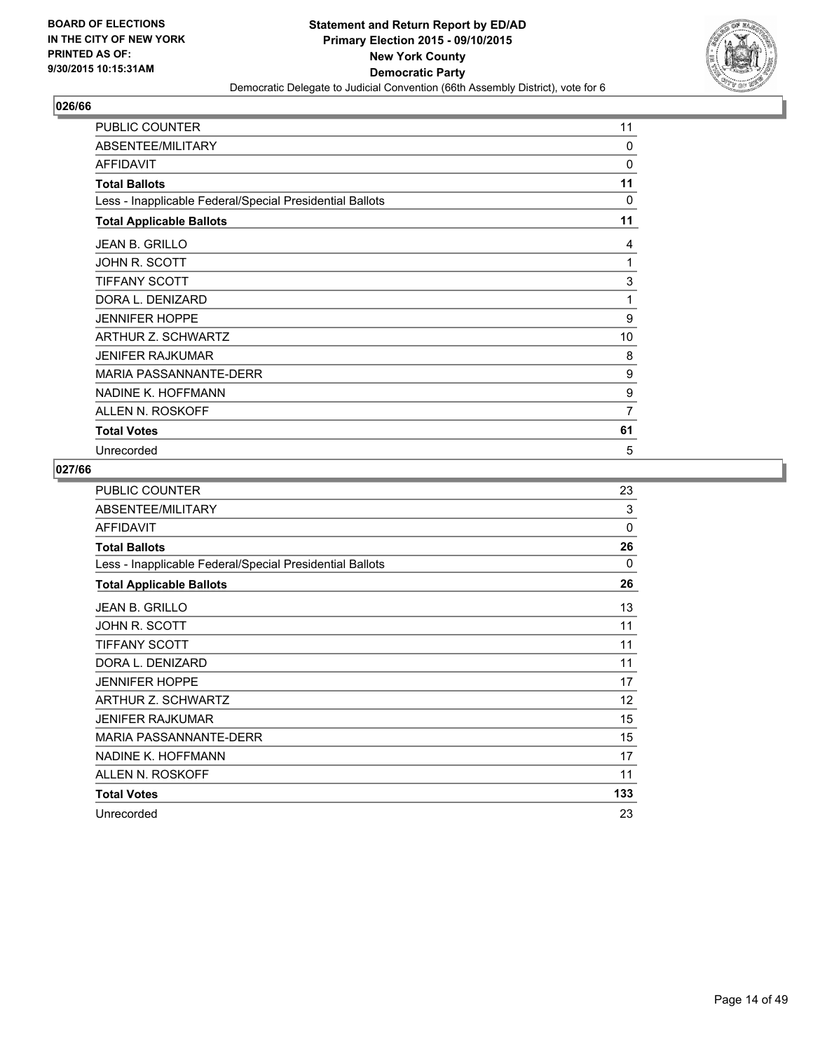**BOARD OF ELECTIONS IN THE CITY OF NEW YORK PRINTED AS OF: 9/30/2015 10:15:31AM**

**Statement and Return Report by ED/AD**
**Primary Election 2015 - 09/10/2015**
**New York County**
**Democratic Party**
Democratic Delegate to Judicial Convention (66th Assembly District), vote for 6

### 026/66

| | |
|---|---|
| PUBLIC COUNTER | 11 |
| ABSENTEE/MILITARY | 0 |
| AFFIDAVIT | 0 |
| **Total Ballots** | **11** |
| Less - Inapplicable Federal/Special Presidential Ballots | 0 |
| **Total Applicable Ballots** | **11** |
| JEAN B. GRILLO | 4 |
| JOHN R. SCOTT | 1 |
| TIFFANY SCOTT | 3 |
| DORA L. DENIZARD | 1 |
| JENNIFER HOPPE | 9 |
| ARTHUR Z. SCHWARTZ | 10 |
| JENIFER RAJKUMAR | 8 |
| MARIA PASSANNANTE-DERR | 9 |
| NADINE K. HOFFMANN | 9 |
| ALLEN N. ROSKOFF | 7 |
| **Total Votes** | **61** |
| Unrecorded | 5 |

### 027/66

| | |
|---|---|
| PUBLIC COUNTER | 23 |
| ABSENTEE/MILITARY | 3 |
| AFFIDAVIT | 0 |
| **Total Ballots** | **26** |
| Less - Inapplicable Federal/Special Presidential Ballots | 0 |
| **Total Applicable Ballots** | **26** |
| JEAN B. GRILLO | 13 |
| JOHN R. SCOTT | 11 |
| TIFFANY SCOTT | 11 |
| DORA L. DENIZARD | 11 |
| JENNIFER HOPPE | 17 |
| ARTHUR Z. SCHWARTZ | 12 |
| JENIFER RAJKUMAR | 15 |
| MARIA PASSANNANTE-DERR | 15 |
| NADINE K. HOFFMANN | 17 |
| ALLEN N. ROSKOFF | 11 |
| **Total Votes** | **133** |
| Unrecorded | 23 |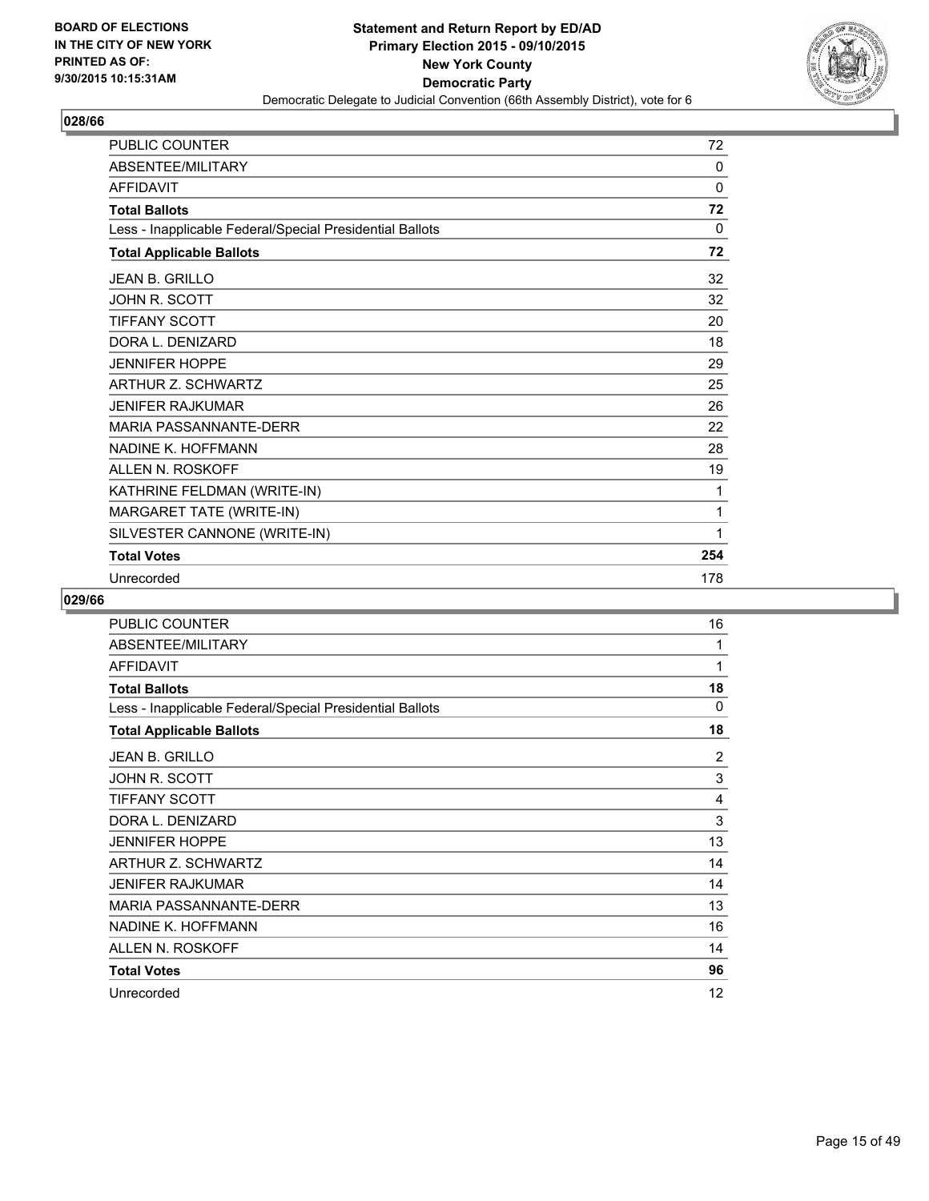BOARD OF ELECTIONS
IN THE CITY OF NEW YORK
PRINTED AS OF:
9/30/2015 10:15:31AM

**Statement and Return Report by ED/AD**
**Primary Election 2015 - 09/10/2015**
**New York County**
**Democratic Party**
Democratic Delegate to Judicial Convention (66th Assembly District), vote for 6

## 028/66

| | |
|---|---|
| PUBLIC COUNTER | 72 |
| ABSENTEE/MILITARY | 0 |
| AFFIDAVIT | 0 |
| **Total Ballots** | **72** |
| Less - Inapplicable Federal/Special Presidential Ballots | 0 |
| **Total Applicable Ballots** | **72** |
| JEAN B. GRILLO | 32 |
| JOHN R. SCOTT | 32 |
| TIFFANY SCOTT | 20 |
| DORA L. DENIZARD | 18 |
| JENNIFER HOPPE | 29 |
| ARTHUR Z. SCHWARTZ | 25 |
| JENIFER RAJKUMAR | 26 |
| MARIA PASSANNANTE-DERR | 22 |
| NADINE K. HOFFMANN | 28 |
| ALLEN N. ROSKOFF | 19 |
| KATHRINE FELDMAN (WRITE-IN) | 1 |
| MARGARET TATE (WRITE-IN) | 1 |
| SILVESTER CANNONE (WRITE-IN) | 1 |
| **Total Votes** | **254** |
| Unrecorded | 178 |

## 029/66

| | |
|---|---|
| PUBLIC COUNTER | 16 |
| ABSENTEE/MILITARY | 1 |
| AFFIDAVIT | 1 |
| **Total Ballots** | **18** |
| Less - Inapplicable Federal/Special Presidential Ballots | 0 |
| **Total Applicable Ballots** | **18** |
| JEAN B. GRILLO | 2 |
| JOHN R. SCOTT | 3 |
| TIFFANY SCOTT | 4 |
| DORA L. DENIZARD | 3 |
| JENNIFER HOPPE | 13 |
| ARTHUR Z. SCHWARTZ | 14 |
| JENIFER RAJKUMAR | 14 |
| MARIA PASSANNANTE-DERR | 13 |
| NADINE K. HOFFMANN | 16 |
| ALLEN N. ROSKOFF | 14 |
| **Total Votes** | **96** |
| Unrecorded | 12 |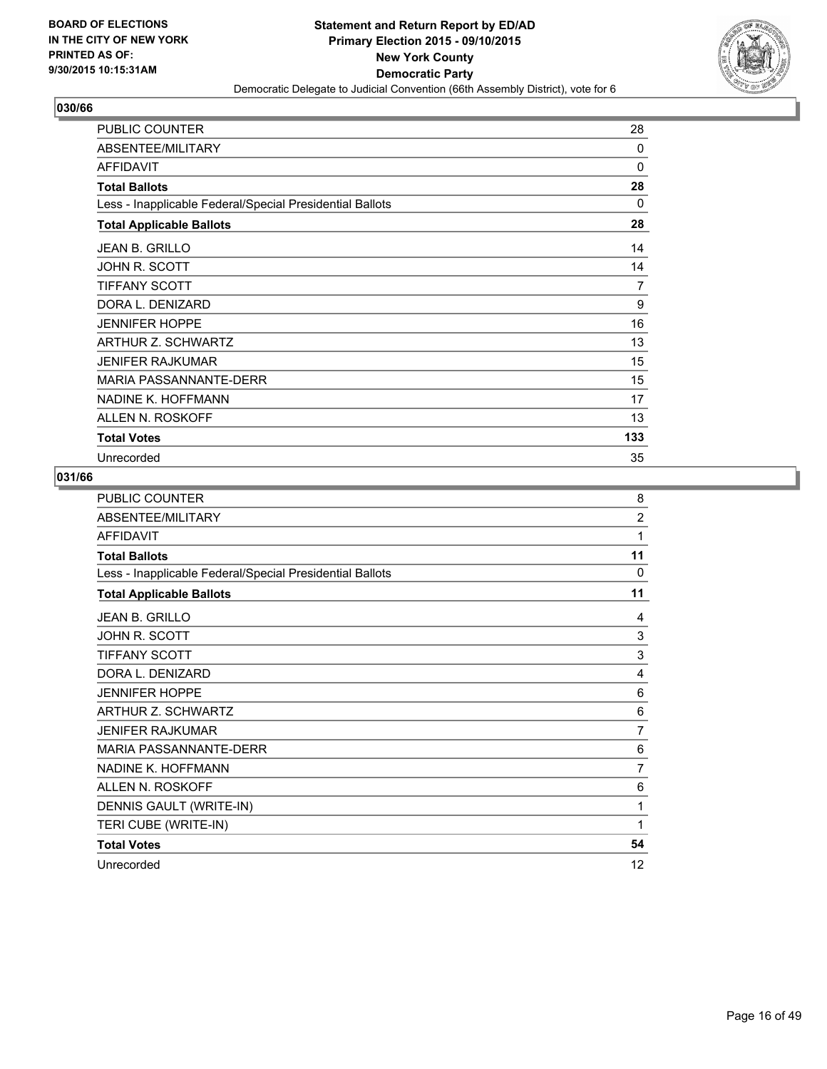**Statement and Return Report by ED/AD**
**Primary Election 2015 - 09/10/2015**
**New York County**
**Democratic Party**
Democratic Delegate to Judicial Convention (66th Assembly District), vote for 6

BOARD OF ELECTIONS
IN THE CITY OF NEW YORK
PRINTED AS OF:
9/30/2015 10:15:31AM

## 030/66

| | |
|---|---|
| PUBLIC COUNTER | 28 |
| ABSENTEE/MILITARY | 0 |
| AFFIDAVIT | 0 |
| **Total Ballots** | **28** |
| Less - Inapplicable Federal/Special Presidential Ballots | 0 |
| **Total Applicable Ballots** | **28** |
| JEAN B. GRILLO | 14 |
| JOHN R. SCOTT | 14 |
| TIFFANY SCOTT | 7 |
| DORA L. DENIZARD | 9 |
| JENNIFER HOPPE | 16 |
| ARTHUR Z. SCHWARTZ | 13 |
| JENIFER RAJKUMAR | 15 |
| MARIA PASSANNANTE-DERR | 15 |
| NADINE K. HOFFMANN | 17 |
| ALLEN N. ROSKOFF | 13 |
| **Total Votes** | **133** |
| Unrecorded | 35 |

## 031/66

| | |
|---|---|
| PUBLIC COUNTER | 8 |
| ABSENTEE/MILITARY | 2 |
| AFFIDAVIT | 1 |
| **Total Ballots** | **11** |
| Less - Inapplicable Federal/Special Presidential Ballots | 0 |
| **Total Applicable Ballots** | **11** |
| JEAN B. GRILLO | 4 |
| JOHN R. SCOTT | 3 |
| TIFFANY SCOTT | 3 |
| DORA L. DENIZARD | 4 |
| JENNIFER HOPPE | 6 |
| ARTHUR Z. SCHWARTZ | 6 |
| JENIFER RAJKUMAR | 7 |
| MARIA PASSANNANTE-DERR | 6 |
| NADINE K. HOFFMANN | 7 |
| ALLEN N. ROSKOFF | 6 |
| DENNIS GAULT (WRITE-IN) | 1 |
| TERI CUBE (WRITE-IN) | 1 |
| **Total Votes** | **54** |
| Unrecorded | 12 |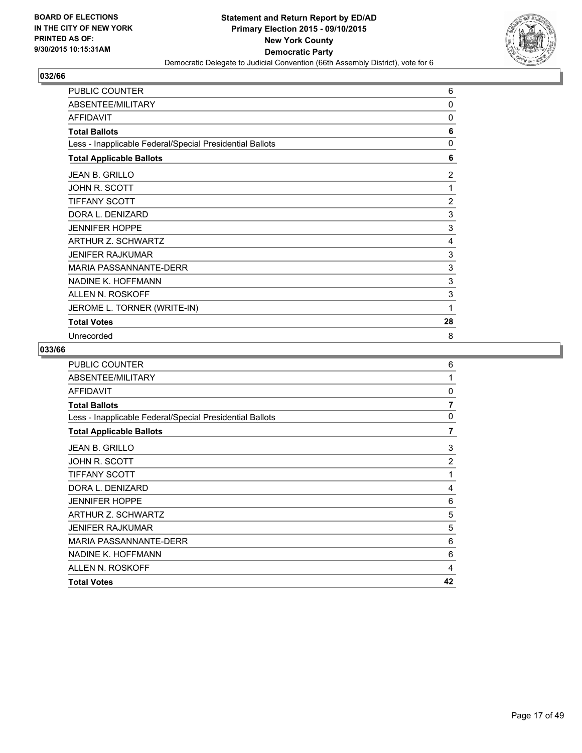BOARD OF ELECTIONS
IN THE CITY OF NEW YORK
PRINTED AS OF:
9/30/2015 10:15:31AM

**Statement and Return Report by ED/AD**
**Primary Election 2015 - 09/10/2015**
**New York County**
**Democratic Party**
Democratic Delegate to Judicial Convention (66th Assembly District), vote for 6

## 032/66

| | |
|---|---|
| PUBLIC COUNTER | 6 |
| ABSENTEE/MILITARY | 0 |
| AFFIDAVIT | 0 |
| **Total Ballots** | **6** |
| Less - Inapplicable Federal/Special Presidential Ballots | 0 |
| **Total Applicable Ballots** | **6** |
| JEAN B. GRILLO | 2 |
| JOHN R. SCOTT | 1 |
| TIFFANY SCOTT | 2 |
| DORA L. DENIZARD | 3 |
| JENNIFER HOPPE | 3 |
| ARTHUR Z. SCHWARTZ | 4 |
| JENIFER RAJKUMAR | 3 |
| MARIA PASSANNANTE-DERR | 3 |
| NADINE K. HOFFMANN | 3 |
| ALLEN N. ROSKOFF | 3 |
| JEROME L. TORNER (WRITE-IN) | 1 |
| **Total Votes** | **28** |
| Unrecorded | 8 |

## 033/66

| | |
|---|---|
| PUBLIC COUNTER | 6 |
| ABSENTEE/MILITARY | 1 |
| AFFIDAVIT | 0 |
| **Total Ballots** | **7** |
| Less - Inapplicable Federal/Special Presidential Ballots | 0 |
| **Total Applicable Ballots** | **7** |
| JEAN B. GRILLO | 3 |
| JOHN R. SCOTT | 2 |
| TIFFANY SCOTT | 1 |
| DORA L. DENIZARD | 4 |
| JENNIFER HOPPE | 6 |
| ARTHUR Z. SCHWARTZ | 5 |
| JENIFER RAJKUMAR | 5 |
| MARIA PASSANNANTE-DERR | 6 |
| NADINE K. HOFFMANN | 6 |
| ALLEN N. ROSKOFF | 4 |
| **Total Votes** | **42** |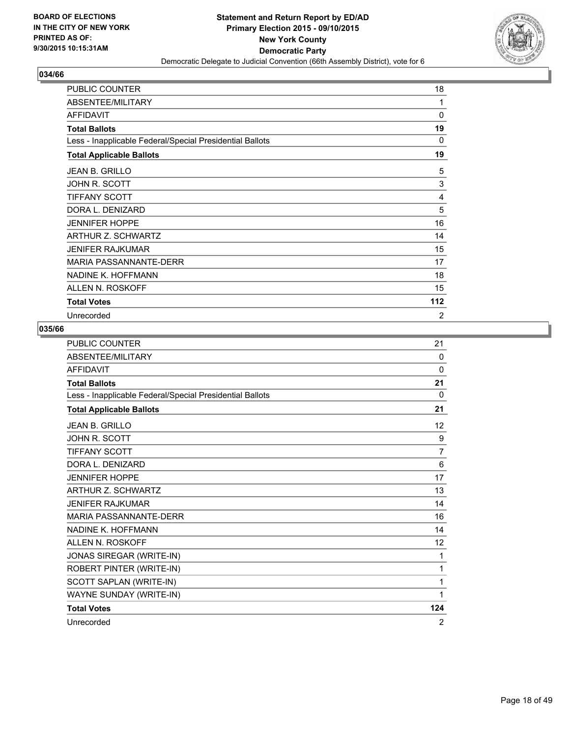## 034/66

| | |
|---|---|
| PUBLIC COUNTER | 18 |
| ABSENTEE/MILITARY | 1 |
| AFFIDAVIT | 0 |
| **Total Ballots** | **19** |
| Less - Inapplicable Federal/Special Presidential Ballots | 0 |
| **Total Applicable Ballots** | **19** |
| JEAN B. GRILLO | 5 |
| JOHN R. SCOTT | 3 |
| TIFFANY SCOTT | 4 |
| DORA L. DENIZARD | 5 |
| JENNIFER HOPPE | 16 |
| ARTHUR Z. SCHWARTZ | 14 |
| JENIFER RAJKUMAR | 15 |
| MARIA PASSANNANTE-DERR | 17 |
| NADINE K. HOFFMANN | 18 |
| ALLEN N. ROSKOFF | 15 |
| **Total Votes** | **112** |
| Unrecorded | 2 |

## 035/66

| | |
|---|---|
| PUBLIC COUNTER | 21 |
| ABSENTEE/MILITARY | 0 |
| AFFIDAVIT | 0 |
| **Total Ballots** | **21** |
| Less - Inapplicable Federal/Special Presidential Ballots | 0 |
| **Total Applicable Ballots** | **21** |
| JEAN B. GRILLO | 12 |
| JOHN R. SCOTT | 9 |
| TIFFANY SCOTT | 7 |
| DORA L. DENIZARD | 6 |
| JENNIFER HOPPE | 17 |
| ARTHUR Z. SCHWARTZ | 13 |
| JENIFER RAJKUMAR | 14 |
| MARIA PASSANNANTE-DERR | 16 |
| NADINE K. HOFFMANN | 14 |
| ALLEN N. ROSKOFF | 12 |
| JONAS SIREGAR (WRITE-IN) | 1 |
| ROBERT PINTER (WRITE-IN) | 1 |
| SCOTT SAPLAN (WRITE-IN) | 1 |
| WAYNE SUNDAY (WRITE-IN) | 1 |
| **Total Votes** | **124** |
| Unrecorded | 2 |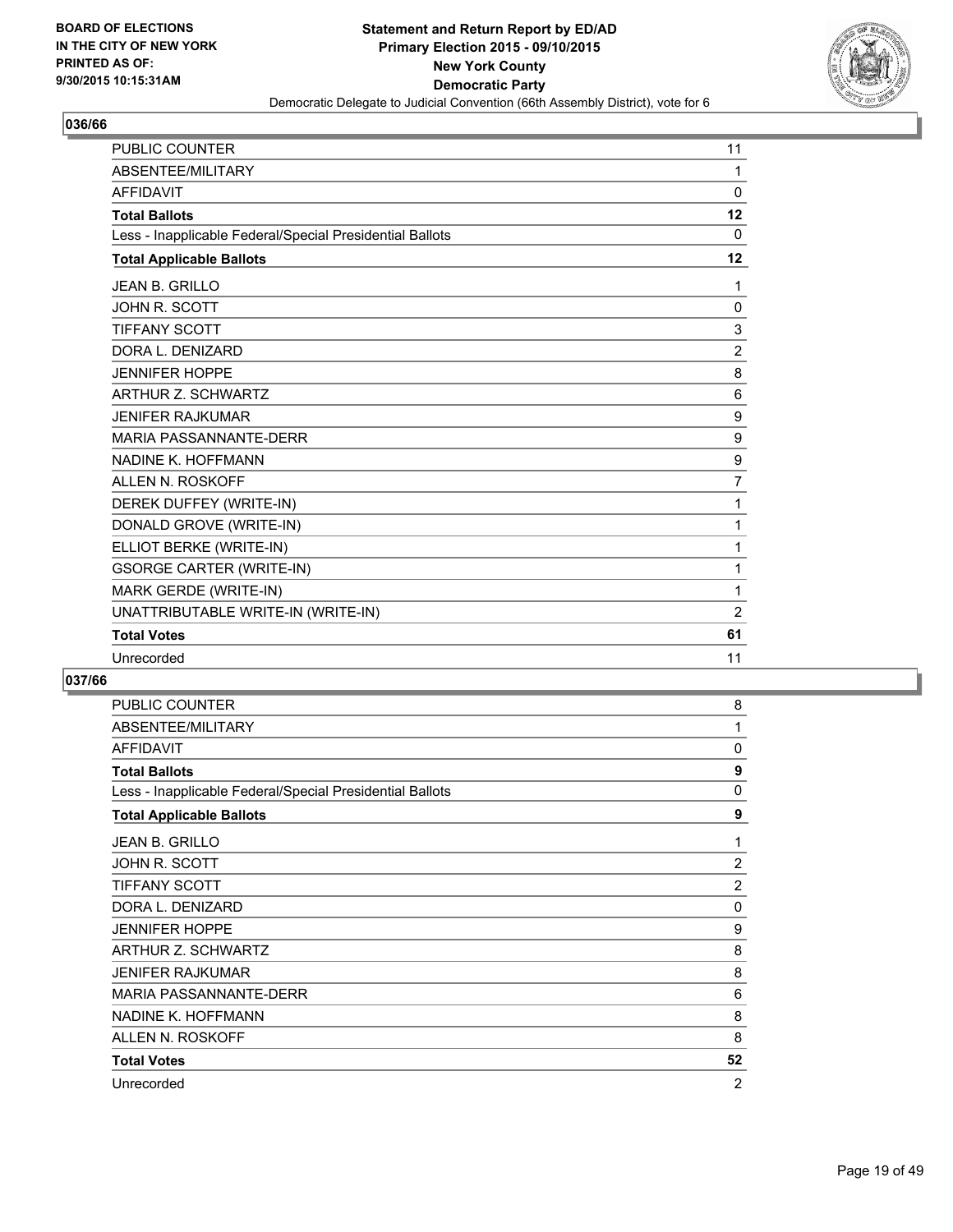**BOARD OF ELECTIONS IN THE CITY OF NEW YORK PRINTED AS OF: 9/30/2015 10:15:31AM**

**Statement and Return Report by ED/AD**
**Primary Election 2015 - 09/10/2015**
**New York County**
**Democratic Party**
Democratic Delegate to Judicial Convention (66th Assembly District), vote for 6

## 036/66

| | |
|---|---|
| PUBLIC COUNTER | 11 |
| ABSENTEE/MILITARY | 1 |
| AFFIDAVIT | 0 |
| **Total Ballots** | **12** |
| Less - Inapplicable Federal/Special Presidential Ballots | 0 |
| **Total Applicable Ballots** | **12** |
| JEAN B. GRILLO | 1 |
| JOHN R. SCOTT | 0 |
| TIFFANY SCOTT | 3 |
| DORA L. DENIZARD | 2 |
| JENNIFER HOPPE | 8 |
| ARTHUR Z. SCHWARTZ | 6 |
| JENIFER RAJKUMAR | 9 |
| MARIA PASSANNANTE-DERR | 9 |
| NADINE K. HOFFMANN | 9 |
| ALLEN N. ROSKOFF | 7 |
| DEREK DUFFEY (WRITE-IN) | 1 |
| DONALD GROVE (WRITE-IN) | 1 |
| ELLIOT BERKE (WRITE-IN) | 1 |
| GSORGE CARTER (WRITE-IN) | 1 |
| MARK GERDE (WRITE-IN) | 1 |
| UNATTRIBUTABLE WRITE-IN (WRITE-IN) | 2 |
| **Total Votes** | **61** |
| Unrecorded | 11 |

## 037/66

| | |
|---|---|
| PUBLIC COUNTER | 8 |
| ABSENTEE/MILITARY | 1 |
| AFFIDAVIT | 0 |
| **Total Ballots** | **9** |
| Less - Inapplicable Federal/Special Presidential Ballots | 0 |
| **Total Applicable Ballots** | **9** |
| JEAN B. GRILLO | 1 |
| JOHN R. SCOTT | 2 |
| TIFFANY SCOTT | 2 |
| DORA L. DENIZARD | 0 |
| JENNIFER HOPPE | 9 |
| ARTHUR Z. SCHWARTZ | 8 |
| JENIFER RAJKUMAR | 8 |
| MARIA PASSANNANTE-DERR | 6 |
| NADINE K. HOFFMANN | 8 |
| ALLEN N. ROSKOFF | 8 |
| **Total Votes** | **52** |
| Unrecorded | 2 |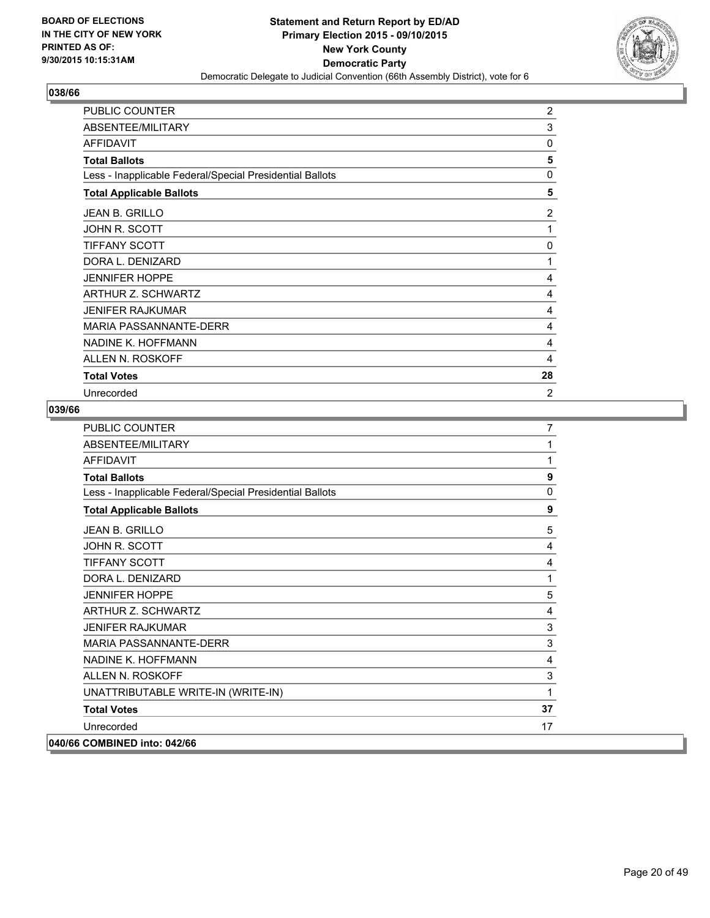**BOARD OF ELECTIONS IN THE CITY OF NEW YORK PRINTED AS OF: 9/30/2015 10:15:31AM**

**Statement and Return Report by ED/AD Primary Election 2015 - 09/10/2015 New York County Democratic Party**

Democratic Delegate to Judicial Convention (66th Assembly District), vote for 6

## 038/66

| | |
|---|---|
| PUBLIC COUNTER | 2 |
| ABSENTEE/MILITARY | 3 |
| AFFIDAVIT | 0 |
| **Total Ballots** | **5** |
| Less - Inapplicable Federal/Special Presidential Ballots | 0 |
| **Total Applicable Ballots** | **5** |
| JEAN B. GRILLO | 2 |
| JOHN R. SCOTT | 1 |
| TIFFANY SCOTT | 0 |
| DORA L. DENIZARD | 1 |
| JENNIFER HOPPE | 4 |
| ARTHUR Z. SCHWARTZ | 4 |
| JENIFER RAJKUMAR | 4 |
| MARIA PASSANNANTE-DERR | 4 |
| NADINE K. HOFFMANN | 4 |
| ALLEN N. ROSKOFF | 4 |
| **Total Votes** | **28** |
| Unrecorded | 2 |

## 039/66

| | |
|---|---|
| PUBLIC COUNTER | 7 |
| ABSENTEE/MILITARY | 1 |
| AFFIDAVIT | 1 |
| **Total Ballots** | **9** |
| Less - Inapplicable Federal/Special Presidential Ballots | 0 |
| **Total Applicable Ballots** | **9** |
| JEAN B. GRILLO | 5 |
| JOHN R. SCOTT | 4 |
| TIFFANY SCOTT | 4 |
| DORA L. DENIZARD | 1 |
| JENNIFER HOPPE | 5 |
| ARTHUR Z. SCHWARTZ | 4 |
| JENIFER RAJKUMAR | 3 |
| MARIA PASSANNANTE-DERR | 3 |
| NADINE K. HOFFMANN | 4 |
| ALLEN N. ROSKOFF | 3 |
| UNATTRIBUTABLE WRITE-IN (WRITE-IN) | 1 |
| **Total Votes** | **37** |
| Unrecorded | 17 |

## 040/66 COMBINED into: 042/66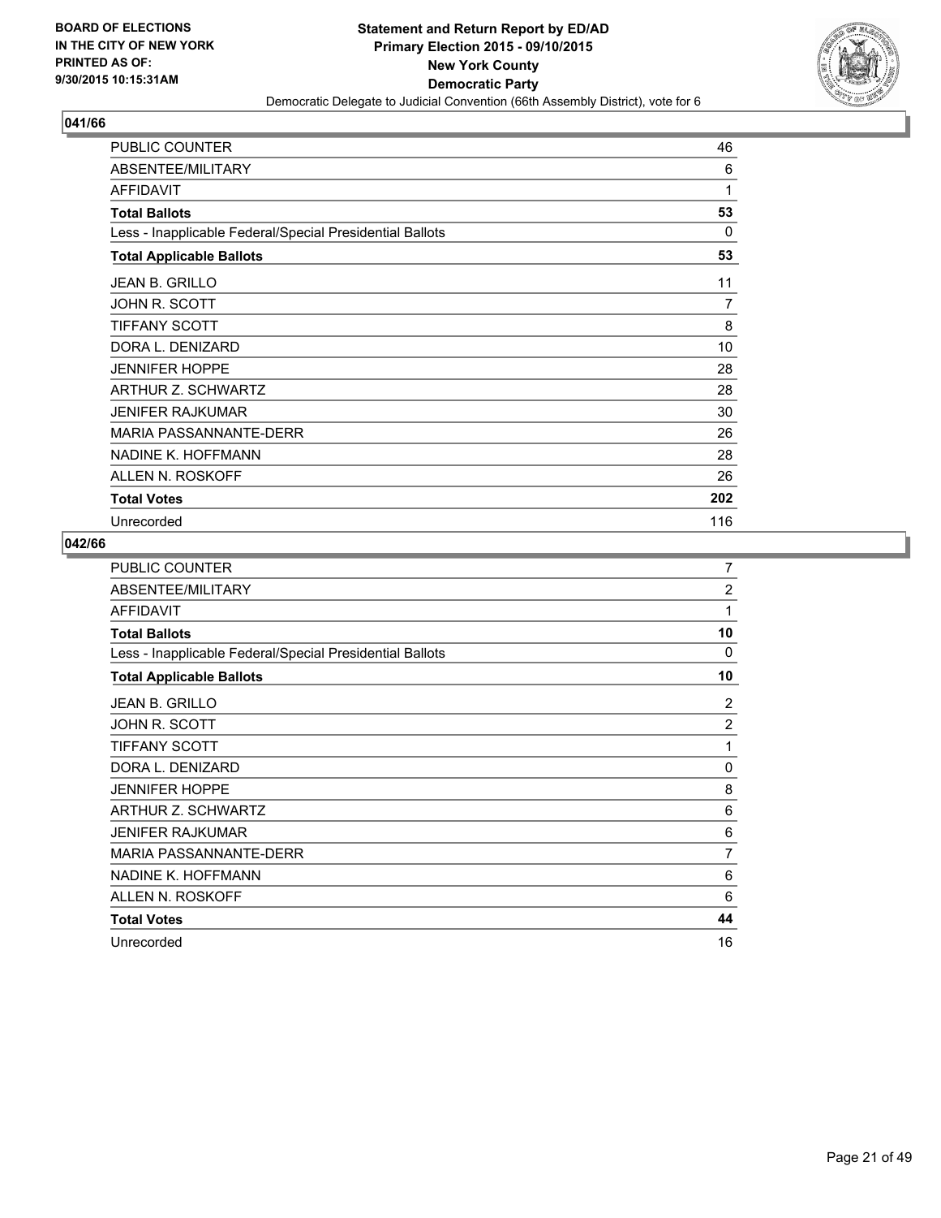**BOARD OF ELECTIONS IN THE CITY OF NEW YORK PRINTED AS OF: 9/30/2015 10:15:31AM**

**Statement and Return Report by ED/AD**
**Primary Election 2015 - 09/10/2015**
**New York County**
**Democratic Party**
Democratic Delegate to Judicial Convention (66th Assembly District), vote for 6

## 041/66

| | |
|---|---|
| PUBLIC COUNTER | 46 |
| ABSENTEE/MILITARY | 6 |
| AFFIDAVIT | 1 |
| **Total Ballots** | **53** |
| Less - Inapplicable Federal/Special Presidential Ballots | 0 |
| **Total Applicable Ballots** | **53** |
| JEAN B. GRILLO | 11 |
| JOHN R. SCOTT | 7 |
| TIFFANY SCOTT | 8 |
| DORA L. DENIZARD | 10 |
| JENNIFER HOPPE | 28 |
| ARTHUR Z. SCHWARTZ | 28 |
| JENIFER RAJKUMAR | 30 |
| MARIA PASSANNANTE-DERR | 26 |
| NADINE K. HOFFMANN | 28 |
| ALLEN N. ROSKOFF | 26 |
| **Total Votes** | **202** |
| Unrecorded | 116 |

## 042/66

| | |
|---|---|
| PUBLIC COUNTER | 7 |
| ABSENTEE/MILITARY | 2 |
| AFFIDAVIT | 1 |
| **Total Ballots** | **10** |
| Less - Inapplicable Federal/Special Presidential Ballots | 0 |
| **Total Applicable Ballots** | **10** |
| JEAN B. GRILLO | 2 |
| JOHN R. SCOTT | 2 |
| TIFFANY SCOTT | 1 |
| DORA L. DENIZARD | 0 |
| JENNIFER HOPPE | 8 |
| ARTHUR Z. SCHWARTZ | 6 |
| JENIFER RAJKUMAR | 6 |
| MARIA PASSANNANTE-DERR | 7 |
| NADINE K. HOFFMANN | 6 |
| ALLEN N. ROSKOFF | 6 |
| **Total Votes** | **44** |
| Unrecorded | 16 |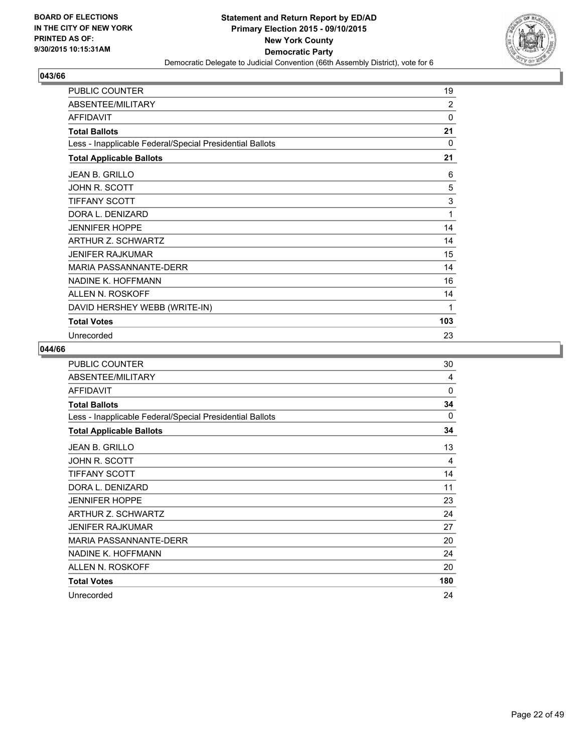BOARD OF ELECTIONS
IN THE CITY OF NEW YORK
PRINTED AS OF:
9/30/2015 10:15:31AM

**Statement and Return Report by ED/AD**
**Primary Election 2015 - 09/10/2015**
**New York County**
**Democratic Party**
Democratic Delegate to Judicial Convention (66th Assembly District), vote for 6

## 043/66

| | |
|---|---|
| PUBLIC COUNTER | 19 |
| ABSENTEE/MILITARY | 2 |
| AFFIDAVIT | 0 |
| **Total Ballots** | **21** |
| Less - Inapplicable Federal/Special Presidential Ballots | 0 |
| **Total Applicable Ballots** | **21** |
| JEAN B. GRILLO | 6 |
| JOHN R. SCOTT | 5 |
| TIFFANY SCOTT | 3 |
| DORA L. DENIZARD | 1 |
| JENNIFER HOPPE | 14 |
| ARTHUR Z. SCHWARTZ | 14 |
| JENIFER RAJKUMAR | 15 |
| MARIA PASSANNANTE-DERR | 14 |
| NADINE K. HOFFMANN | 16 |
| ALLEN N. ROSKOFF | 14 |
| DAVID HERSHEY WEBB (WRITE-IN) | 1 |
| **Total Votes** | **103** |
| Unrecorded | 23 |

## 044/66

| | |
|---|---|
| PUBLIC COUNTER | 30 |
| ABSENTEE/MILITARY | 4 |
| AFFIDAVIT | 0 |
| **Total Ballots** | **34** |
| Less - Inapplicable Federal/Special Presidential Ballots | 0 |
| **Total Applicable Ballots** | **34** |
| JEAN B. GRILLO | 13 |
| JOHN R. SCOTT | 4 |
| TIFFANY SCOTT | 14 |
| DORA L. DENIZARD | 11 |
| JENNIFER HOPPE | 23 |
| ARTHUR Z. SCHWARTZ | 24 |
| JENIFER RAJKUMAR | 27 |
| MARIA PASSANNANTE-DERR | 20 |
| NADINE K. HOFFMANN | 24 |
| ALLEN N. ROSKOFF | 20 |
| **Total Votes** | **180** |
| Unrecorded | 24 |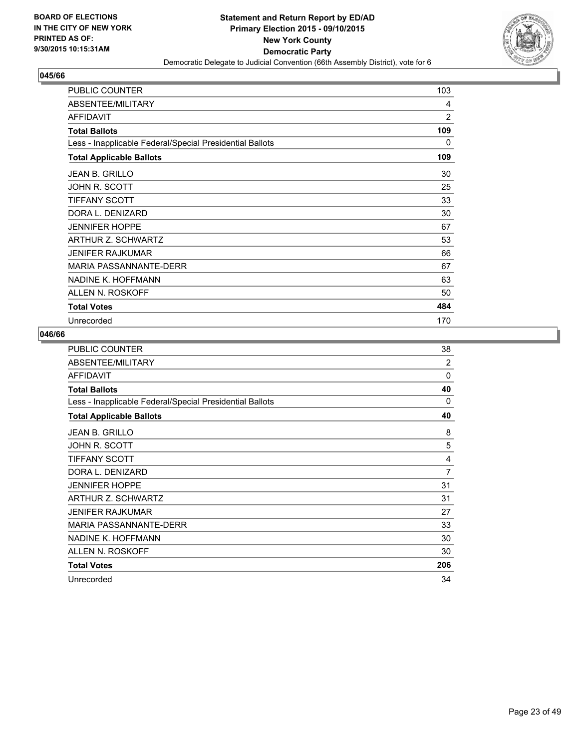BOARD OF ELECTIONS
IN THE CITY OF NEW YORK
PRINTED AS OF:
9/30/2015 10:15:31AM

**Statement and Return Report by ED/AD**
**Primary Election 2015 - 09/10/2015**
**New York County**
**Democratic Party**
Democratic Delegate to Judicial Convention (66th Assembly District), vote for 6

## 045/66

| | |
|---|---|
| PUBLIC COUNTER | 103 |
| ABSENTEE/MILITARY | 4 |
| AFFIDAVIT | 2 |
| **Total Ballots** | **109** |
| Less - Inapplicable Federal/Special Presidential Ballots | 0 |
| **Total Applicable Ballots** | **109** |
| JEAN B. GRILLO | 30 |
| JOHN R. SCOTT | 25 |
| TIFFANY SCOTT | 33 |
| DORA L. DENIZARD | 30 |
| JENNIFER HOPPE | 67 |
| ARTHUR Z. SCHWARTZ | 53 |
| JENIFER RAJKUMAR | 66 |
| MARIA PASSANNANTE-DERR | 67 |
| NADINE K. HOFFMANN | 63 |
| ALLEN N. ROSKOFF | 50 |
| **Total Votes** | **484** |
| Unrecorded | 170 |

## 046/66

| | |
|---|---|
| PUBLIC COUNTER | 38 |
| ABSENTEE/MILITARY | 2 |
| AFFIDAVIT | 0 |
| **Total Ballots** | **40** |
| Less - Inapplicable Federal/Special Presidential Ballots | 0 |
| **Total Applicable Ballots** | **40** |
| JEAN B. GRILLO | 8 |
| JOHN R. SCOTT | 5 |
| TIFFANY SCOTT | 4 |
| DORA L. DENIZARD | 7 |
| JENNIFER HOPPE | 31 |
| ARTHUR Z. SCHWARTZ | 31 |
| JENIFER RAJKUMAR | 27 |
| MARIA PASSANNANTE-DERR | 33 |
| NADINE K. HOFFMANN | 30 |
| ALLEN N. ROSKOFF | 30 |
| **Total Votes** | **206** |
| Unrecorded | 34 |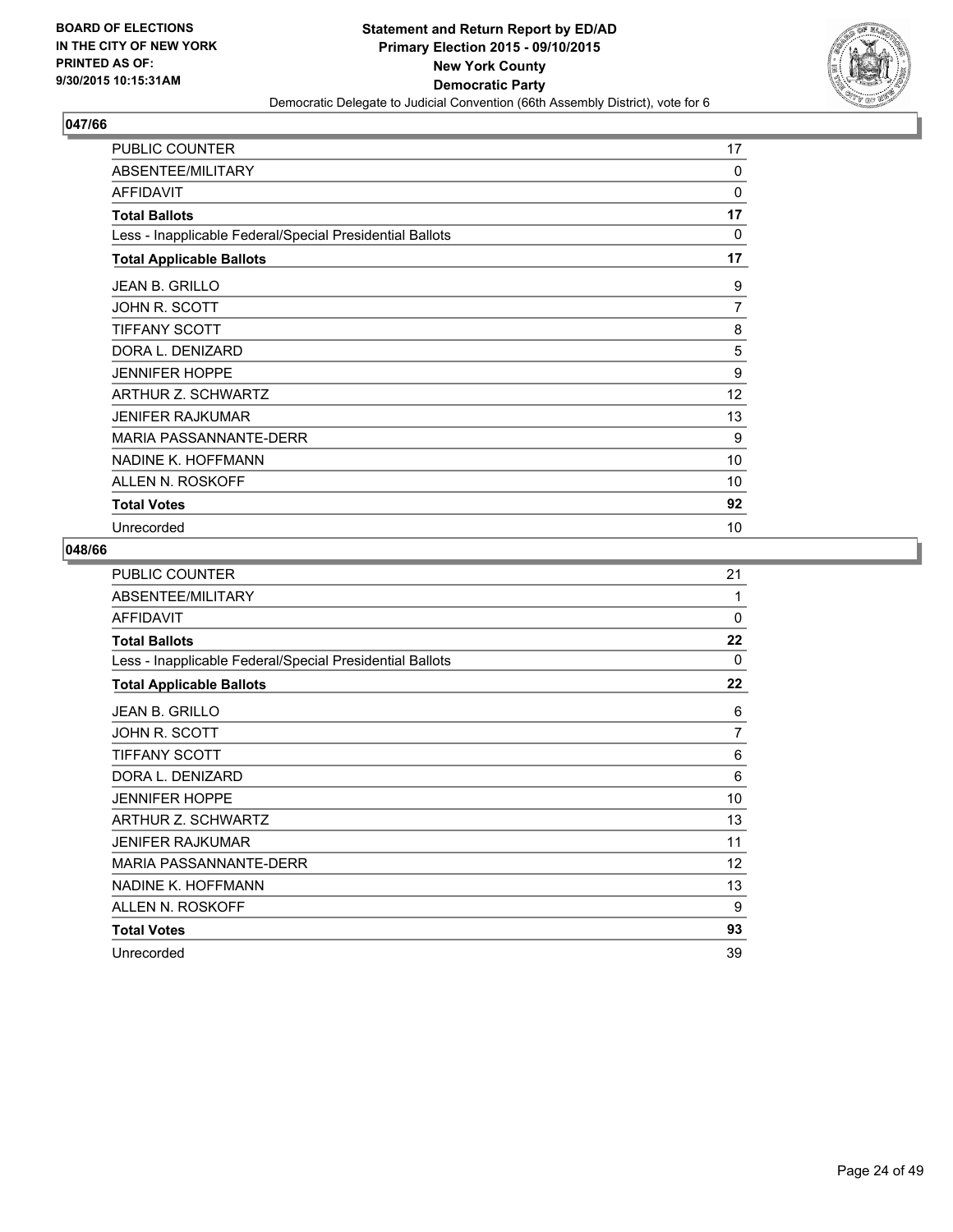**BOARD OF ELECTIONS IN THE CITY OF NEW YORK PRINTED AS OF: 9/30/2015 10:15:31AM**

**Statement and Return Report by ED/AD**
**Primary Election 2015 - 09/10/2015**
**New York County**
**Democratic Party**
Democratic Delegate to Judicial Convention (66th Assembly District), vote for 6

### 047/66

| | |
|---|---|
| PUBLIC COUNTER | 17 |
| ABSENTEE/MILITARY | 0 |
| AFFIDAVIT | 0 |
| **Total Ballots** | **17** |
| Less - Inapplicable Federal/Special Presidential Ballots | 0 |
| **Total Applicable Ballots** | **17** |
| JEAN B. GRILLO | 9 |
| JOHN R. SCOTT | 7 |
| TIFFANY SCOTT | 8 |
| DORA L. DENIZARD | 5 |
| JENNIFER HOPPE | 9 |
| ARTHUR Z. SCHWARTZ | 12 |
| JENIFER RAJKUMAR | 13 |
| MARIA PASSANNANTE-DERR | 9 |
| NADINE K. HOFFMANN | 10 |
| ALLEN N. ROSKOFF | 10 |
| **Total Votes** | **92** |
| Unrecorded | 10 |

### 048/66

| | |
|---|---|
| PUBLIC COUNTER | 21 |
| ABSENTEE/MILITARY | 1 |
| AFFIDAVIT | 0 |
| **Total Ballots** | **22** |
| Less - Inapplicable Federal/Special Presidential Ballots | 0 |
| **Total Applicable Ballots** | **22** |
| JEAN B. GRILLO | 6 |
| JOHN R. SCOTT | 7 |
| TIFFANY SCOTT | 6 |
| DORA L. DENIZARD | 6 |
| JENNIFER HOPPE | 10 |
| ARTHUR Z. SCHWARTZ | 13 |
| JENIFER RAJKUMAR | 11 |
| MARIA PASSANNANTE-DERR | 12 |
| NADINE K. HOFFMANN | 13 |
| ALLEN N. ROSKOFF | 9 |
| **Total Votes** | **93** |
| Unrecorded | 39 |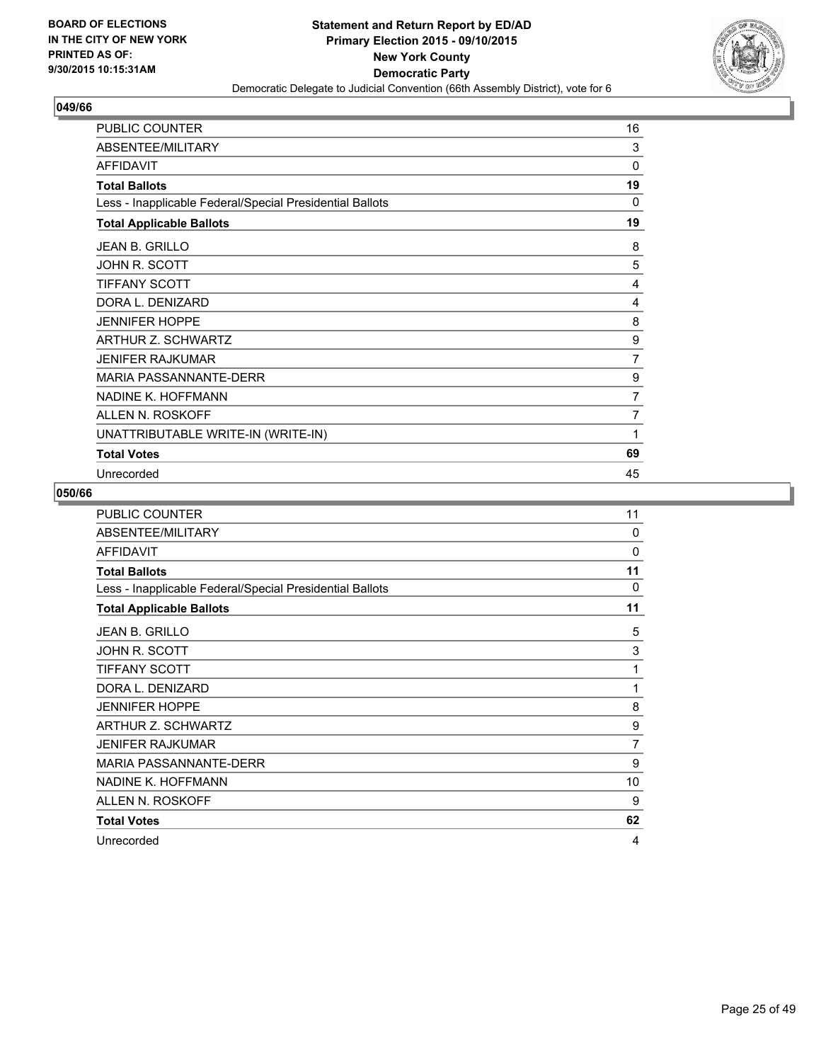**BOARD OF ELECTIONS**
**IN THE CITY OF NEW YORK**
**PRINTED AS OF:**
**9/30/2015 10:15:31AM**

**Statement and Return Report by ED/AD**
**Primary Election 2015 - 09/10/2015**
**New York County**
**Democratic Party**
Democratic Delegate to Judicial Convention (66th Assembly District), vote for 6

## 049/66

| | |
|---|---|
| PUBLIC COUNTER | 16 |
| ABSENTEE/MILITARY | 3 |
| AFFIDAVIT | 0 |
| **Total Ballots** | **19** |
| Less - Inapplicable Federal/Special Presidential Ballots | 0 |
| **Total Applicable Ballots** | **19** |
| JEAN B. GRILLO | 8 |
| JOHN R. SCOTT | 5 |
| TIFFANY SCOTT | 4 |
| DORA L. DENIZARD | 4 |
| JENNIFER HOPPE | 8 |
| ARTHUR Z. SCHWARTZ | 9 |
| JENIFER RAJKUMAR | 7 |
| MARIA PASSANNANTE-DERR | 9 |
| NADINE K. HOFFMANN | 7 |
| ALLEN N. ROSKOFF | 7 |
| UNATTRIBUTABLE WRITE-IN (WRITE-IN) | 1 |
| **Total Votes** | **69** |
| Unrecorded | 45 |

## 050/66

| | |
|---|---|
| PUBLIC COUNTER | 11 |
| ABSENTEE/MILITARY | 0 |
| AFFIDAVIT | 0 |
| **Total Ballots** | **11** |
| Less - Inapplicable Federal/Special Presidential Ballots | 0 |
| **Total Applicable Ballots** | **11** |
| JEAN B. GRILLO | 5 |
| JOHN R. SCOTT | 3 |
| TIFFANY SCOTT | 1 |
| DORA L. DENIZARD | 1 |
| JENNIFER HOPPE | 8 |
| ARTHUR Z. SCHWARTZ | 9 |
| JENIFER RAJKUMAR | 7 |
| MARIA PASSANNANTE-DERR | 9 |
| NADINE K. HOFFMANN | 10 |
| ALLEN N. ROSKOFF | 9 |
| **Total Votes** | **62** |
| Unrecorded | 4 |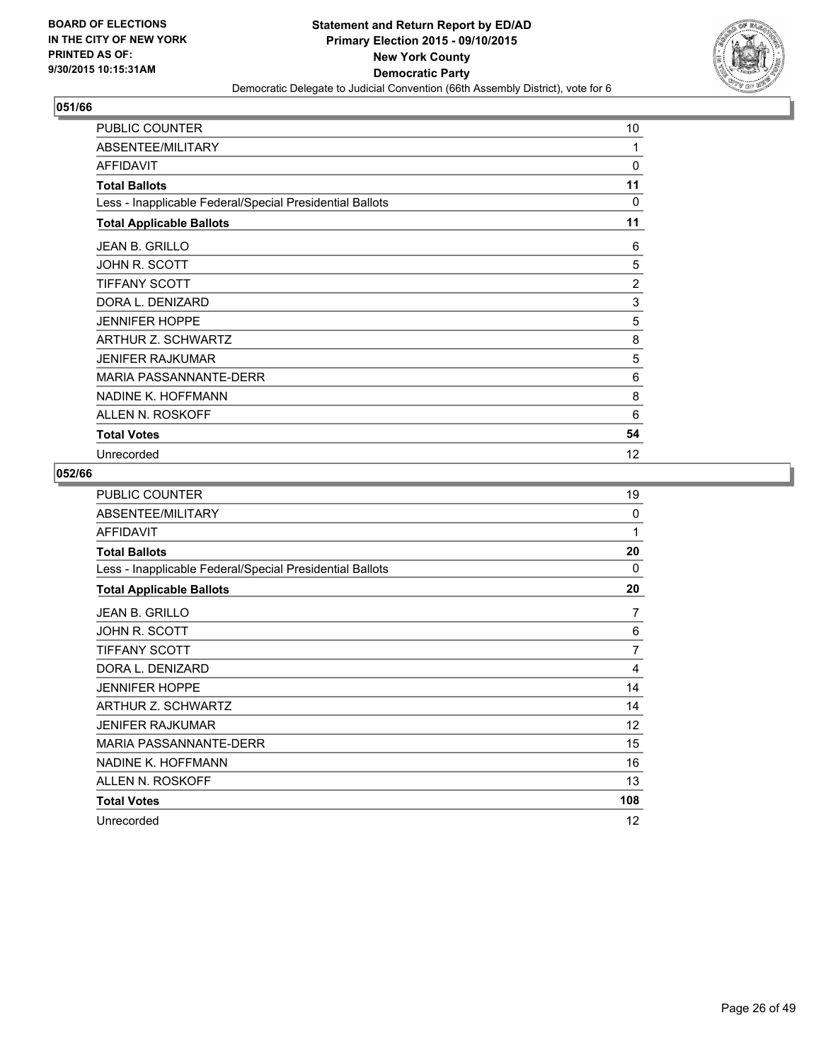BOARD OF ELECTIONS
IN THE CITY OF NEW YORK
PRINTED AS OF:
9/30/2015 10:15:31AM

**Statement and Return Report by ED/AD**
**Primary Election 2015 - 09/10/2015**
**New York County**
**Democratic Party**
Democratic Delegate to Judicial Convention (66th Assembly District), vote for 6

## 051/66

| | |
|---|---|
| PUBLIC COUNTER | 10 |
| ABSENTEE/MILITARY | 1 |
| AFFIDAVIT | 0 |
| **Total Ballots** | **11** |
| Less - Inapplicable Federal/Special Presidential Ballots | 0 |
| **Total Applicable Ballots** | **11** |
| JEAN B. GRILLO | 6 |
| JOHN R. SCOTT | 5 |
| TIFFANY SCOTT | 2 |
| DORA L. DENIZARD | 3 |
| JENNIFER HOPPE | 5 |
| ARTHUR Z. SCHWARTZ | 8 |
| JENIFER RAJKUMAR | 5 |
| MARIA PASSANNANTE-DERR | 6 |
| NADINE K. HOFFMANN | 8 |
| ALLEN N. ROSKOFF | 6 |
| **Total Votes** | **54** |
| Unrecorded | 12 |

## 052/66

| | |
|---|---|
| PUBLIC COUNTER | 19 |
| ABSENTEE/MILITARY | 0 |
| AFFIDAVIT | 1 |
| **Total Ballots** | **20** |
| Less - Inapplicable Federal/Special Presidential Ballots | 0 |
| **Total Applicable Ballots** | **20** |
| JEAN B. GRILLO | 7 |
| JOHN R. SCOTT | 6 |
| TIFFANY SCOTT | 7 |
| DORA L. DENIZARD | 4 |
| JENNIFER HOPPE | 14 |
| ARTHUR Z. SCHWARTZ | 14 |
| JENIFER RAJKUMAR | 12 |
| MARIA PASSANNANTE-DERR | 15 |
| NADINE K. HOFFMANN | 16 |
| ALLEN N. ROSKOFF | 13 |
| **Total Votes** | **108** |
| Unrecorded | 12 |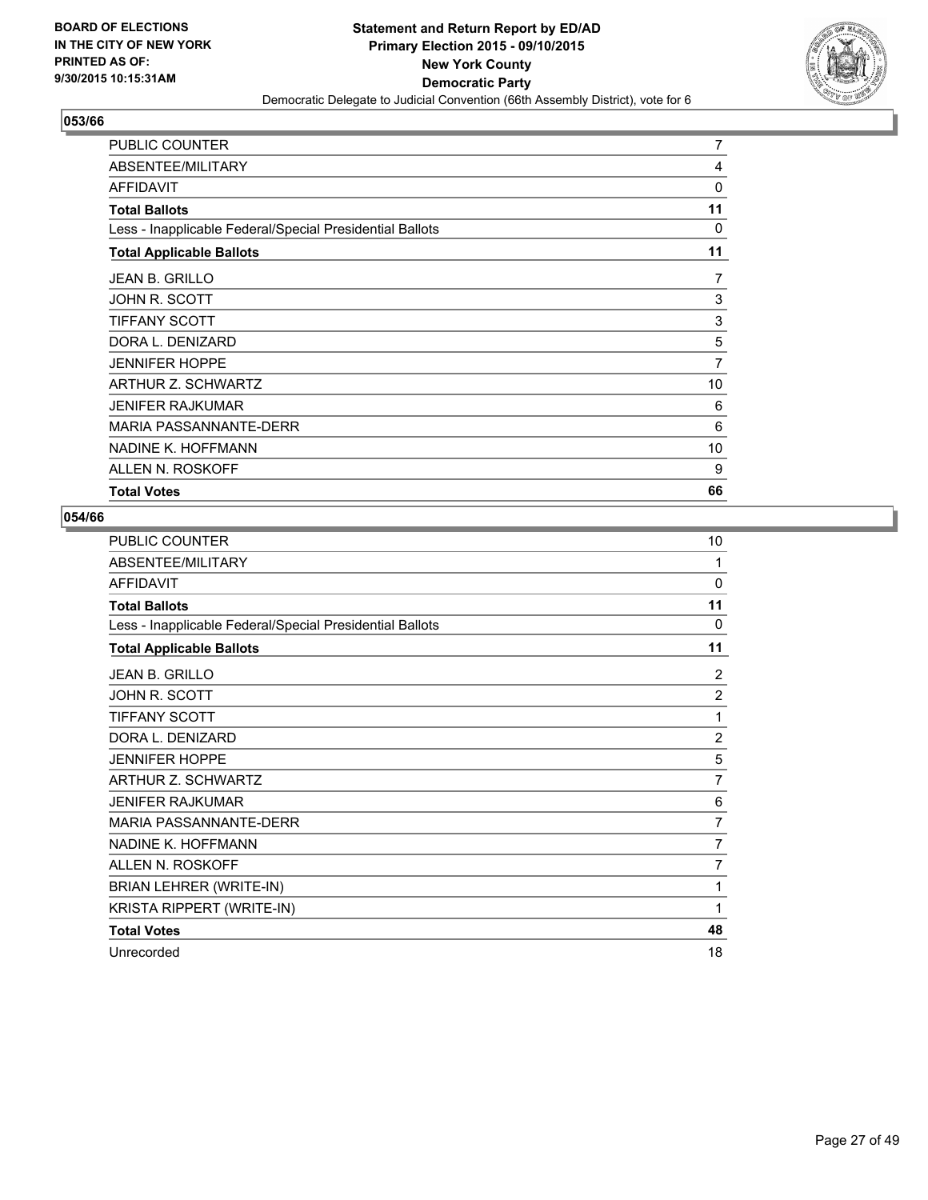BOARD OF ELECTIONS
IN THE CITY OF NEW YORK
PRINTED AS OF:
9/30/2015 10:15:31AM

**Statement and Return Report by ED/AD**
**Primary Election 2015 - 09/10/2015**
**New York County**
**Democratic Party**
Democratic Delegate to Judicial Convention (66th Assembly District), vote for 6

## 053/66

| | |
|---|---|
| PUBLIC COUNTER | 7 |
| ABSENTEE/MILITARY | 4 |
| AFFIDAVIT | 0 |
| **Total Ballots** | **11** |
| Less - Inapplicable Federal/Special Presidential Ballots | 0 |
| **Total Applicable Ballots** | **11** |
| JEAN B. GRILLO | 7 |
| JOHN R. SCOTT | 3 |
| TIFFANY SCOTT | 3 |
| DORA L. DENIZARD | 5 |
| JENNIFER HOPPE | 7 |
| ARTHUR Z. SCHWARTZ | 10 |
| JENIFER RAJKUMAR | 6 |
| MARIA PASSANNANTE-DERR | 6 |
| NADINE K. HOFFMANN | 10 |
| ALLEN N. ROSKOFF | 9 |
| **Total Votes** | **66** |

## 054/66

| | |
|---|---|
| PUBLIC COUNTER | 10 |
| ABSENTEE/MILITARY | 1 |
| AFFIDAVIT | 0 |
| **Total Ballots** | **11** |
| Less - Inapplicable Federal/Special Presidential Ballots | 0 |
| **Total Applicable Ballots** | **11** |
| JEAN B. GRILLO | 2 |
| JOHN R. SCOTT | 2 |
| TIFFANY SCOTT | 1 |
| DORA L. DENIZARD | 2 |
| JENNIFER HOPPE | 5 |
| ARTHUR Z. SCHWARTZ | 7 |
| JENIFER RAJKUMAR | 6 |
| MARIA PASSANNANTE-DERR | 7 |
| NADINE K. HOFFMANN | 7 |
| ALLEN N. ROSKOFF | 7 |
| BRIAN LEHRER (WRITE-IN) | 1 |
| KRISTA RIPPERT (WRITE-IN) | 1 |
| **Total Votes** | **48** |
| Unrecorded | 18 |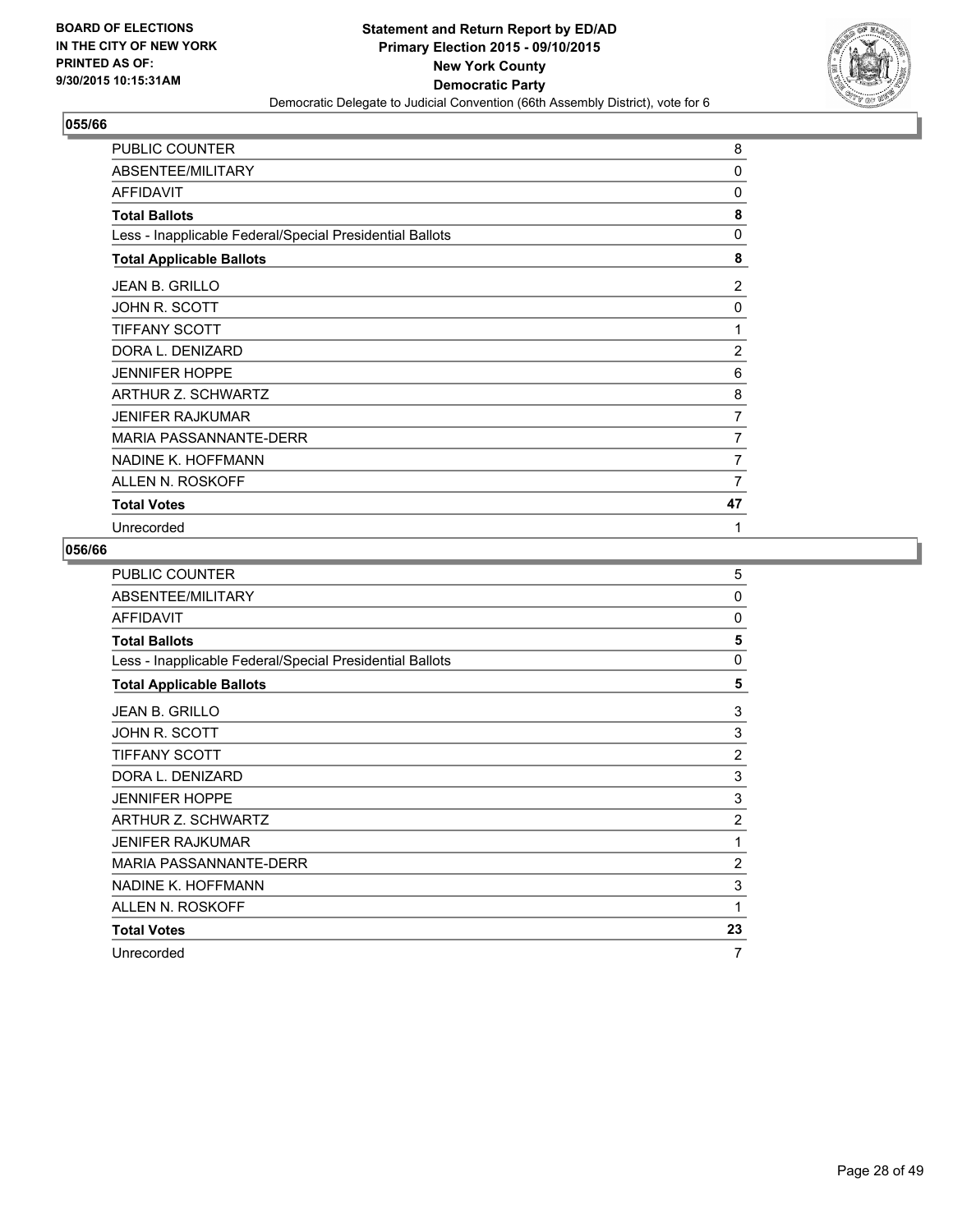**BOARD OF ELECTIONS IN THE CITY OF NEW YORK PRINTED AS OF: 9/30/2015 10:15:31AM**

**Statement and Return Report by ED/AD**
**Primary Election 2015 - 09/10/2015**
**New York County**
**Democratic Party**
Democratic Delegate to Judicial Convention (66th Assembly District), vote for 6

### 055/66

| | |
|---|---|
| PUBLIC COUNTER | 8 |
| ABSENTEE/MILITARY | 0 |
| AFFIDAVIT | 0 |
| **Total Ballots** | **8** |
| Less - Inapplicable Federal/Special Presidential Ballots | 0 |
| **Total Applicable Ballots** | **8** |
| JEAN B. GRILLO | 2 |
| JOHN R. SCOTT | 0 |
| TIFFANY SCOTT | 1 |
| DORA L. DENIZARD | 2 |
| JENNIFER HOPPE | 6 |
| ARTHUR Z. SCHWARTZ | 8 |
| JENIFER RAJKUMAR | 7 |
| MARIA PASSANNANTE-DERR | 7 |
| NADINE K. HOFFMANN | 7 |
| ALLEN N. ROSKOFF | 7 |
| **Total Votes** | **47** |
| Unrecorded | 1 |

### 056/66

| | |
|---|---|
| PUBLIC COUNTER | 5 |
| ABSENTEE/MILITARY | 0 |
| AFFIDAVIT | 0 |
| **Total Ballots** | **5** |
| Less - Inapplicable Federal/Special Presidential Ballots | 0 |
| **Total Applicable Ballots** | **5** |
| JEAN B. GRILLO | 3 |
| JOHN R. SCOTT | 3 |
| TIFFANY SCOTT | 2 |
| DORA L. DENIZARD | 3 |
| JENNIFER HOPPE | 3 |
| ARTHUR Z. SCHWARTZ | 2 |
| JENIFER RAJKUMAR | 1 |
| MARIA PASSANNANTE-DERR | 2 |
| NADINE K. HOFFMANN | 3 |
| ALLEN N. ROSKOFF | 1 |
| **Total Votes** | **23** |
| Unrecorded | 7 |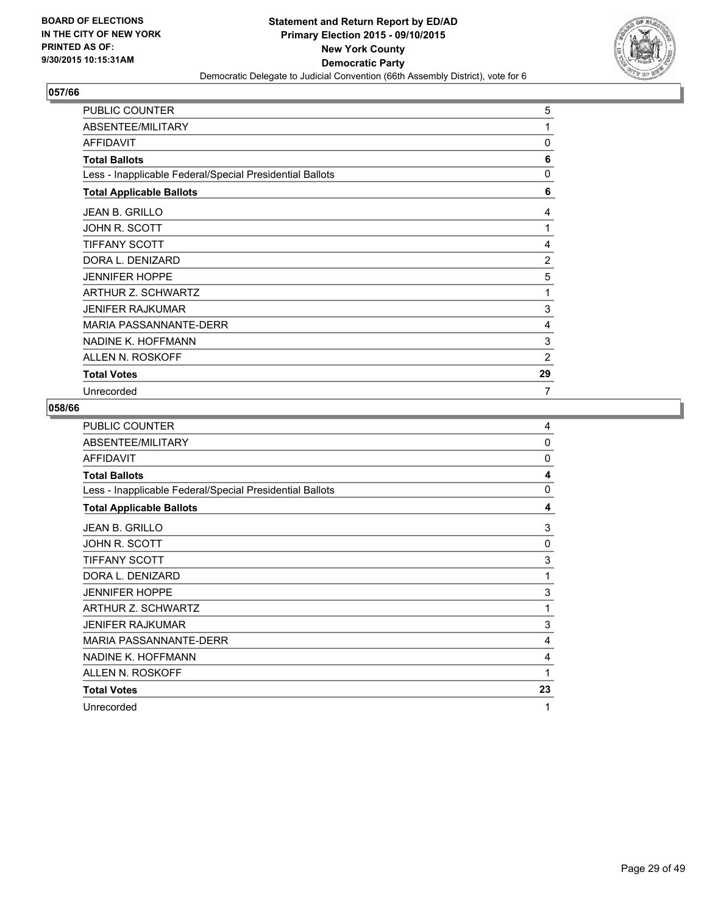**BOARD OF ELECTIONS IN THE CITY OF NEW YORK PRINTED AS OF: 9/30/2015 10:15:31AM**

**Statement and Return Report by ED/AD Primary Election 2015 - 09/10/2015 New York County Democratic Party**

Democratic Delegate to Judicial Convention (66th Assembly District), vote for 6

## 057/66

| | |
|---|---|
| PUBLIC COUNTER | 5 |
| ABSENTEE/MILITARY | 1 |
| AFFIDAVIT | 0 |
| **Total Ballots** | **6** |
| Less - Inapplicable Federal/Special Presidential Ballots | 0 |
| **Total Applicable Ballots** | **6** |
| JEAN B. GRILLO | 4 |
| JOHN R. SCOTT | 1 |
| TIFFANY SCOTT | 4 |
| DORA L. DENIZARD | 2 |
| JENNIFER HOPPE | 5 |
| ARTHUR Z. SCHWARTZ | 1 |
| JENIFER RAJKUMAR | 3 |
| MARIA PASSANNANTE-DERR | 4 |
| NADINE K. HOFFMANN | 3 |
| ALLEN N. ROSKOFF | 2 |
| **Total Votes** | **29** |
| Unrecorded | 7 |

## 058/66

| | |
|---|---|
| PUBLIC COUNTER | 4 |
| ABSENTEE/MILITARY | 0 |
| AFFIDAVIT | 0 |
| **Total Ballots** | **4** |
| Less - Inapplicable Federal/Special Presidential Ballots | 0 |
| **Total Applicable Ballots** | **4** |
| JEAN B. GRILLO | 3 |
| JOHN R. SCOTT | 0 |
| TIFFANY SCOTT | 3 |
| DORA L. DENIZARD | 1 |
| JENNIFER HOPPE | 3 |
| ARTHUR Z. SCHWARTZ | 1 |
| JENIFER RAJKUMAR | 3 |
| MARIA PASSANNANTE-DERR | 4 |
| NADINE K. HOFFMANN | 4 |
| ALLEN N. ROSKOFF | 1 |
| **Total Votes** | **23** |
| Unrecorded | 1 |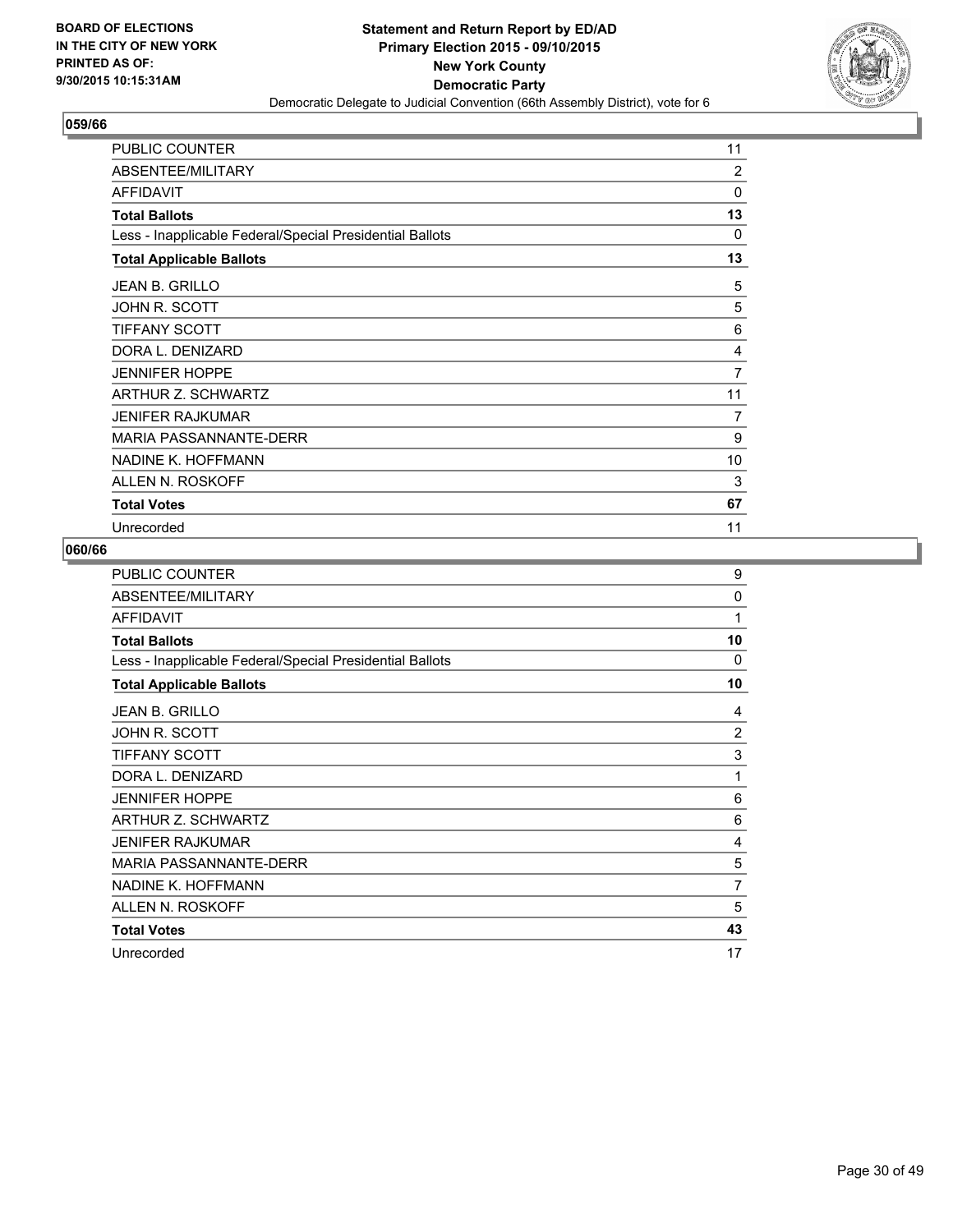BOARD OF ELECTIONS
IN THE CITY OF NEW YORK
PRINTED AS OF:
9/30/2015 10:15:31AM

**Statement and Return Report by ED/AD**
**Primary Election 2015 - 09/10/2015**
**New York County**
**Democratic Party**
Democratic Delegate to Judicial Convention (66th Assembly District), vote for 6

## 059/66

| | |
|---|---|
| PUBLIC COUNTER | 11 |
| ABSENTEE/MILITARY | 2 |
| AFFIDAVIT | 0 |
| **Total Ballots** | **13** |
| Less - Inapplicable Federal/Special Presidential Ballots | 0 |
| **Total Applicable Ballots** | **13** |
| JEAN B. GRILLO | 5 |
| JOHN R. SCOTT | 5 |
| TIFFANY SCOTT | 6 |
| DORA L. DENIZARD | 4 |
| JENNIFER HOPPE | 7 |
| ARTHUR Z. SCHWARTZ | 11 |
| JENIFER RAJKUMAR | 7 |
| MARIA PASSANNANTE-DERR | 9 |
| NADINE K. HOFFMANN | 10 |
| ALLEN N. ROSKOFF | 3 |
| **Total Votes** | **67** |
| Unrecorded | 11 |

## 060/66

| | |
|---|---|
| PUBLIC COUNTER | 9 |
| ABSENTEE/MILITARY | 0 |
| AFFIDAVIT | 1 |
| **Total Ballots** | **10** |
| Less - Inapplicable Federal/Special Presidential Ballots | 0 |
| **Total Applicable Ballots** | **10** |
| JEAN B. GRILLO | 4 |
| JOHN R. SCOTT | 2 |
| TIFFANY SCOTT | 3 |
| DORA L. DENIZARD | 1 |
| JENNIFER HOPPE | 6 |
| ARTHUR Z. SCHWARTZ | 6 |
| JENIFER RAJKUMAR | 4 |
| MARIA PASSANNANTE-DERR | 5 |
| NADINE K. HOFFMANN | 7 |
| ALLEN N. ROSKOFF | 5 |
| **Total Votes** | **43** |
| Unrecorded | 17 |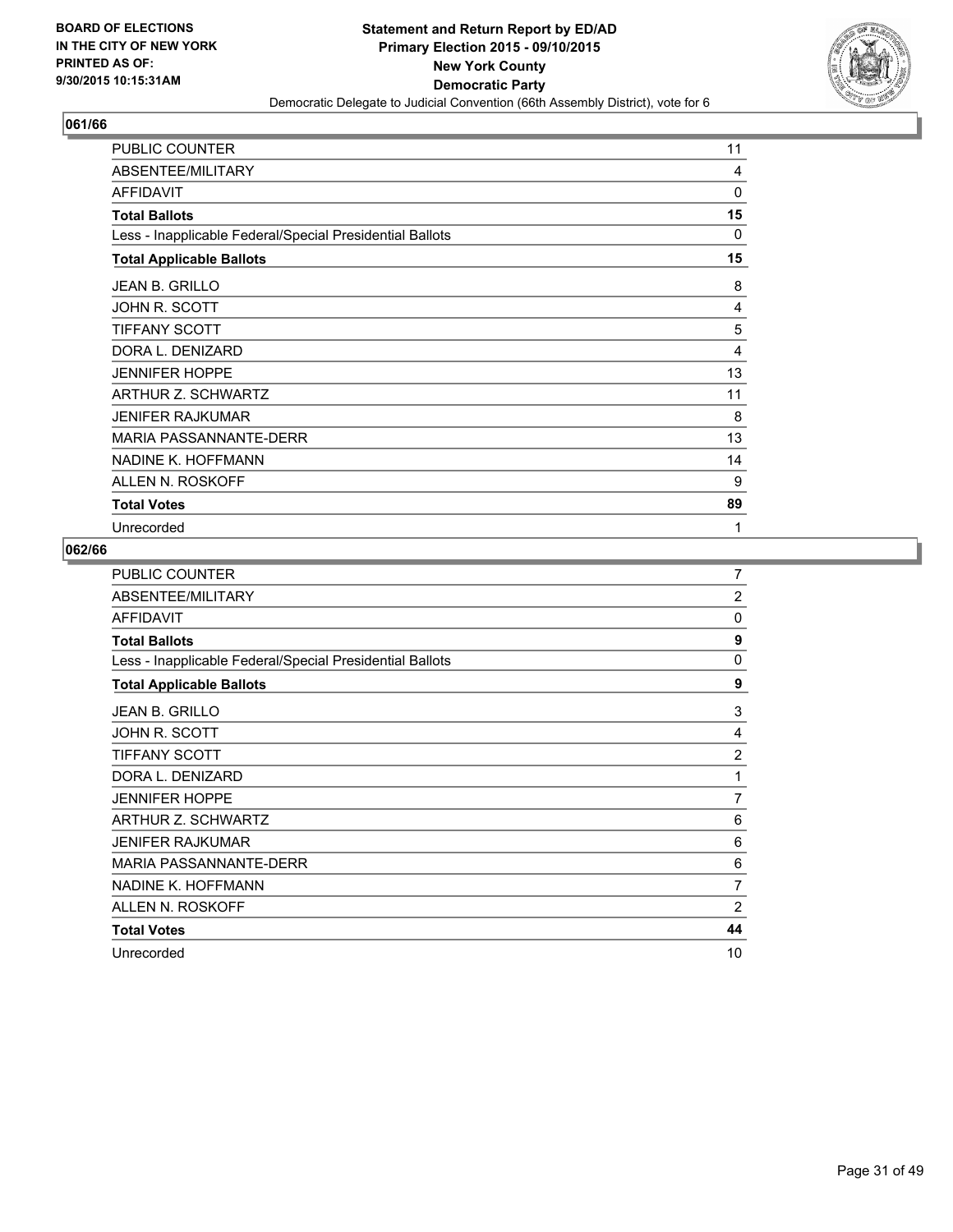BOARD OF ELECTIONS
IN THE CITY OF NEW YORK
PRINTED AS OF:
9/30/2015 10:15:31AM

**Statement and Return Report by ED/AD**
**Primary Election 2015 - 09/10/2015**
**New York County**
**Democratic Party**
Democratic Delegate to Judicial Convention (66th Assembly District), vote for 6

## 061/66

| | |
|---|---|
| PUBLIC COUNTER | 11 |
| ABSENTEE/MILITARY | 4 |
| AFFIDAVIT | 0 |
| **Total Ballots** | **15** |
| Less - Inapplicable Federal/Special Presidential Ballots | 0 |
| **Total Applicable Ballots** | **15** |
| JEAN B. GRILLO | 8 |
| JOHN R. SCOTT | 4 |
| TIFFANY SCOTT | 5 |
| DORA L. DENIZARD | 4 |
| JENNIFER HOPPE | 13 |
| ARTHUR Z. SCHWARTZ | 11 |
| JENIFER RAJKUMAR | 8 |
| MARIA PASSANNANTE-DERR | 13 |
| NADINE K. HOFFMANN | 14 |
| ALLEN N. ROSKOFF | 9 |
| **Total Votes** | **89** |
| Unrecorded | 1 |

## 062/66

| | |
|---|---|
| PUBLIC COUNTER | 7 |
| ABSENTEE/MILITARY | 2 |
| AFFIDAVIT | 0 |
| **Total Ballots** | **9** |
| Less - Inapplicable Federal/Special Presidential Ballots | 0 |
| **Total Applicable Ballots** | **9** |
| JEAN B. GRILLO | 3 |
| JOHN R. SCOTT | 4 |
| TIFFANY SCOTT | 2 |
| DORA L. DENIZARD | 1 |
| JENNIFER HOPPE | 7 |
| ARTHUR Z. SCHWARTZ | 6 |
| JENIFER RAJKUMAR | 6 |
| MARIA PASSANNANTE-DERR | 6 |
| NADINE K. HOFFMANN | 7 |
| ALLEN N. ROSKOFF | 2 |
| **Total Votes** | **44** |
| Unrecorded | 10 |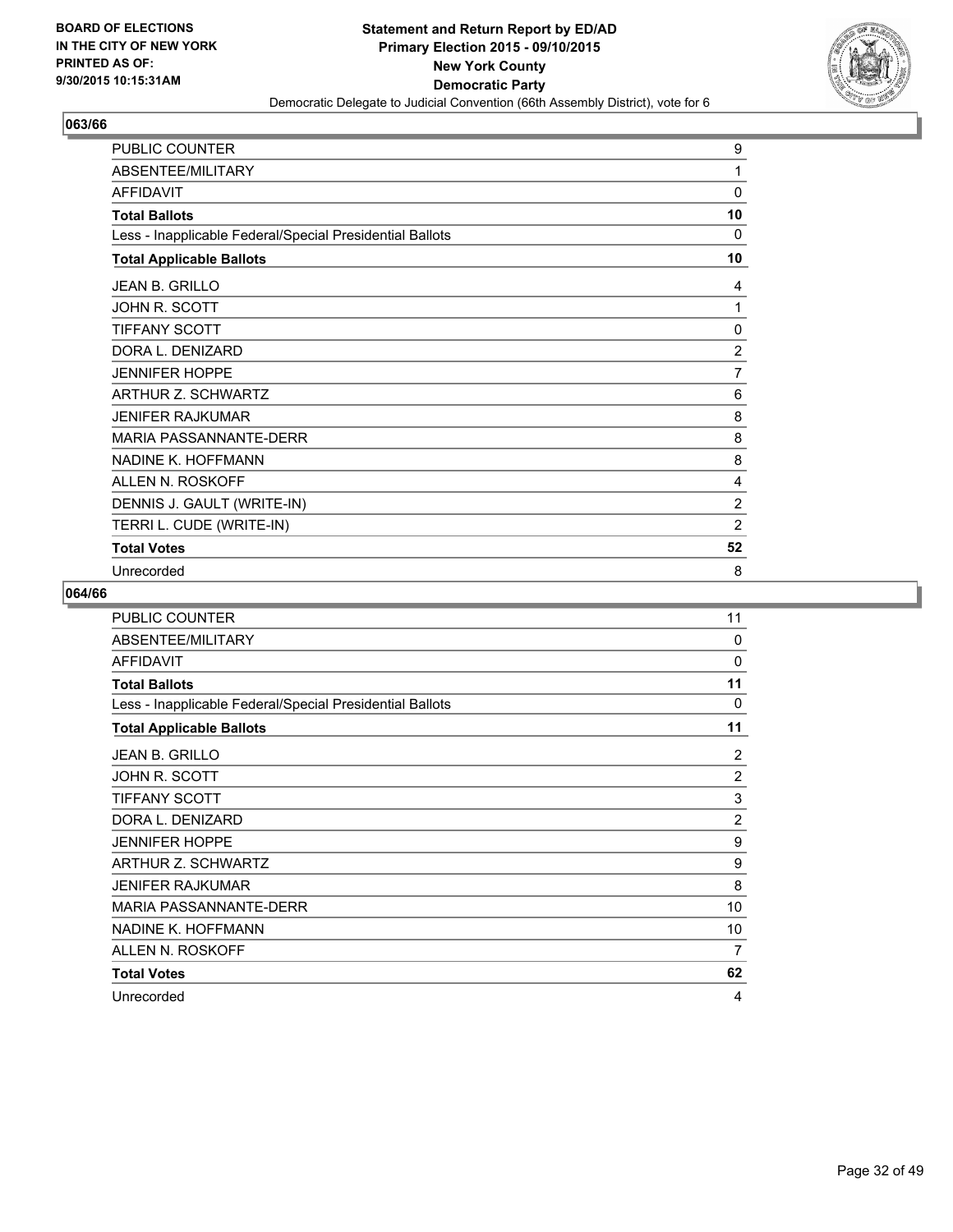**BOARD OF ELECTIONS IN THE CITY OF NEW YORK PRINTED AS OF: 9/30/2015 10:15:31AM**

**Statement and Return Report by ED/AD Primary Election 2015 - 09/10/2015 New York County Democratic Party**

Democratic Delegate to Judicial Convention (66th Assembly District), vote for 6

## 063/66

| | |
|---|---|
| PUBLIC COUNTER | 9 |
| ABSENTEE/MILITARY | 1 |
| AFFIDAVIT | 0 |
| **Total Ballots** | **10** |
| Less - Inapplicable Federal/Special Presidential Ballots | 0 |
| **Total Applicable Ballots** | **10** |
| JEAN B. GRILLO | 4 |
| JOHN R. SCOTT | 1 |
| TIFFANY SCOTT | 0 |
| DORA L. DENIZARD | 2 |
| JENNIFER HOPPE | 7 |
| ARTHUR Z. SCHWARTZ | 6 |
| JENIFER RAJKUMAR | 8 |
| MARIA PASSANNANTE-DERR | 8 |
| NADINE K. HOFFMANN | 8 |
| ALLEN N. ROSKOFF | 4 |
| DENNIS J. GAULT (WRITE-IN) | 2 |
| TERRI L. CUDE (WRITE-IN) | 2 |
| **Total Votes** | **52** |
| Unrecorded | 8 |

## 064/66

| | |
|---|---|
| PUBLIC COUNTER | 11 |
| ABSENTEE/MILITARY | 0 |
| AFFIDAVIT | 0 |
| **Total Ballots** | **11** |
| Less - Inapplicable Federal/Special Presidential Ballots | 0 |
| **Total Applicable Ballots** | **11** |
| JEAN B. GRILLO | 2 |
| JOHN R. SCOTT | 2 |
| TIFFANY SCOTT | 3 |
| DORA L. DENIZARD | 2 |
| JENNIFER HOPPE | 9 |
| ARTHUR Z. SCHWARTZ | 9 |
| JENIFER RAJKUMAR | 8 |
| MARIA PASSANNANTE-DERR | 10 |
| NADINE K. HOFFMANN | 10 |
| ALLEN N. ROSKOFF | 7 |
| **Total Votes** | **62** |
| Unrecorded | 4 |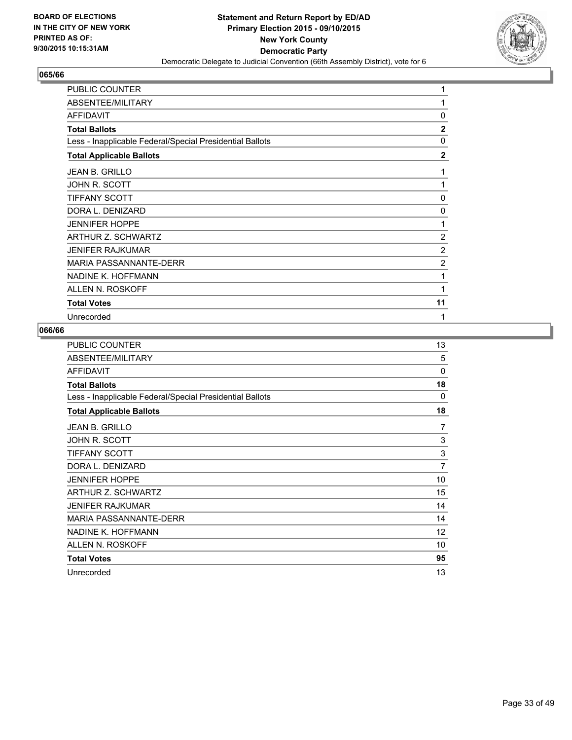**BOARD OF ELECTIONS IN THE CITY OF NEW YORK PRINTED AS OF: 9/30/2015 10:15:31AM**

**Statement and Return Report by ED/AD**
**Primary Election 2015 - 09/10/2015**
**New York County**
**Democratic Party**
Democratic Delegate to Judicial Convention (66th Assembly District), vote for 6

## 065/66

| | |
|---|---|
| PUBLIC COUNTER | 1 |
| ABSENTEE/MILITARY | 1 |
| AFFIDAVIT | 0 |
| **Total Ballots** | **2** |
| Less - Inapplicable Federal/Special Presidential Ballots | 0 |
| **Total Applicable Ballots** | **2** |
| JEAN B. GRILLO | 1 |
| JOHN R. SCOTT | 1 |
| TIFFANY SCOTT | 0 |
| DORA L. DENIZARD | 0 |
| JENNIFER HOPPE | 1 |
| ARTHUR Z. SCHWARTZ | 2 |
| JENIFER RAJKUMAR | 2 |
| MARIA PASSANNANTE-DERR | 2 |
| NADINE K. HOFFMANN | 1 |
| ALLEN N. ROSKOFF | 1 |
| **Total Votes** | **11** |
| Unrecorded | 1 |

## 066/66

| | |
|---|---|
| PUBLIC COUNTER | 13 |
| ABSENTEE/MILITARY | 5 |
| AFFIDAVIT | 0 |
| **Total Ballots** | **18** |
| Less - Inapplicable Federal/Special Presidential Ballots | 0 |
| **Total Applicable Ballots** | **18** |
| JEAN B. GRILLO | 7 |
| JOHN R. SCOTT | 3 |
| TIFFANY SCOTT | 3 |
| DORA L. DENIZARD | 7 |
| JENNIFER HOPPE | 10 |
| ARTHUR Z. SCHWARTZ | 15 |
| JENIFER RAJKUMAR | 14 |
| MARIA PASSANNANTE-DERR | 14 |
| NADINE K. HOFFMANN | 12 |
| ALLEN N. ROSKOFF | 10 |
| **Total Votes** | **95** |
| Unrecorded | 13 |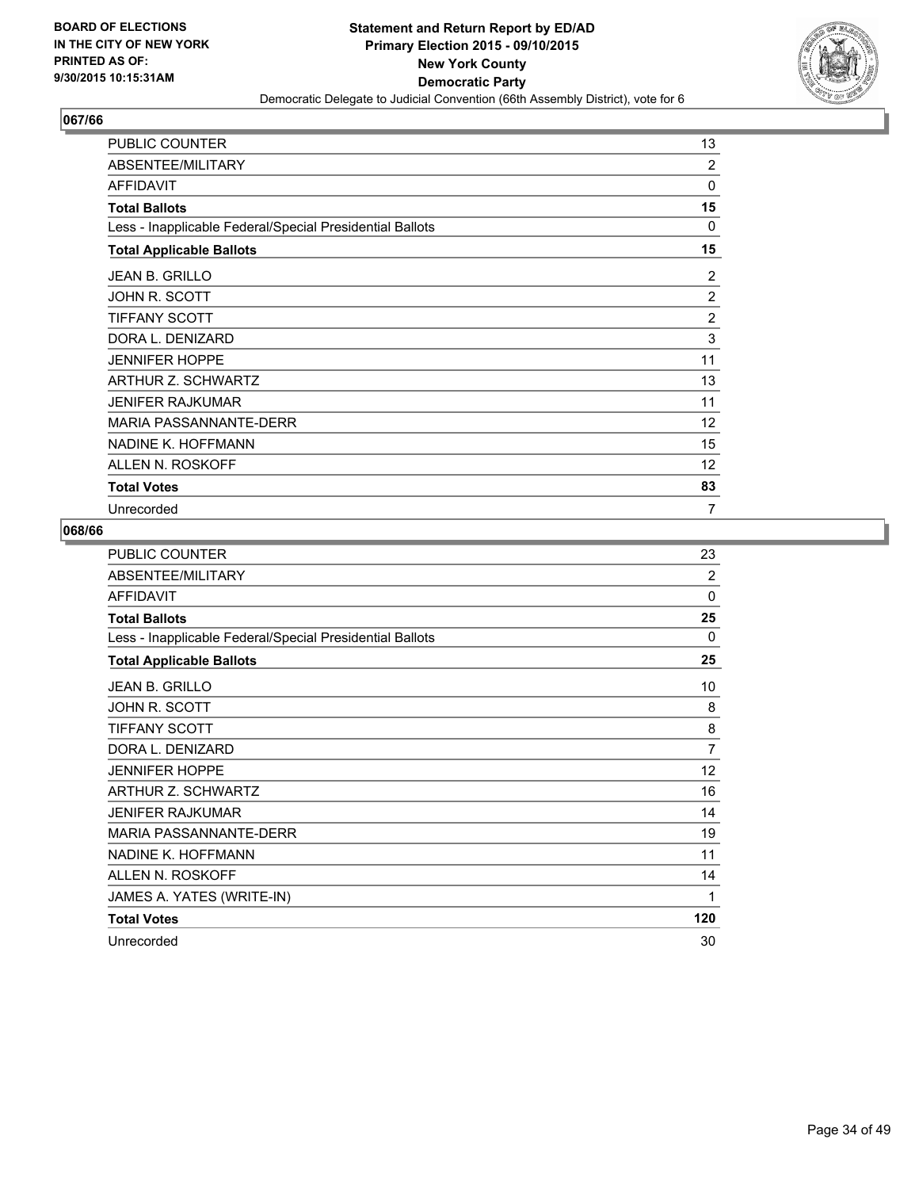BOARD OF ELECTIONS
IN THE CITY OF NEW YORK
PRINTED AS OF:
9/30/2015 10:15:31AM

**Statement and Return Report by ED/AD**
**Primary Election 2015 - 09/10/2015**
**New York County**
**Democratic Party**
Democratic Delegate to Judicial Convention (66th Assembly District), vote for 6

## 067/66

| | |
|---|---|
| PUBLIC COUNTER | 13 |
| ABSENTEE/MILITARY | 2 |
| AFFIDAVIT | 0 |
| **Total Ballots** | **15** |
| Less - Inapplicable Federal/Special Presidential Ballots | 0 |
| **Total Applicable Ballots** | **15** |
| JEAN B. GRILLO | 2 |
| JOHN R. SCOTT | 2 |
| TIFFANY SCOTT | 2 |
| DORA L. DENIZARD | 3 |
| JENNIFER HOPPE | 11 |
| ARTHUR Z. SCHWARTZ | 13 |
| JENIFER RAJKUMAR | 11 |
| MARIA PASSANNANTE-DERR | 12 |
| NADINE K. HOFFMANN | 15 |
| ALLEN N. ROSKOFF | 12 |
| **Total Votes** | **83** |
| Unrecorded | 7 |

## 068/66

| | |
|---|---|
| PUBLIC COUNTER | 23 |
| ABSENTEE/MILITARY | 2 |
| AFFIDAVIT | 0 |
| **Total Ballots** | **25** |
| Less - Inapplicable Federal/Special Presidential Ballots | 0 |
| **Total Applicable Ballots** | **25** |
| JEAN B. GRILLO | 10 |
| JOHN R. SCOTT | 8 |
| TIFFANY SCOTT | 8 |
| DORA L. DENIZARD | 7 |
| JENNIFER HOPPE | 12 |
| ARTHUR Z. SCHWARTZ | 16 |
| JENIFER RAJKUMAR | 14 |
| MARIA PASSANNANTE-DERR | 19 |
| NADINE K. HOFFMANN | 11 |
| ALLEN N. ROSKOFF | 14 |
| JAMES A. YATES (WRITE-IN) | 1 |
| **Total Votes** | **120** |
| Unrecorded | 30 |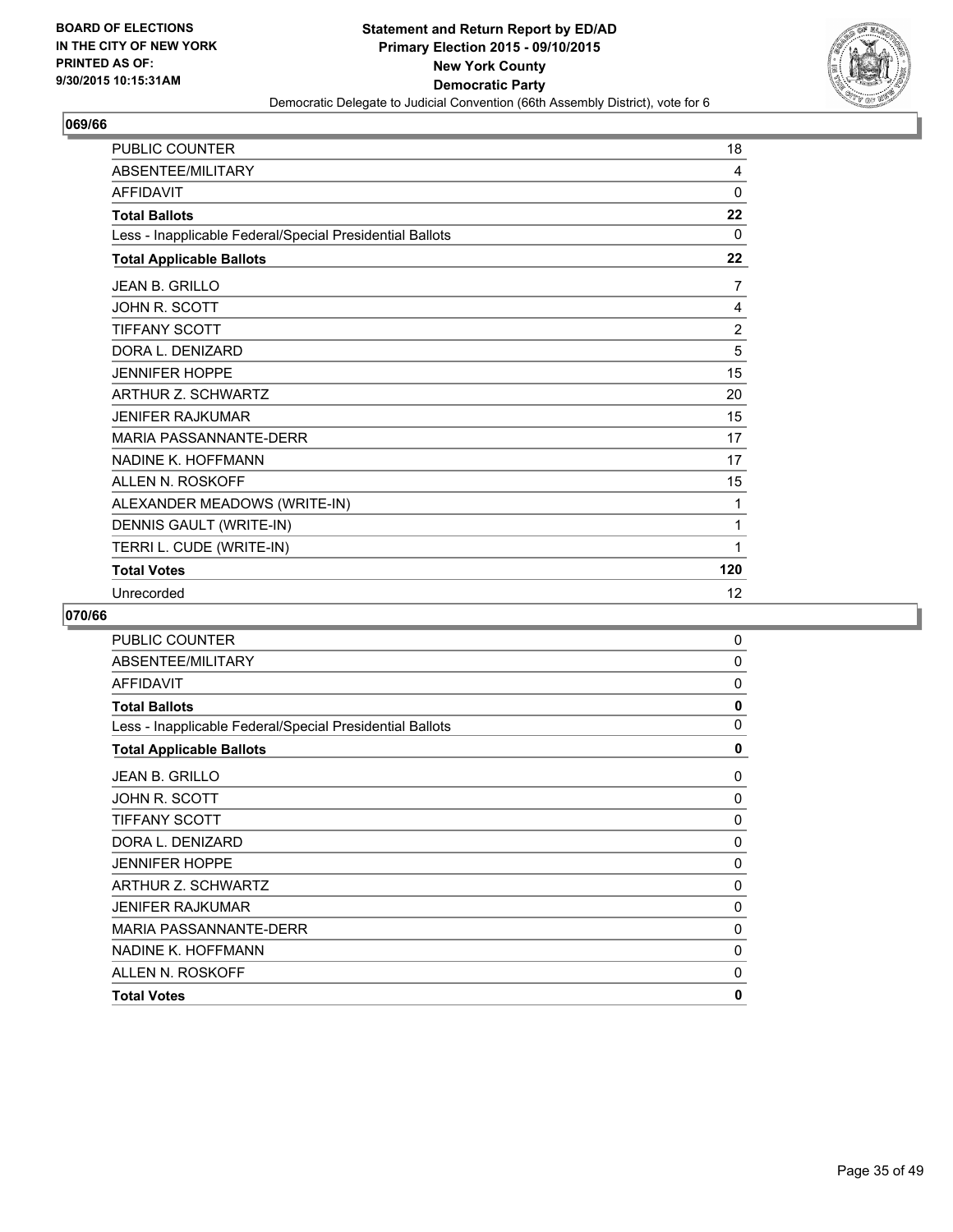**BOARD OF ELECTIONS IN THE CITY OF NEW YORK PRINTED AS OF: 9/30/2015 10:15:31AM**

**Statement and Return Report by ED/AD Primary Election 2015 - 09/10/2015 New York County Democratic Party**

Democratic Delegate to Judicial Convention (66th Assembly District), vote for 6

## 069/66

| | |
|---|---|
| PUBLIC COUNTER | 18 |
| ABSENTEE/MILITARY | 4 |
| AFFIDAVIT | 0 |
| **Total Ballots** | **22** |
| Less - Inapplicable Federal/Special Presidential Ballots | 0 |
| **Total Applicable Ballots** | **22** |
| JEAN B. GRILLO | 7 |
| JOHN R. SCOTT | 4 |
| TIFFANY SCOTT | 2 |
| DORA L. DENIZARD | 5 |
| JENNIFER HOPPE | 15 |
| ARTHUR Z. SCHWARTZ | 20 |
| JENIFER RAJKUMAR | 15 |
| MARIA PASSANNANTE-DERR | 17 |
| NADINE K. HOFFMANN | 17 |
| ALLEN N. ROSKOFF | 15 |
| ALEXANDER MEADOWS (WRITE-IN) | 1 |
| DENNIS GAULT (WRITE-IN) | 1 |
| TERRI L. CUDE (WRITE-IN) | 1 |
| **Total Votes** | **120** |
| Unrecorded | 12 |

## 070/66

| | |
|---|---|
| PUBLIC COUNTER | 0 |
| ABSENTEE/MILITARY | 0 |
| AFFIDAVIT | 0 |
| **Total Ballots** | **0** |
| Less - Inapplicable Federal/Special Presidential Ballots | 0 |
| **Total Applicable Ballots** | **0** |
| JEAN B. GRILLO | 0 |
| JOHN R. SCOTT | 0 |
| TIFFANY SCOTT | 0 |
| DORA L. DENIZARD | 0 |
| JENNIFER HOPPE | 0 |
| ARTHUR Z. SCHWARTZ | 0 |
| JENIFER RAJKUMAR | 0 |
| MARIA PASSANNANTE-DERR | 0 |
| NADINE K. HOFFMANN | 0 |
| ALLEN N. ROSKOFF | 0 |
| **Total Votes** | **0** |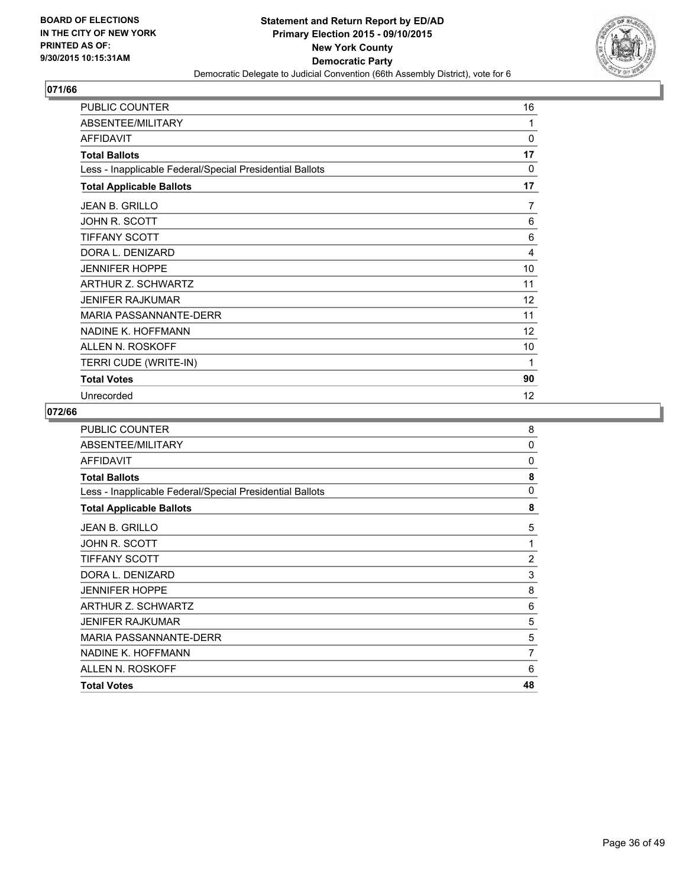BOARD OF ELECTIONS
IN THE CITY OF NEW YORK
PRINTED AS OF:
9/30/2015 10:15:31AM

**Statement and Return Report by ED/AD**
**Primary Election 2015 - 09/10/2015**
**New York County**
**Democratic Party**
Democratic Delegate to Judicial Convention (66th Assembly District), vote for 6

## 071/66

| | |
|---|---|
| PUBLIC COUNTER | 16 |
| ABSENTEE/MILITARY | 1 |
| AFFIDAVIT | 0 |
| **Total Ballots** | **17** |
| Less - Inapplicable Federal/Special Presidential Ballots | 0 |
| **Total Applicable Ballots** | **17** |
| JEAN B. GRILLO | 7 |
| JOHN R. SCOTT | 6 |
| TIFFANY SCOTT | 6 |
| DORA L. DENIZARD | 4 |
| JENNIFER HOPPE | 10 |
| ARTHUR Z. SCHWARTZ | 11 |
| JENIFER RAJKUMAR | 12 |
| MARIA PASSANNANTE-DERR | 11 |
| NADINE K. HOFFMANN | 12 |
| ALLEN N. ROSKOFF | 10 |
| TERRI CUDE (WRITE-IN) | 1 |
| **Total Votes** | **90** |
| Unrecorded | 12 |

## 072/66

| | |
|---|---|
| PUBLIC COUNTER | 8 |
| ABSENTEE/MILITARY | 0 |
| AFFIDAVIT | 0 |
| **Total Ballots** | **8** |
| Less - Inapplicable Federal/Special Presidential Ballots | 0 |
| **Total Applicable Ballots** | **8** |
| JEAN B. GRILLO | 5 |
| JOHN R. SCOTT | 1 |
| TIFFANY SCOTT | 2 |
| DORA L. DENIZARD | 3 |
| JENNIFER HOPPE | 8 |
| ARTHUR Z. SCHWARTZ | 6 |
| JENIFER RAJKUMAR | 5 |
| MARIA PASSANNANTE-DERR | 5 |
| NADINE K. HOFFMANN | 7 |
| ALLEN N. ROSKOFF | 6 |
| **Total Votes** | **48** |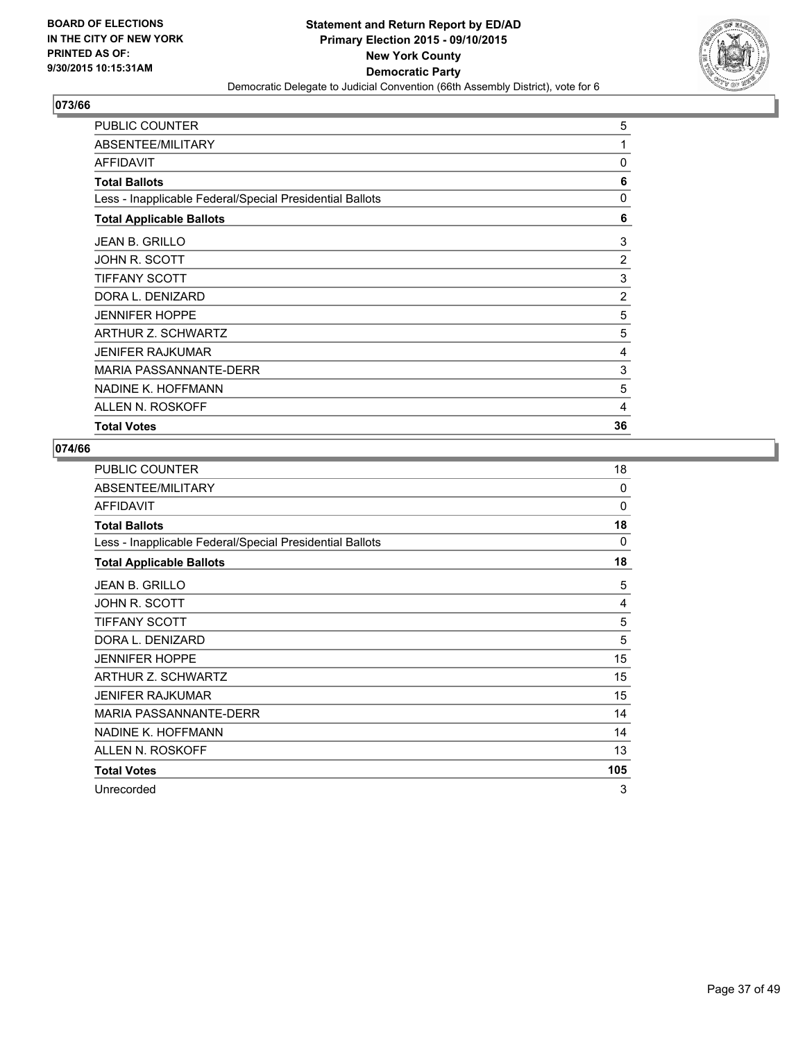BOARD OF ELECTIONS
IN THE CITY OF NEW YORK
PRINTED AS OF:
9/30/2015 10:15:31AM

**Statement and Return Report by ED/AD**
**Primary Election 2015 - 09/10/2015**
**New York County**
**Democratic Party**
Democratic Delegate to Judicial Convention (66th Assembly District), vote for 6

### 073/66

| | |
|---|---|
| PUBLIC COUNTER | 5 |
| ABSENTEE/MILITARY | 1 |
| AFFIDAVIT | 0 |
| **Total Ballots** | **6** |
| Less - Inapplicable Federal/Special Presidential Ballots | 0 |
| **Total Applicable Ballots** | **6** |
| JEAN B. GRILLO | 3 |
| JOHN R. SCOTT | 2 |
| TIFFANY SCOTT | 3 |
| DORA L. DENIZARD | 2 |
| JENNIFER HOPPE | 5 |
| ARTHUR Z. SCHWARTZ | 5 |
| JENIFER RAJKUMAR | 4 |
| MARIA PASSANNANTE-DERR | 3 |
| NADINE K. HOFFMANN | 5 |
| ALLEN N. ROSKOFF | 4 |
| **Total Votes** | **36** |

### 074/66

| | |
|---|---|
| PUBLIC COUNTER | 18 |
| ABSENTEE/MILITARY | 0 |
| AFFIDAVIT | 0 |
| **Total Ballots** | **18** |
| Less - Inapplicable Federal/Special Presidential Ballots | 0 |
| **Total Applicable Ballots** | **18** |
| JEAN B. GRILLO | 5 |
| JOHN R. SCOTT | 4 |
| TIFFANY SCOTT | 5 |
| DORA L. DENIZARD | 5 |
| JENNIFER HOPPE | 15 |
| ARTHUR Z. SCHWARTZ | 15 |
| JENIFER RAJKUMAR | 15 |
| MARIA PASSANNANTE-DERR | 14 |
| NADINE K. HOFFMANN | 14 |
| ALLEN N. ROSKOFF | 13 |
| **Total Votes** | **105** |
| Unrecorded | 3 |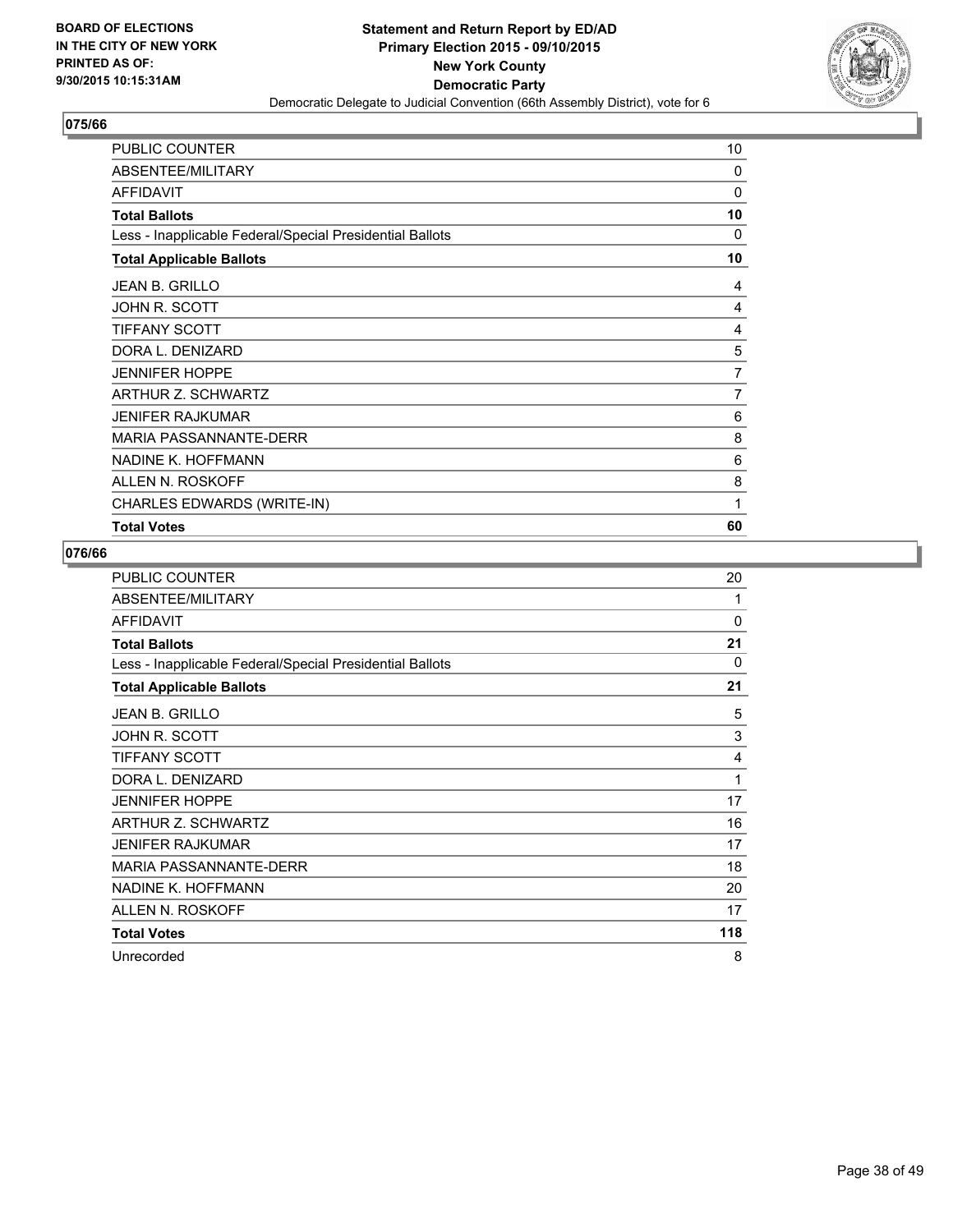BOARD OF ELECTIONS
IN THE CITY OF NEW YORK
PRINTED AS OF:
9/30/2015 10:15:31AM

**Statement and Return Report by ED/AD**
**Primary Election 2015 - 09/10/2015**
**New York County**
**Democratic Party**
Democratic Delegate to Judicial Convention (66th Assembly District), vote for 6

## 075/66

| | |
|---|---|
| PUBLIC COUNTER | 10 |
| ABSENTEE/MILITARY | 0 |
| AFFIDAVIT | 0 |
| **Total Ballots** | **10** |
| Less - Inapplicable Federal/Special Presidential Ballots | 0 |
| **Total Applicable Ballots** | **10** |
| JEAN B. GRILLO | 4 |
| JOHN R. SCOTT | 4 |
| TIFFANY SCOTT | 4 |
| DORA L. DENIZARD | 5 |
| JENNIFER HOPPE | 7 |
| ARTHUR Z. SCHWARTZ | 7 |
| JENIFER RAJKUMAR | 6 |
| MARIA PASSANNANTE-DERR | 8 |
| NADINE K. HOFFMANN | 6 |
| ALLEN N. ROSKOFF | 8 |
| CHARLES EDWARDS (WRITE-IN) | 1 |
| **Total Votes** | **60** |

## 076/66

| | |
|---|---|
| PUBLIC COUNTER | 20 |
| ABSENTEE/MILITARY | 1 |
| AFFIDAVIT | 0 |
| **Total Ballots** | **21** |
| Less - Inapplicable Federal/Special Presidential Ballots | 0 |
| **Total Applicable Ballots** | **21** |
| JEAN B. GRILLO | 5 |
| JOHN R. SCOTT | 3 |
| TIFFANY SCOTT | 4 |
| DORA L. DENIZARD | 1 |
| JENNIFER HOPPE | 17 |
| ARTHUR Z. SCHWARTZ | 16 |
| JENIFER RAJKUMAR | 17 |
| MARIA PASSANNANTE-DERR | 18 |
| NADINE K. HOFFMANN | 20 |
| ALLEN N. ROSKOFF | 17 |
| **Total Votes** | **118** |
| Unrecorded | 8 |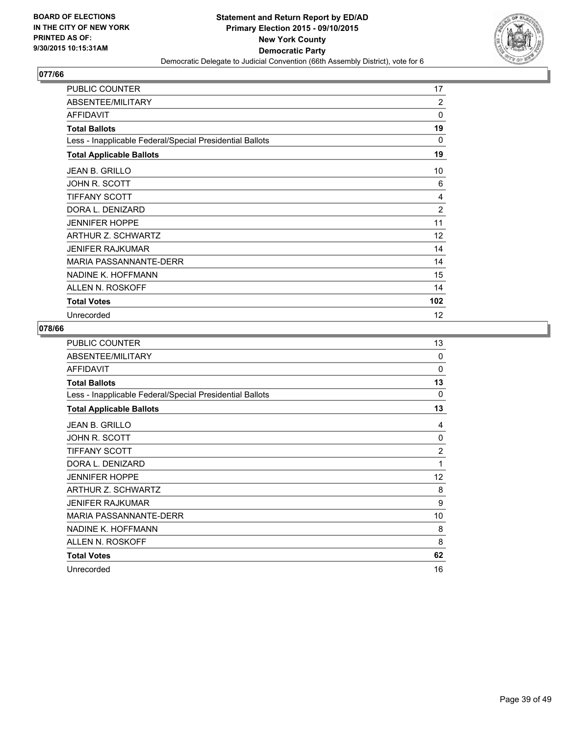BOARD OF ELECTIONS
IN THE CITY OF NEW YORK
PRINTED AS OF:
9/30/2015 10:15:31AM

**Statement and Return Report by ED/AD**
**Primary Election 2015 - 09/10/2015**
**New York County**
**Democratic Party**
Democratic Delegate to Judicial Convention (66th Assembly District), vote for 6

### 077/66

| | |
|---|---|
| PUBLIC COUNTER | 17 |
| ABSENTEE/MILITARY | 2 |
| AFFIDAVIT | 0 |
| **Total Ballots** | **19** |
| Less - Inapplicable Federal/Special Presidential Ballots | 0 |
| **Total Applicable Ballots** | **19** |
| JEAN B. GRILLO | 10 |
| JOHN R. SCOTT | 6 |
| TIFFANY SCOTT | 4 |
| DORA L. DENIZARD | 2 |
| JENNIFER HOPPE | 11 |
| ARTHUR Z. SCHWARTZ | 12 |
| JENIFER RAJKUMAR | 14 |
| MARIA PASSANNANTE-DERR | 14 |
| NADINE K. HOFFMANN | 15 |
| ALLEN N. ROSKOFF | 14 |
| **Total Votes** | **102** |
| Unrecorded | 12 |

### 078/66

| | |
|---|---|
| PUBLIC COUNTER | 13 |
| ABSENTEE/MILITARY | 0 |
| AFFIDAVIT | 0 |
| **Total Ballots** | **13** |
| Less - Inapplicable Federal/Special Presidential Ballots | 0 |
| **Total Applicable Ballots** | **13** |
| JEAN B. GRILLO | 4 |
| JOHN R. SCOTT | 0 |
| TIFFANY SCOTT | 2 |
| DORA L. DENIZARD | 1 |
| JENNIFER HOPPE | 12 |
| ARTHUR Z. SCHWARTZ | 8 |
| JENIFER RAJKUMAR | 9 |
| MARIA PASSANNANTE-DERR | 10 |
| NADINE K. HOFFMANN | 8 |
| ALLEN N. ROSKOFF | 8 |
| **Total Votes** | **62** |
| Unrecorded | 16 |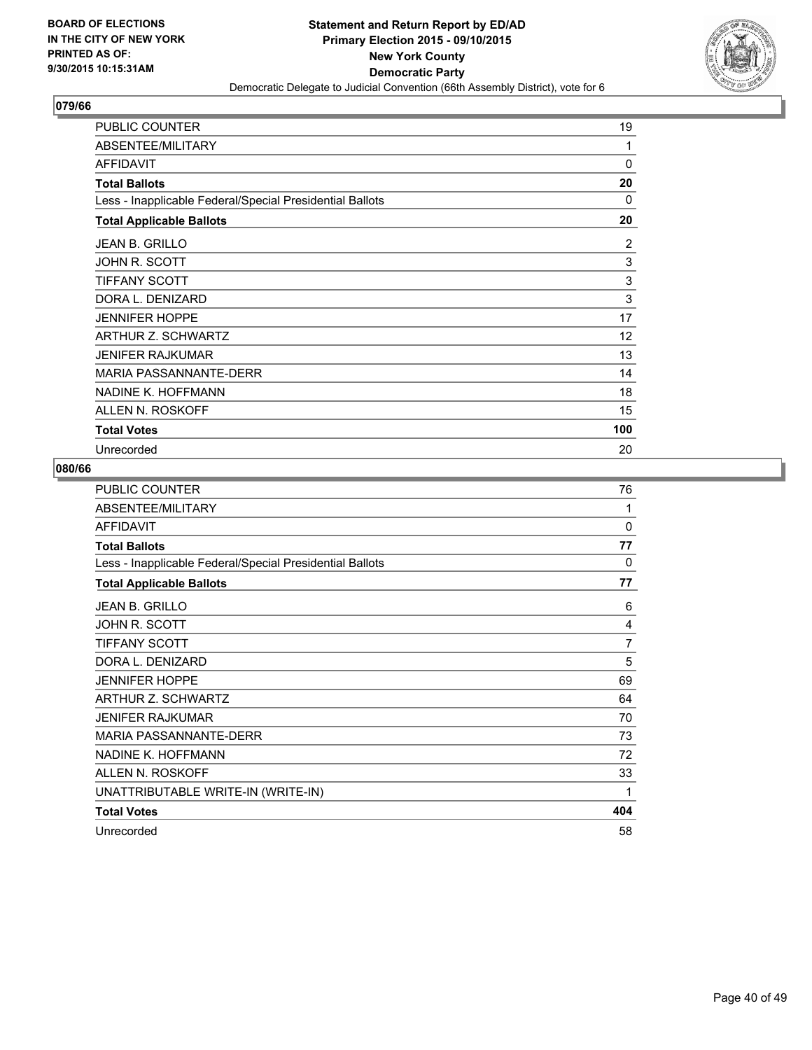BOARD OF ELECTIONS
IN THE CITY OF NEW YORK
PRINTED AS OF:
9/30/2015 10:15:31AM

**Statement and Return Report by ED/AD**
**Primary Election 2015 - 09/10/2015**
**New York County**
**Democratic Party**
Democratic Delegate to Judicial Convention (66th Assembly District), vote for 6

### 079/66

| | |
|---|---|
| PUBLIC COUNTER | 19 |
| ABSENTEE/MILITARY | 1 |
| AFFIDAVIT | 0 |
| **Total Ballots** | **20** |
| Less - Inapplicable Federal/Special Presidential Ballots | 0 |
| **Total Applicable Ballots** | **20** |
| JEAN B. GRILLO | 2 |
| JOHN R. SCOTT | 3 |
| TIFFANY SCOTT | 3 |
| DORA L. DENIZARD | 3 |
| JENNIFER HOPPE | 17 |
| ARTHUR Z. SCHWARTZ | 12 |
| JENIFER RAJKUMAR | 13 |
| MARIA PASSANNANTE-DERR | 14 |
| NADINE K. HOFFMANN | 18 |
| ALLEN N. ROSKOFF | 15 |
| **Total Votes** | **100** |
| Unrecorded | 20 |

### 080/66

| | |
|---|---|
| PUBLIC COUNTER | 76 |
| ABSENTEE/MILITARY | 1 |
| AFFIDAVIT | 0 |
| **Total Ballots** | **77** |
| Less - Inapplicable Federal/Special Presidential Ballots | 0 |
| **Total Applicable Ballots** | **77** |
| JEAN B. GRILLO | 6 |
| JOHN R. SCOTT | 4 |
| TIFFANY SCOTT | 7 |
| DORA L. DENIZARD | 5 |
| JENNIFER HOPPE | 69 |
| ARTHUR Z. SCHWARTZ | 64 |
| JENIFER RAJKUMAR | 70 |
| MARIA PASSANNANTE-DERR | 73 |
| NADINE K. HOFFMANN | 72 |
| ALLEN N. ROSKOFF | 33 |
| UNATTRIBUTABLE WRITE-IN (WRITE-IN) | 1 |
| **Total Votes** | **404** |
| Unrecorded | 58 |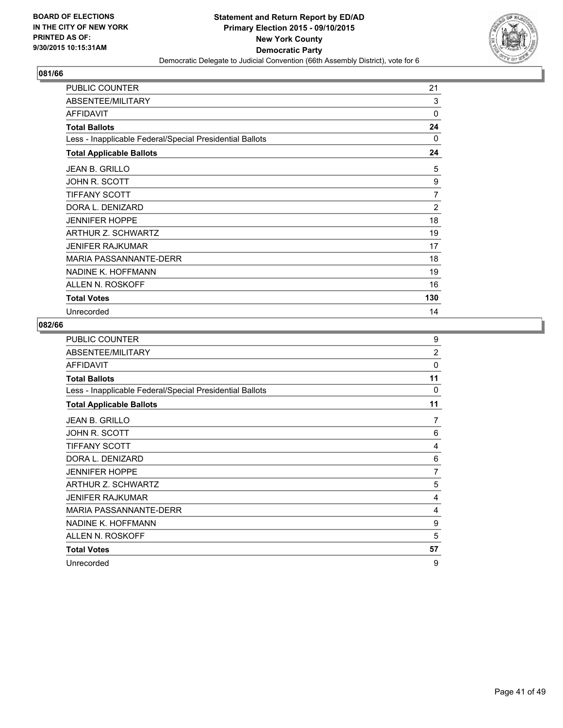BOARD OF ELECTIONS
IN THE CITY OF NEW YORK
PRINTED AS OF:
9/30/2015 10:15:31AM

**Statement and Return Report by ED/AD**
**Primary Election 2015 - 09/10/2015**
**New York County**
**Democratic Party**
Democratic Delegate to Judicial Convention (66th Assembly District), vote for 6

## 081/66

| | |
|---|---|
| PUBLIC COUNTER | 21 |
| ABSENTEE/MILITARY | 3 |
| AFFIDAVIT | 0 |
| **Total Ballots** | **24** |
| Less - Inapplicable Federal/Special Presidential Ballots | 0 |
| **Total Applicable Ballots** | **24** |
| JEAN B. GRILLO | 5 |
| JOHN R. SCOTT | 9 |
| TIFFANY SCOTT | 7 |
| DORA L. DENIZARD | 2 |
| JENNIFER HOPPE | 18 |
| ARTHUR Z. SCHWARTZ | 19 |
| JENIFER RAJKUMAR | 17 |
| MARIA PASSANNANTE-DERR | 18 |
| NADINE K. HOFFMANN | 19 |
| ALLEN N. ROSKOFF | 16 |
| **Total Votes** | **130** |
| Unrecorded | 14 |

## 082/66

| | |
|---|---|
| PUBLIC COUNTER | 9 |
| ABSENTEE/MILITARY | 2 |
| AFFIDAVIT | 0 |
| **Total Ballots** | **11** |
| Less - Inapplicable Federal/Special Presidential Ballots | 0 |
| **Total Applicable Ballots** | **11** |
| JEAN B. GRILLO | 7 |
| JOHN R. SCOTT | 6 |
| TIFFANY SCOTT | 4 |
| DORA L. DENIZARD | 6 |
| JENNIFER HOPPE | 7 |
| ARTHUR Z. SCHWARTZ | 5 |
| JENIFER RAJKUMAR | 4 |
| MARIA PASSANNANTE-DERR | 4 |
| NADINE K. HOFFMANN | 9 |
| ALLEN N. ROSKOFF | 5 |
| **Total Votes** | **57** |
| Unrecorded | 9 |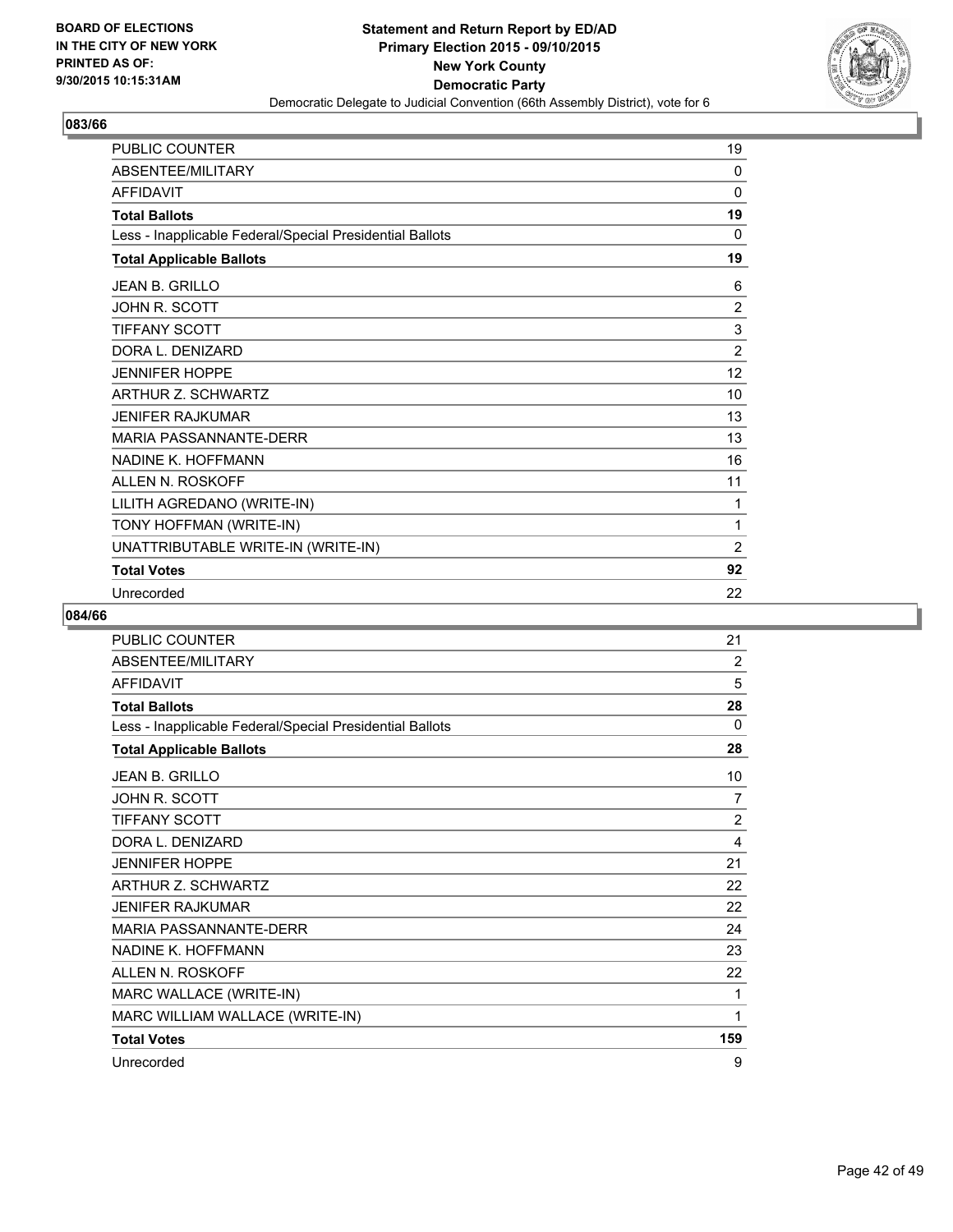BOARD OF ELECTIONS
IN THE CITY OF NEW YORK
PRINTED AS OF:
9/30/2015 10:15:31AM

**Statement and Return Report by ED/AD**
**Primary Election 2015 - 09/10/2015**
**New York County**
**Democratic Party**
Democratic Delegate to Judicial Convention (66th Assembly District), vote for 6

## 083/66

| | |
|---|---|
| PUBLIC COUNTER | 19 |
| ABSENTEE/MILITARY | 0 |
| AFFIDAVIT | 0 |
| **Total Ballots** | **19** |
| Less - Inapplicable Federal/Special Presidential Ballots | 0 |
| **Total Applicable Ballots** | **19** |
| JEAN B. GRILLO | 6 |
| JOHN R. SCOTT | 2 |
| TIFFANY SCOTT | 3 |
| DORA L. DENIZARD | 2 |
| JENNIFER HOPPE | 12 |
| ARTHUR Z. SCHWARTZ | 10 |
| JENIFER RAJKUMAR | 13 |
| MARIA PASSANNANTE-DERR | 13 |
| NADINE K. HOFFMANN | 16 |
| ALLEN N. ROSKOFF | 11 |
| LILITH AGREDANO (WRITE-IN) | 1 |
| TONY HOFFMAN (WRITE-IN) | 1 |
| UNATTRIBUTABLE WRITE-IN (WRITE-IN) | 2 |
| **Total Votes** | **92** |
| Unrecorded | 22 |

## 084/66

| | |
|---|---|
| PUBLIC COUNTER | 21 |
| ABSENTEE/MILITARY | 2 |
| AFFIDAVIT | 5 |
| **Total Ballots** | **28** |
| Less - Inapplicable Federal/Special Presidential Ballots | 0 |
| **Total Applicable Ballots** | **28** |
| JEAN B. GRILLO | 10 |
| JOHN R. SCOTT | 7 |
| TIFFANY SCOTT | 2 |
| DORA L. DENIZARD | 4 |
| JENNIFER HOPPE | 21 |
| ARTHUR Z. SCHWARTZ | 22 |
| JENIFER RAJKUMAR | 22 |
| MARIA PASSANNANTE-DERR | 24 |
| NADINE K. HOFFMANN | 23 |
| ALLEN N. ROSKOFF | 22 |
| MARC WALLACE (WRITE-IN) | 1 |
| MARC WILLIAM WALLACE (WRITE-IN) | 1 |
| **Total Votes** | **159** |
| Unrecorded | 9 |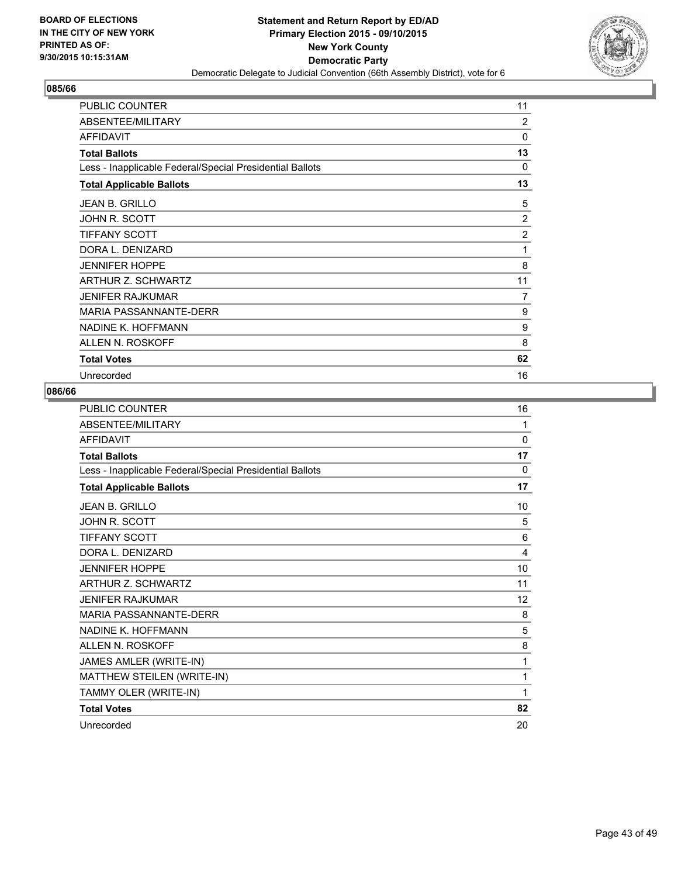BOARD OF ELECTIONS
IN THE CITY OF NEW YORK
PRINTED AS OF:
9/30/2015 10:15:31AM

**Statement and Return Report by ED/AD**
**Primary Election 2015 - 09/10/2015**
**New York County**
**Democratic Party**
Democratic Delegate to Judicial Convention (66th Assembly District), vote for 6

## 085/66

| | |
|---|---|
| PUBLIC COUNTER | 11 |
| ABSENTEE/MILITARY | 2 |
| AFFIDAVIT | 0 |
| **Total Ballots** | **13** |
| Less - Inapplicable Federal/Special Presidential Ballots | 0 |
| **Total Applicable Ballots** | **13** |
| JEAN B. GRILLO | 5 |
| JOHN R. SCOTT | 2 |
| TIFFANY SCOTT | 2 |
| DORA L. DENIZARD | 1 |
| JENNIFER HOPPE | 8 |
| ARTHUR Z. SCHWARTZ | 11 |
| JENIFER RAJKUMAR | 7 |
| MARIA PASSANNANTE-DERR | 9 |
| NADINE K. HOFFMANN | 9 |
| ALLEN N. ROSKOFF | 8 |
| **Total Votes** | **62** |
| Unrecorded | 16 |

## 086/66

| | |
|---|---|
| PUBLIC COUNTER | 16 |
| ABSENTEE/MILITARY | 1 |
| AFFIDAVIT | 0 |
| **Total Ballots** | **17** |
| Less - Inapplicable Federal/Special Presidential Ballots | 0 |
| **Total Applicable Ballots** | **17** |
| JEAN B. GRILLO | 10 |
| JOHN R. SCOTT | 5 |
| TIFFANY SCOTT | 6 |
| DORA L. DENIZARD | 4 |
| JENNIFER HOPPE | 10 |
| ARTHUR Z. SCHWARTZ | 11 |
| JENIFER RAJKUMAR | 12 |
| MARIA PASSANNANTE-DERR | 8 |
| NADINE K. HOFFMANN | 5 |
| ALLEN N. ROSKOFF | 8 |
| JAMES AMLER (WRITE-IN) | 1 |
| MATTHEW STEILEN (WRITE-IN) | 1 |
| TAMMY OLER (WRITE-IN) | 1 |
| **Total Votes** | **82** |
| Unrecorded | 20 |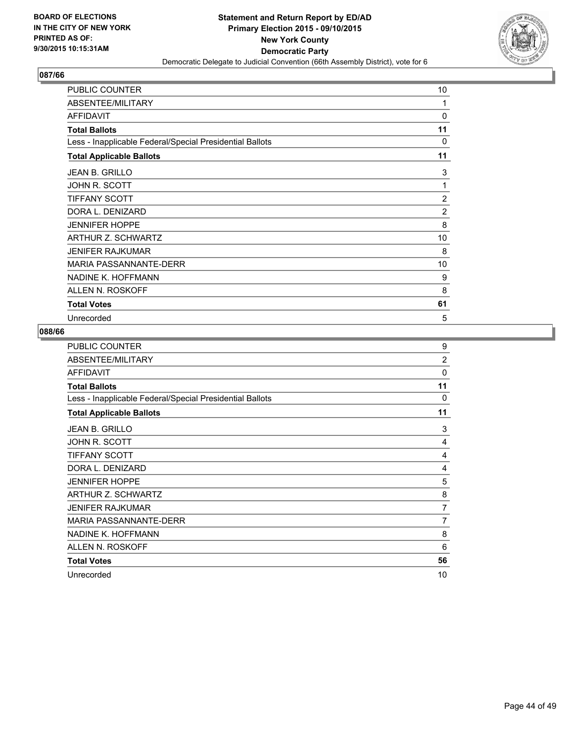BOARD OF ELECTIONS
IN THE CITY OF NEW YORK
PRINTED AS OF:
9/30/2015 10:15:31AM

**Statement and Return Report by ED/AD**
**Primary Election 2015 - 09/10/2015**
**New York County**
**Democratic Party**
Democratic Delegate to Judicial Convention (66th Assembly District), vote for 6

## 087/66

| | |
|---|---|
| PUBLIC COUNTER | 10 |
| ABSENTEE/MILITARY | 1 |
| AFFIDAVIT | 0 |
| **Total Ballots** | **11** |
| Less - Inapplicable Federal/Special Presidential Ballots | 0 |
| **Total Applicable Ballots** | **11** |
| JEAN B. GRILLO | 3 |
| JOHN R. SCOTT | 1 |
| TIFFANY SCOTT | 2 |
| DORA L. DENIZARD | 2 |
| JENNIFER HOPPE | 8 |
| ARTHUR Z. SCHWARTZ | 10 |
| JENIFER RAJKUMAR | 8 |
| MARIA PASSANNANTE-DERR | 10 |
| NADINE K. HOFFMANN | 9 |
| ALLEN N. ROSKOFF | 8 |
| **Total Votes** | **61** |
| Unrecorded | 5 |

## 088/66

| | |
|---|---|
| PUBLIC COUNTER | 9 |
| ABSENTEE/MILITARY | 2 |
| AFFIDAVIT | 0 |
| **Total Ballots** | **11** |
| Less - Inapplicable Federal/Special Presidential Ballots | 0 |
| **Total Applicable Ballots** | **11** |
| JEAN B. GRILLO | 3 |
| JOHN R. SCOTT | 4 |
| TIFFANY SCOTT | 4 |
| DORA L. DENIZARD | 4 |
| JENNIFER HOPPE | 5 |
| ARTHUR Z. SCHWARTZ | 8 |
| JENIFER RAJKUMAR | 7 |
| MARIA PASSANNANTE-DERR | 7 |
| NADINE K. HOFFMANN | 8 |
| ALLEN N. ROSKOFF | 6 |
| **Total Votes** | **56** |
| Unrecorded | 10 |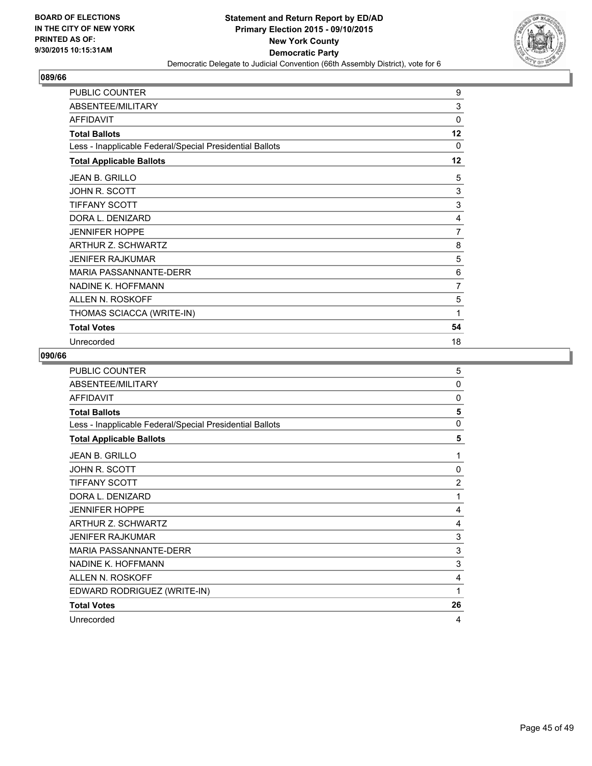BOARD OF ELECTIONS
IN THE CITY OF NEW YORK
PRINTED AS OF:
9/30/2015 10:15:31AM

**Statement and Return Report by ED/AD**
**Primary Election 2015 - 09/10/2015**
**New York County**
**Democratic Party**
Democratic Delegate to Judicial Convention (66th Assembly District), vote for 6

## 089/66

| | |
|---|---|
| PUBLIC COUNTER | 9 |
| ABSENTEE/MILITARY | 3 |
| AFFIDAVIT | 0 |
| **Total Ballots** | **12** |
| Less - Inapplicable Federal/Special Presidential Ballots | 0 |
| **Total Applicable Ballots** | **12** |
| JEAN B. GRILLO | 5 |
| JOHN R. SCOTT | 3 |
| TIFFANY SCOTT | 3 |
| DORA L. DENIZARD | 4 |
| JENNIFER HOPPE | 7 |
| ARTHUR Z. SCHWARTZ | 8 |
| JENIFER RAJKUMAR | 5 |
| MARIA PASSANNANTE-DERR | 6 |
| NADINE K. HOFFMANN | 7 |
| ALLEN N. ROSKOFF | 5 |
| THOMAS SCIACCA (WRITE-IN) | 1 |
| **Total Votes** | **54** |
| Unrecorded | 18 |

## 090/66

| | |
|---|---|
| PUBLIC COUNTER | 5 |
| ABSENTEE/MILITARY | 0 |
| AFFIDAVIT | 0 |
| **Total Ballots** | **5** |
| Less - Inapplicable Federal/Special Presidential Ballots | 0 |
| **Total Applicable Ballots** | **5** |
| JEAN B. GRILLO | 1 |
| JOHN R. SCOTT | 0 |
| TIFFANY SCOTT | 2 |
| DORA L. DENIZARD | 1 |
| JENNIFER HOPPE | 4 |
| ARTHUR Z. SCHWARTZ | 4 |
| JENIFER RAJKUMAR | 3 |
| MARIA PASSANNANTE-DERR | 3 |
| NADINE K. HOFFMANN | 3 |
| ALLEN N. ROSKOFF | 4 |
| EDWARD RODRIGUEZ (WRITE-IN) | 1 |
| **Total Votes** | **26** |
| Unrecorded | 4 |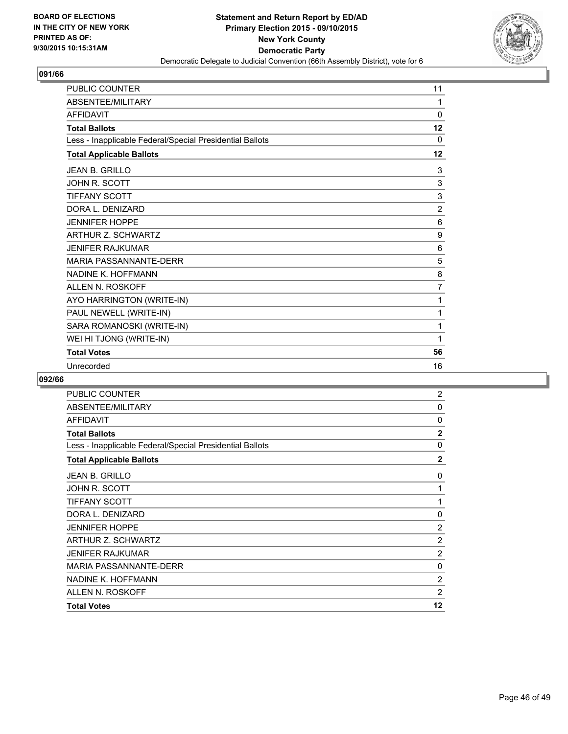**Statement and Return Report by ED/AD**
**Primary Election 2015 - 09/10/2015**
**New York County**
**Democratic Party**
Democratic Delegate to Judicial Convention (66th Assembly District), vote for 6

BOARD OF ELECTIONS
IN THE CITY OF NEW YORK
PRINTED AS OF:
9/30/2015 10:15:31AM

## 091/66

| | |
|---|---|
| PUBLIC COUNTER | 11 |
| ABSENTEE/MILITARY | 1 |
| AFFIDAVIT | 0 |
| **Total Ballots** | **12** |
| Less - Inapplicable Federal/Special Presidential Ballots | 0 |
| **Total Applicable Ballots** | **12** |
| JEAN B. GRILLO | 3 |
| JOHN R. SCOTT | 3 |
| TIFFANY SCOTT | 3 |
| DORA L. DENIZARD | 2 |
| JENNIFER HOPPE | 6 |
| ARTHUR Z. SCHWARTZ | 9 |
| JENIFER RAJKUMAR | 6 |
| MARIA PASSANNANTE-DERR | 5 |
| NADINE K. HOFFMANN | 8 |
| ALLEN N. ROSKOFF | 7 |
| AYO HARRINGTON (WRITE-IN) | 1 |
| PAUL NEWELL (WRITE-IN) | 1 |
| SARA ROMANOSKI (WRITE-IN) | 1 |
| WEI HI TJONG (WRITE-IN) | 1 |
| **Total Votes** | **56** |
| Unrecorded | 16 |

## 092/66

| | |
|---|---|
| PUBLIC COUNTER | 2 |
| ABSENTEE/MILITARY | 0 |
| AFFIDAVIT | 0 |
| **Total Ballots** | **2** |
| Less - Inapplicable Federal/Special Presidential Ballots | 0 |
| **Total Applicable Ballots** | **2** |
| JEAN B. GRILLO | 0 |
| JOHN R. SCOTT | 1 |
| TIFFANY SCOTT | 1 |
| DORA L. DENIZARD | 0 |
| JENNIFER HOPPE | 2 |
| ARTHUR Z. SCHWARTZ | 2 |
| JENIFER RAJKUMAR | 2 |
| MARIA PASSANNANTE-DERR | 0 |
| NADINE K. HOFFMANN | 2 |
| ALLEN N. ROSKOFF | 2 |
| **Total Votes** | **12** |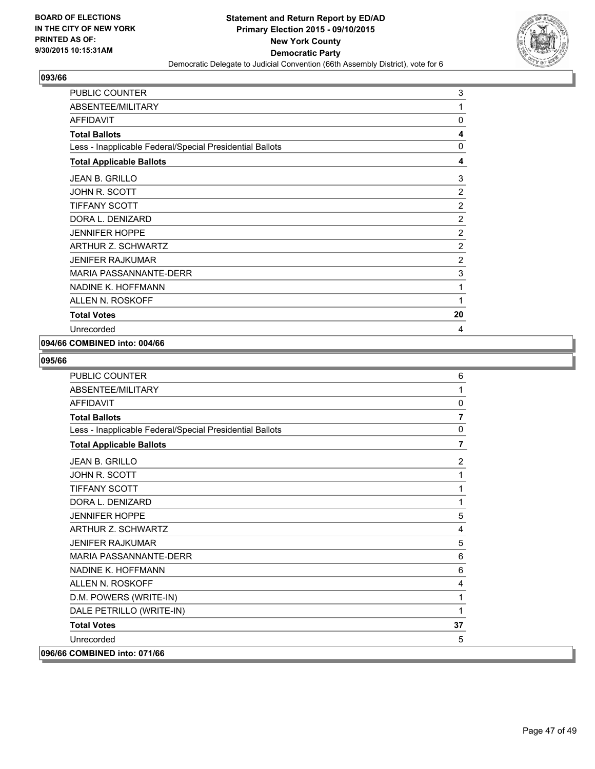## 093/66

| | |
|---|---|
| PUBLIC COUNTER | 3 |
| ABSENTEE/MILITARY | 1 |
| AFFIDAVIT | 0 |
| **Total Ballots** | **4** |
| Less - Inapplicable Federal/Special Presidential Ballots | 0 |
| **Total Applicable Ballots** | **4** |
| JEAN B. GRILLO | 3 |
| JOHN R. SCOTT | 2 |
| TIFFANY SCOTT | 2 |
| DORA L. DENIZARD | 2 |
| JENNIFER HOPPE | 2 |
| ARTHUR Z. SCHWARTZ | 2 |
| JENIFER RAJKUMAR | 2 |
| MARIA PASSANNANTE-DERR | 3 |
| NADINE K. HOFFMANN | 1 |
| ALLEN N. ROSKOFF | 1 |
| **Total Votes** | **20** |
| Unrecorded | 4 |

## 094/66 COMBINED into: 004/66

## 095/66

| | |
|---|---|
| PUBLIC COUNTER | 6 |
| ABSENTEE/MILITARY | 1 |
| AFFIDAVIT | 0 |
| **Total Ballots** | **7** |
| Less - Inapplicable Federal/Special Presidential Ballots | 0 |
| **Total Applicable Ballots** | **7** |
| JEAN B. GRILLO | 2 |
| JOHN R. SCOTT | 1 |
| TIFFANY SCOTT | 1 |
| DORA L. DENIZARD | 1 |
| JENNIFER HOPPE | 5 |
| ARTHUR Z. SCHWARTZ | 4 |
| JENIFER RAJKUMAR | 5 |
| MARIA PASSANNANTE-DERR | 6 |
| NADINE K. HOFFMANN | 6 |
| ALLEN N. ROSKOFF | 4 |
| D.M. POWERS (WRITE-IN) | 1 |
| DALE PETRILLO (WRITE-IN) | 1 |
| **Total Votes** | **37** |
| Unrecorded | 5 |

## 096/66 COMBINED into: 071/66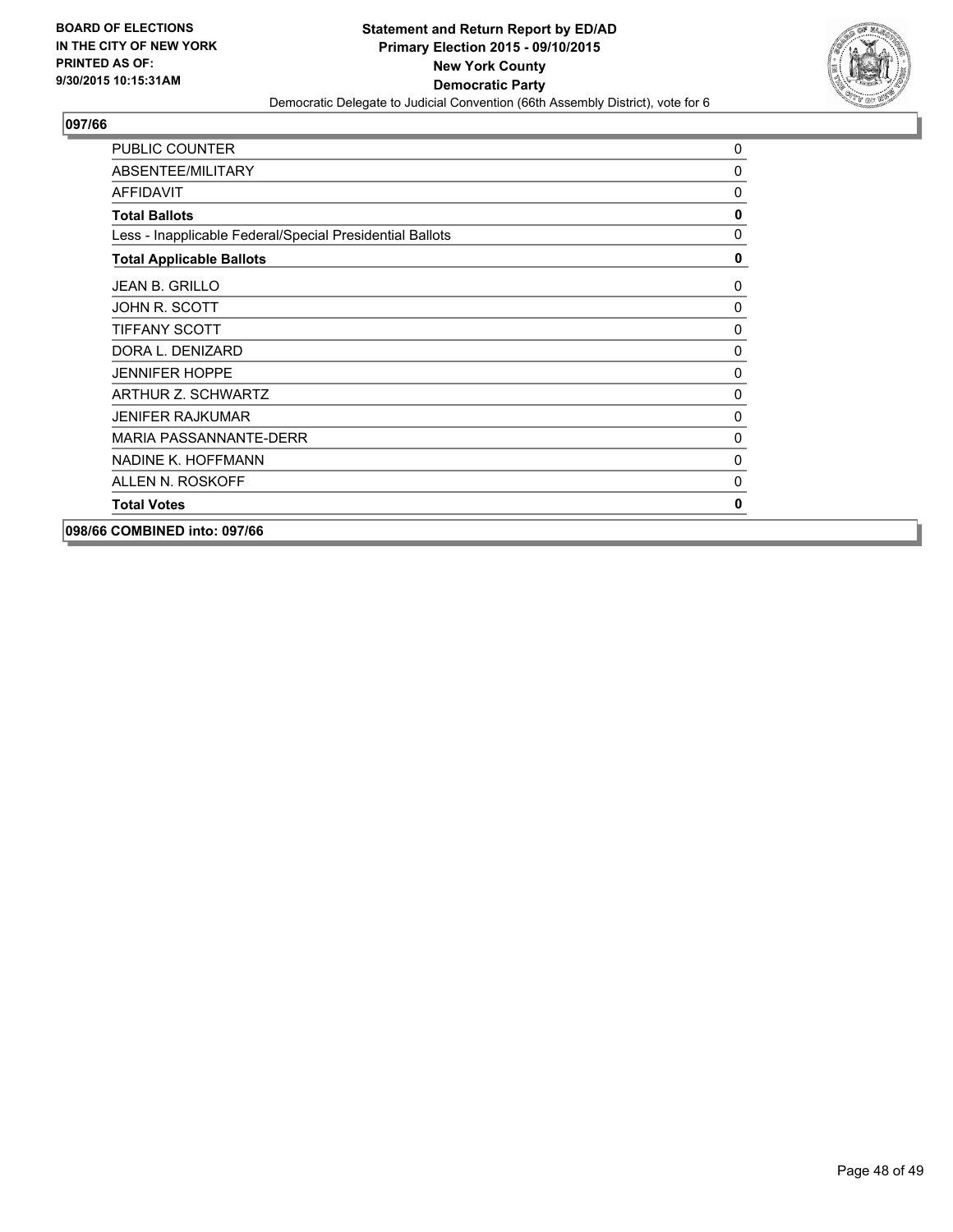**BOARD OF ELECTIONS IN THE CITY OF NEW YORK PRINTED AS OF: 9/30/2015 10:15:31AM**

**Statement and Return Report by ED/AD Primary Election 2015 - 09/10/2015 New York County Democratic Party**

Democratic Delegate to Judicial Convention (66th Assembly District), vote for 6

## 097/66

| | |
|---|---|
| PUBLIC COUNTER | 0 |
| ABSENTEE/MILITARY | 0 |
| AFFIDAVIT | 0 |
| **Total Ballots** | **0** |
| Less - Inapplicable Federal/Special Presidential Ballots | 0 |
| **Total Applicable Ballots** | **0** |
| JEAN B. GRILLO | 0 |
| JOHN R. SCOTT | 0 |
| TIFFANY SCOTT | 0 |
| DORA L. DENIZARD | 0 |
| JENNIFER HOPPE | 0 |
| ARTHUR Z. SCHWARTZ | 0 |
| JENIFER RAJKUMAR | 0 |
| MARIA PASSANNANTE-DERR | 0 |
| NADINE K. HOFFMANN | 0 |
| ALLEN N. ROSKOFF | 0 |
| **Total Votes** | **0** |

**098/66 COMBINED into: 097/66**